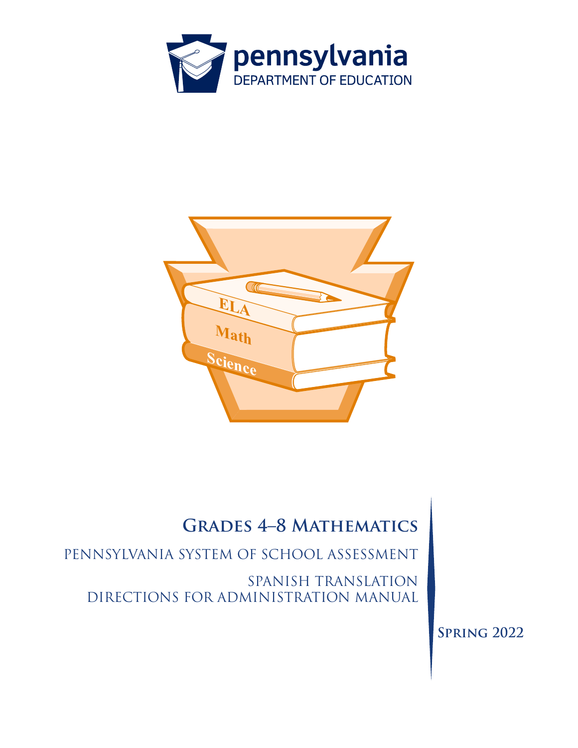pennsylvania
DEPARTMENT OF EDUCATION

# Grades 4–8 Mathematics

## Pennsylvania System of School Assessment

## Spanish Translation
## Directions for Administration Manual

**Spring 2022**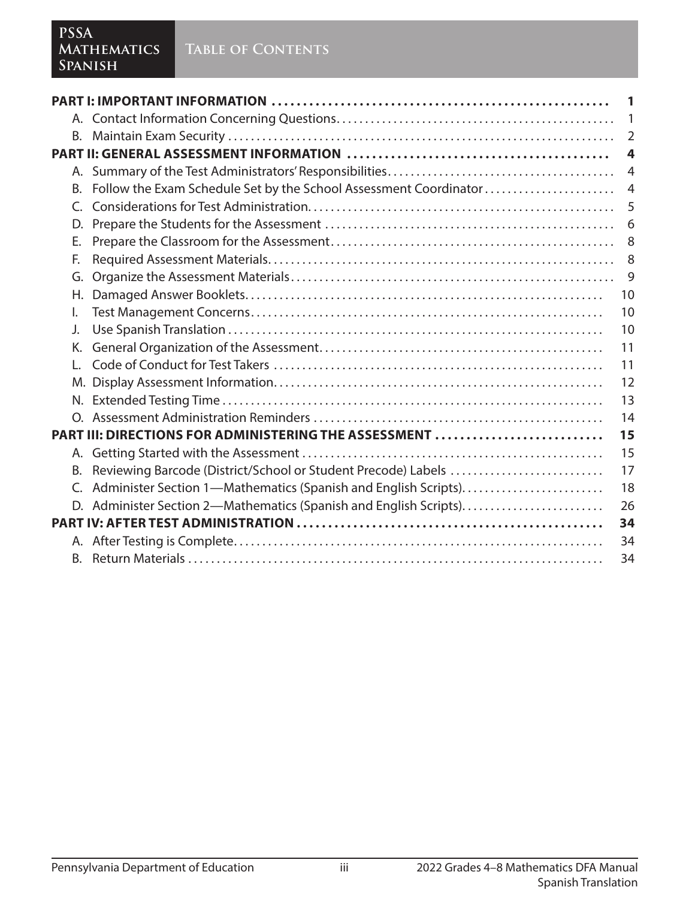# Table of Contents

| | |
|---|---|
| **PART I: IMPORTANT INFORMATION** | **1** |
| A. Contact Information Concerning Questions | 1 |
| B. Maintain Exam Security | 2 |
| **PART II: GENERAL ASSESSMENT INFORMATION** | **4** |
| A. Summary of the Test Administrators' Responsibilities | 4 |
| B. Follow the Exam Schedule Set by the School Assessment Coordinator | 4 |
| C. Considerations for Test Administration | 5 |
| D. Prepare the Students for the Assessment | 6 |
| E. Prepare the Classroom for the Assessment | 8 |
| F. Required Assessment Materials | 8 |
| G. Organize the Assessment Materials | 9 |
| H. Damaged Answer Booklets | 10 |
| I. Test Management Concerns | 10 |
| J. Use Spanish Translation | 10 |
| K. General Organization of the Assessment | 11 |
| L. Code of Conduct for Test Takers | 11 |
| M. Display Assessment Information | 12 |
| N. Extended Testing Time | 13 |
| O. Assessment Administration Reminders | 14 |
| **PART III: DIRECTIONS FOR ADMINISTERING THE ASSESSMENT** | **15** |
| A. Getting Started with the Assessment | 15 |
| B. Reviewing Barcode (District/School or Student Precode) Labels | 17 |
| C. Administer Section 1—Mathematics (Spanish and English Scripts) | 18 |
| D. Administer Section 2—Mathematics (Spanish and English Scripts) | 26 |
| **PART IV: AFTER TEST ADMINISTRATION** | **34** |
| A. After Testing is Complete | 34 |
| B. Return Materials | 34 |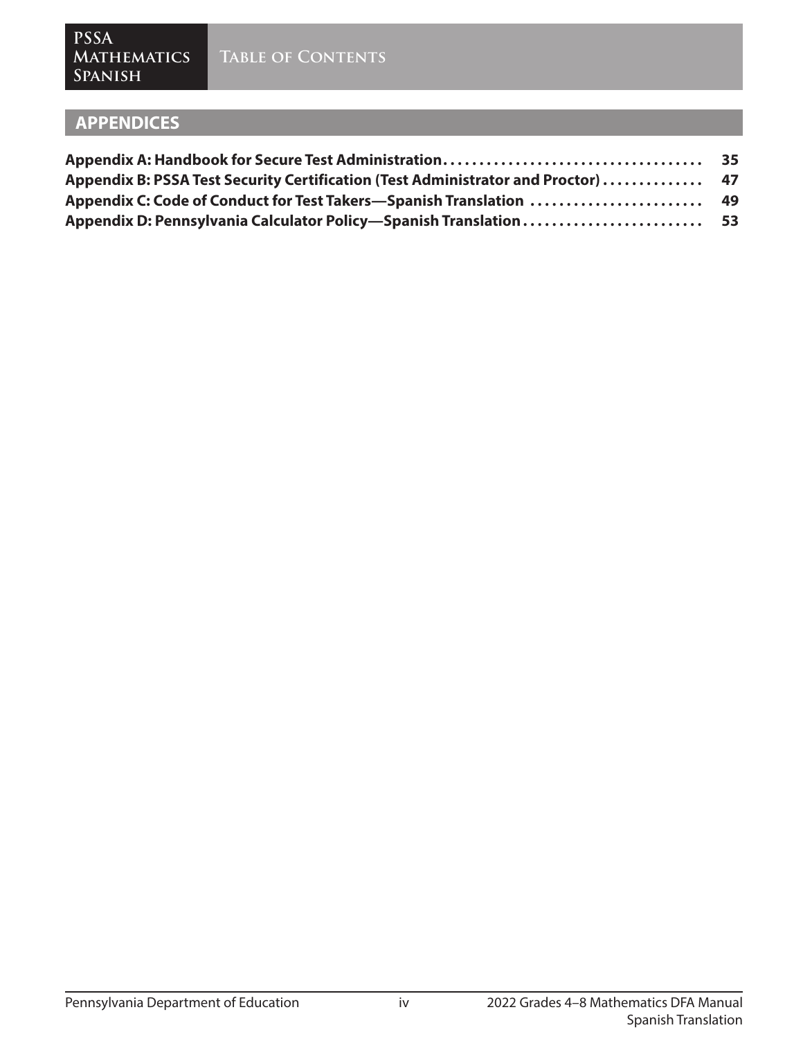## APPENDICES

| | |
|---|---|
| **Appendix A: Handbook for Secure Test Administration** | **35** |
| **Appendix B: PSSA Test Security Certification (Test Administrator and Proctor)** | **47** |
| **Appendix C: Code of Conduct for Test Takers—Spanish Translation** | **49** |
| **Appendix D: Pennsylvania Calculator Policy—Spanish Translation** | **53** |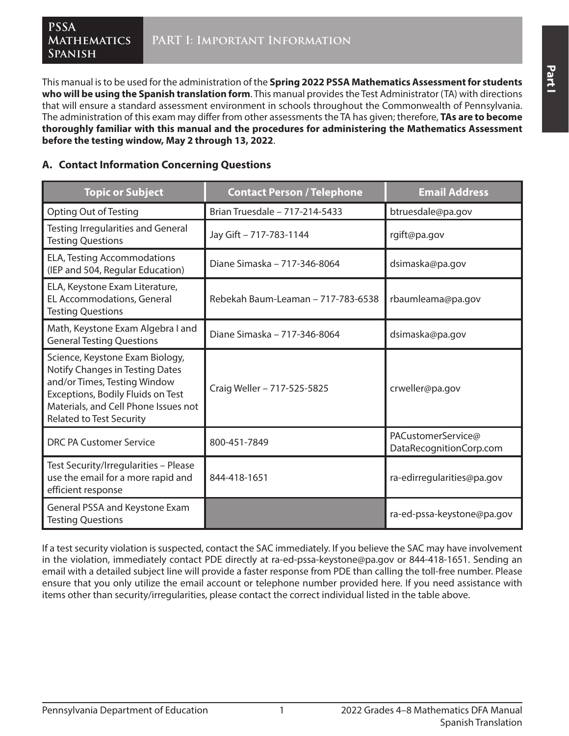# PART I: Important Information

This manual is to be used for the administration of the **Spring 2022 PSSA Mathematics Assessment for students who will be using the Spanish translation form**. This manual provides the Test Administrator (TA) with directions that will ensure a standard assessment environment in schools throughout the Commonwealth of Pennsylvania. The administration of this exam may differ from other assessments the TA has given; therefore, **TAs are to become thoroughly familiar with this manual and the procedures for administering the Mathematics Assessment before the testing window, May 2 through 13, 2022**.

## A. Contact Information Concerning Questions

| Topic or Subject | Contact Person / Telephone | Email Address |
|---|---|---|
| Opting Out of Testing | Brian Truesdale – 717-214-5433 | btruesdale@pa.gov |
| Testing Irregularities and General Testing Questions | Jay Gift – 717-783-1144 | rgift@pa.gov |
| ELA, Testing Accommodations (IEP and 504, Regular Education) | Diane Simaska – 717-346-8064 | dsimaska@pa.gov |
| ELA, Keystone Exam Literature, EL Accommodations, General Testing Questions | Rebekah Baum-Leaman – 717-783-6538 | rbaumleama@pa.gov |
| Math, Keystone Exam Algebra I and General Testing Questions | Diane Simaska – 717-346-8064 | dsimaska@pa.gov |
| Science, Keystone Exam Biology, Notify Changes in Testing Dates and/or Times, Testing Window Exceptions, Bodily Fluids on Test Materials, and Cell Phone Issues not Related to Test Security | Craig Weller – 717-525-5825 | crweller@pa.gov |
| DRC PA Customer Service | 800-451-7849 | PACustomerService@DataRecognitionCorp.com |
| Test Security/Irregularities – Please use the email for a more rapid and efficient response | 844-418-1651 | ra-edirregularities@pa.gov |
| General PSSA and Keystone Exam Testing Questions | | ra-ed-pssa-keystone@pa.gov |

If a test security violation is suspected, contact the SAC immediately. If you believe the SAC may have involvement in the violation, immediately contact PDE directly at ra-ed-pssa-keystone@pa.gov or 844-418-1651. Sending an email with a detailed subject line will provide a faster response from PDE than calling the toll-free number. Please ensure that you only utilize the email account or telephone number provided here. If you need assistance with items other than security/irregularities, please contact the correct individual listed in the table above.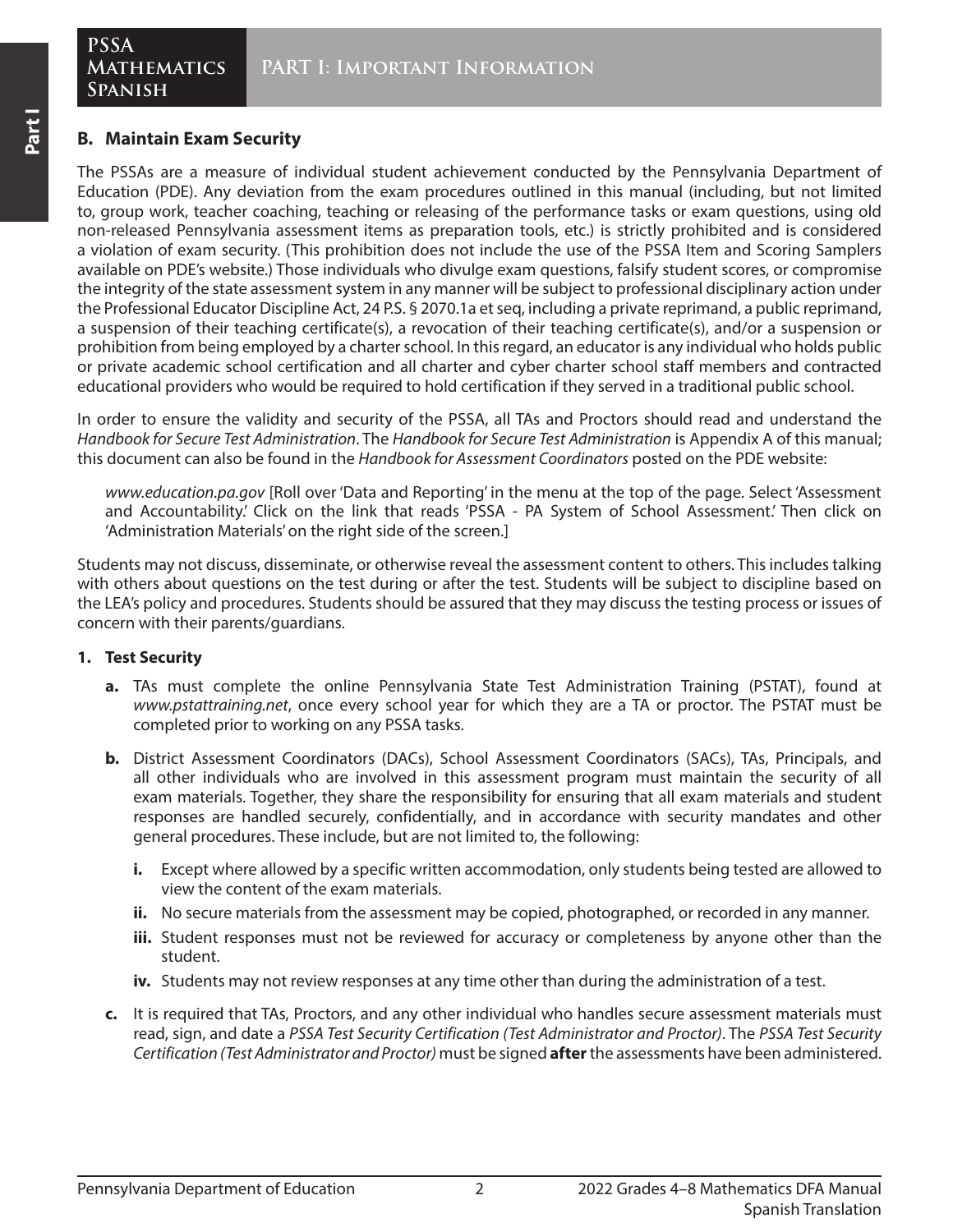## B. Maintain Exam Security

The PSSAs are a measure of individual student achievement conducted by the Pennsylvania Department of Education (PDE). Any deviation from the exam procedures outlined in this manual (including, but not limited to, group work, teacher coaching, teaching or releasing of the performance tasks or exam questions, using old non-released Pennsylvania assessment items as preparation tools, etc.) is strictly prohibited and is considered a violation of exam security. (This prohibition does not include the use of the PSSA Item and Scoring Samplers available on PDE's website.) Those individuals who divulge exam questions, falsify student scores, or compromise the integrity of the state assessment system in any manner will be subject to professional disciplinary action under the Professional Educator Discipline Act, 24 P.S. § 2070.1a et seq, including a private reprimand, a public reprimand, a suspension of their teaching certificate(s), a revocation of their teaching certificate(s), and/or a suspension or prohibition from being employed by a charter school. In this regard, an educator is any individual who holds public or private academic school certification and all charter and cyber charter school staff members and contracted educational providers who would be required to hold certification if they served in a traditional public school.

In order to ensure the validity and security of the PSSA, all TAs and Proctors should read and understand the *Handbook for Secure Test Administration*. The *Handbook for Secure Test Administration* is Appendix A of this manual; this document can also be found in the *Handbook for Assessment Coordinators* posted on the PDE website:

*www.education.pa.gov* [Roll over 'Data and Reporting' in the menu at the top of the page. Select 'Assessment and Accountability.' Click on the link that reads 'PSSA - PA System of School Assessment.' Then click on 'Administration Materials' on the right side of the screen.]

Students may not discuss, disseminate, or otherwise reveal the assessment content to others. This includes talking with others about questions on the test during or after the test. Students will be subject to discipline based on the LEA's policy and procedures. Students should be assured that they may discuss the testing process or issues of concern with their parents/guardians.

### 1. Test Security

**a.** TAs must complete the online Pennsylvania State Test Administration Training (PSTAT), found at *www.pstattraining.net*, once every school year for which they are a TA or proctor. The PSTAT must be completed prior to working on any PSSA tasks.

**b.** District Assessment Coordinators (DACs), School Assessment Coordinators (SACs), TAs, Principals, and all other individuals who are involved in this assessment program must maintain the security of all exam materials. Together, they share the responsibility for ensuring that all exam materials and student responses are handled securely, confidentially, and in accordance with security mandates and other general procedures. These include, but are not limited to, the following:

- **i.** Except where allowed by a specific written accommodation, only students being tested are allowed to view the content of the exam materials.
- **ii.** No secure materials from the assessment may be copied, photographed, or recorded in any manner.
- **iii.** Student responses must not be reviewed for accuracy or completeness by anyone other than the student.
- **iv.** Students may not review responses at any time other than during the administration of a test.

**c.** It is required that TAs, Proctors, and any other individual who handles secure assessment materials must read, sign, and date a *PSSA Test Security Certification (Test Administrator and Proctor)*. The *PSSA Test Security Certification (Test Administrator and Proctor)* must be signed **after** the assessments have been administered.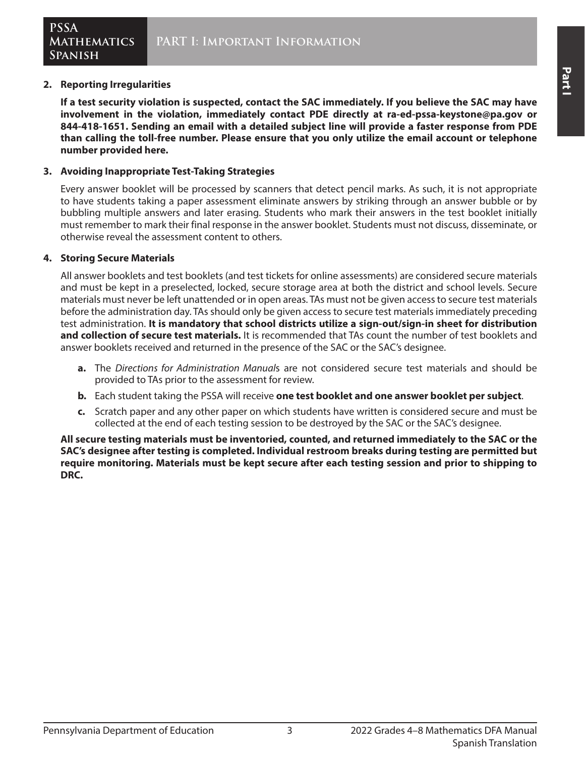**2. Reporting Irregularities**

**If a test security violation is suspected, contact the SAC immediately. If you believe the SAC may have involvement in the violation, immediately contact PDE directly at ra-ed-pssa-keystone@pa.gov or 844-418-1651. Sending an email with a detailed subject line will provide a faster response from PDE than calling the toll-free number. Please ensure that you only utilize the email account or telephone number provided here.**

**3. Avoiding Inappropriate Test-Taking Strategies**

Every answer booklet will be processed by scanners that detect pencil marks. As such, it is not appropriate to have students taking a paper assessment eliminate answers by striking through an answer bubble or by bubbling multiple answers and later erasing. Students who mark their answers in the test booklet initially must remember to mark their final response in the answer booklet. Students must not discuss, disseminate, or otherwise reveal the assessment content to others.

**4. Storing Secure Materials**

All answer booklets and test booklets (and test tickets for online assessments) are considered secure materials and must be kept in a preselected, locked, secure storage area at both the district and school levels. Secure materials must never be left unattended or in open areas. TAs must not be given access to secure test materials before the administration day. TAs should only be given access to secure test materials immediately preceding test administration. **It is mandatory that school districts utilize a sign-out/sign-in sheet for distribution and collection of secure test materials.** It is recommended that TAs count the number of test booklets and answer booklets received and returned in the presence of the SAC or the SAC's designee.

- **a.** The *Directions for Administration Manual*s are not considered secure test materials and should be provided to TAs prior to the assessment for review.
- **b.** Each student taking the PSSA will receive **one test booklet and one answer booklet per subject**.
- **c.** Scratch paper and any other paper on which students have written is considered secure and must be collected at the end of each testing session to be destroyed by the SAC or the SAC's designee.

**All secure testing materials must be inventoried, counted, and returned immediately to the SAC or the SAC's designee after testing is completed. Individual restroom breaks during testing are permitted but require monitoring. Materials must be kept secure after each testing session and prior to shipping to DRC.**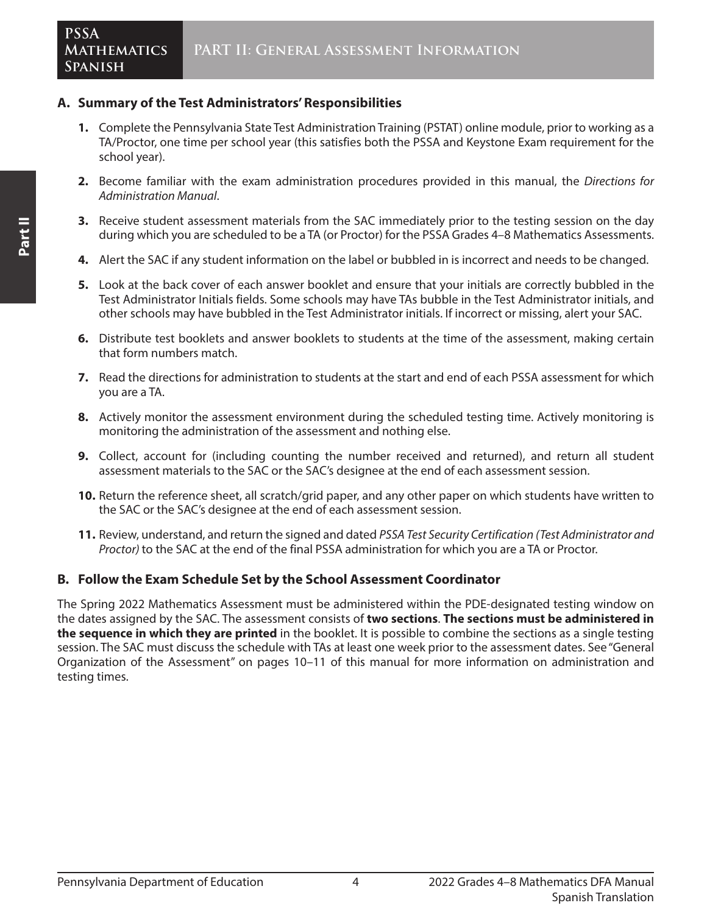## A. Summary of the Test Administrators' Responsibilities

1. Complete the Pennsylvania State Test Administration Training (PSTAT) online module, prior to working as a TA/Proctor, one time per school year (this satisfies both the PSSA and Keystone Exam requirement for the school year).
2. Become familiar with the exam administration procedures provided in this manual, the *Directions for Administration Manual*.
3. Receive student assessment materials from the SAC immediately prior to the testing session on the day during which you are scheduled to be a TA (or Proctor) for the PSSA Grades 4–8 Mathematics Assessments.
4. Alert the SAC if any student information on the label or bubbled in is incorrect and needs to be changed.
5. Look at the back cover of each answer booklet and ensure that your initials are correctly bubbled in the Test Administrator Initials fields. Some schools may have TAs bubble in the Test Administrator initials, and other schools may have bubbled in the Test Administrator initials. If incorrect or missing, alert your SAC.
6. Distribute test booklets and answer booklets to students at the time of the assessment, making certain that form numbers match.
7. Read the directions for administration to students at the start and end of each PSSA assessment for which you are a TA.
8. Actively monitor the assessment environment during the scheduled testing time. Actively monitoring is monitoring the administration of the assessment and nothing else.
9. Collect, account for (including counting the number received and returned), and return all student assessment materials to the SAC or the SAC's designee at the end of each assessment session.
10. Return the reference sheet, all scratch/grid paper, and any other paper on which students have written to the SAC or the SAC's designee at the end of each assessment session.
11. Review, understand, and return the signed and dated *PSSA Test Security Certification (Test Administrator and Proctor)* to the SAC at the end of the final PSSA administration for which you are a TA or Proctor.

## B. Follow the Exam Schedule Set by the School Assessment Coordinator

The Spring 2022 Mathematics Assessment must be administered within the PDE-designated testing window on the dates assigned by the SAC. The assessment consists of **two sections**. **The sections must be administered in the sequence in which they are printed** in the booklet. It is possible to combine the sections as a single testing session. The SAC must discuss the schedule with TAs at least one week prior to the assessment dates. See "General Organization of the Assessment" on pages 10–11 of this manual for more information on administration and testing times.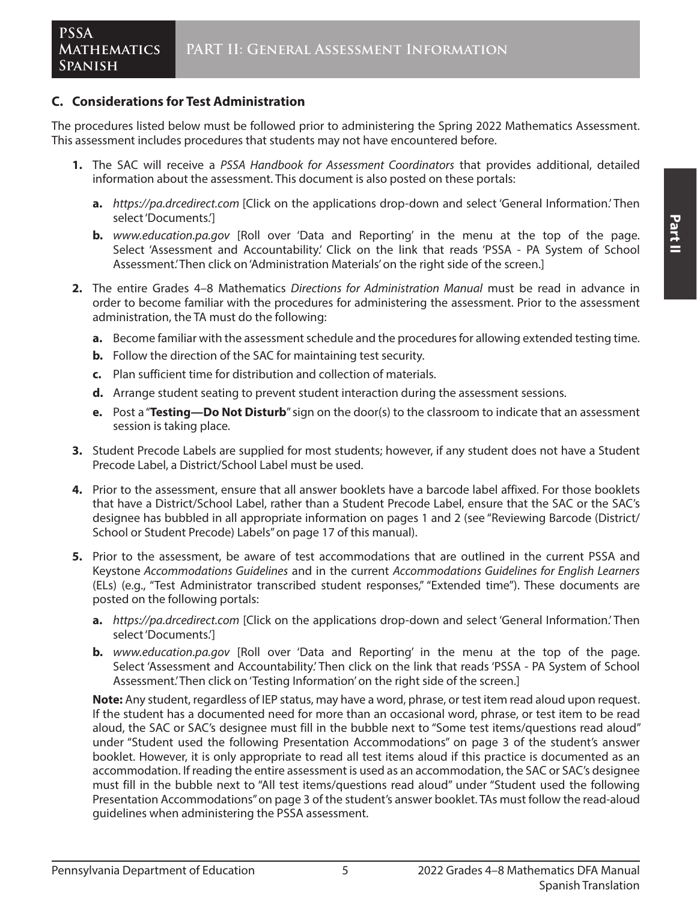### C. Considerations for Test Administration

The procedures listed below must be followed prior to administering the Spring 2022 Mathematics Assessment. This assessment includes procedures that students may not have encountered before.

1. The SAC will receive a *PSSA Handbook for Assessment Coordinators* that provides additional, detailed information about the assessment. This document is also posted on these portals:
   - **a.** *https://pa.drcedirect.com* [Click on the applications drop-down and select 'General Information.' Then select 'Documents.']
   - **b.** *www.education.pa.gov* [Roll over 'Data and Reporting' in the menu at the top of the page. Select 'Assessment and Accountability.' Click on the link that reads 'PSSA - PA System of School Assessment.' Then click on 'Administration Materials' on the right side of the screen.]
2. The entire Grades 4–8 Mathematics *Directions for Administration Manual* must be read in advance in order to become familiar with the procedures for administering the assessment. Prior to the assessment administration, the TA must do the following:
   - **a.** Become familiar with the assessment schedule and the procedures for allowing extended testing time.
   - **b.** Follow the direction of the SAC for maintaining test security.
   - **c.** Plan sufficient time for distribution and collection of materials.
   - **d.** Arrange student seating to prevent student interaction during the assessment sessions.
   - **e.** Post a "**Testing—Do Not Disturb**" sign on the door(s) to the classroom to indicate that an assessment session is taking place.
3. Student Precode Labels are supplied for most students; however, if any student does not have a Student Precode Label, a District/School Label must be used.
4. Prior to the assessment, ensure that all answer booklets have a barcode label affixed. For those booklets that have a District/School Label, rather than a Student Precode Label, ensure that the SAC or the SAC's designee has bubbled in all appropriate information on pages 1 and 2 (see "Reviewing Barcode (District/School or Student Precode) Labels" on page 17 of this manual).
5. Prior to the assessment, be aware of test accommodations that are outlined in the current PSSA and Keystone *Accommodations Guidelines* and in the current *Accommodations Guidelines for English Learners* (ELs) (e.g., "Test Administrator transcribed student responses," "Extended time"). These documents are posted on the following portals:
   - **a.** *https://pa.drcedirect.com* [Click on the applications drop-down and select 'General Information.' Then select 'Documents.']
   - **b.** *www.education.pa.gov* [Roll over 'Data and Reporting' in the menu at the top of the page. Select 'Assessment and Accountability.' Then click on the link that reads 'PSSA - PA System of School Assessment.' Then click on 'Testing Information' on the right side of the screen.]

   **Note:** Any student, regardless of IEP status, may have a word, phrase, or test item read aloud upon request. If the student has a documented need for more than an occasional word, phrase, or test item to be read aloud, the SAC or SAC's designee must fill in the bubble next to "Some test items/questions read aloud" under "Student used the following Presentation Accommodations" on page 3 of the student's answer booklet. However, it is only appropriate to read all test items aloud if this practice is documented as an accommodation. If reading the entire assessment is used as an accommodation, the SAC or SAC's designee must fill in the bubble next to "All test items/questions read aloud" under "Student used the following Presentation Accommodations" on page 3 of the student's answer booklet. TAs must follow the read-aloud guidelines when administering the PSSA assessment.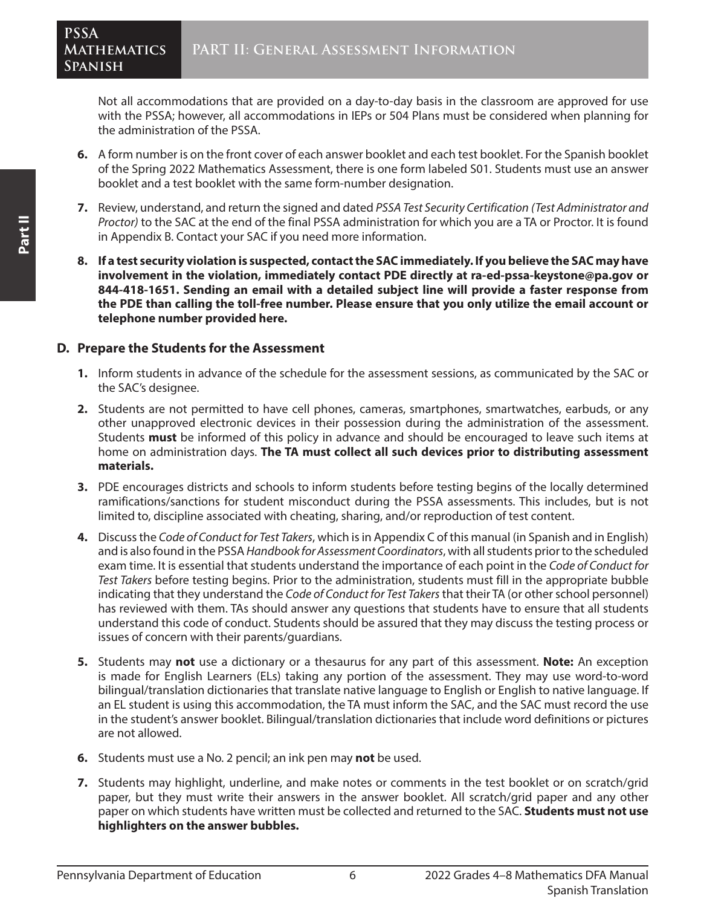Not all accommodations that are provided on a day-to-day basis in the classroom are approved for use with the PSSA; however, all accommodations in IEPs or 504 Plans must be considered when planning for the administration of the PSSA.

6. A form number is on the front cover of each answer booklet and each test booklet. For the Spanish booklet of the Spring 2022 Mathematics Assessment, there is one form labeled S01. Students must use an answer booklet and a test booklet with the same form-number designation.

7. Review, understand, and return the signed and dated *PSSA Test Security Certification (Test Administrator and Proctor)* to the SAC at the end of the final PSSA administration for which you are a TA or Proctor. It is found in Appendix B. Contact your SAC if you need more information.

8. **If a test security violation is suspected, contact the SAC immediately. If you believe the SAC may have involvement in the violation, immediately contact PDE directly at ra-ed-pssa-keystone@pa.gov or 844-418-1651. Sending an email with a detailed subject line will provide a faster response from the PDE than calling the toll-free number. Please ensure that you only utilize the email account or telephone number provided here.**

## D. Prepare the Students for the Assessment

1. Inform students in advance of the schedule for the assessment sessions, as communicated by the SAC or the SAC's designee.

2. Students are not permitted to have cell phones, cameras, smartphones, smartwatches, earbuds, or any other unapproved electronic devices in their possession during the administration of the assessment. Students **must** be informed of this policy in advance and should be encouraged to leave such items at home on administration days. **The TA must collect all such devices prior to distributing assessment materials.**

3. PDE encourages districts and schools to inform students before testing begins of the locally determined ramifications/sanctions for student misconduct during the PSSA assessments. This includes, but is not limited to, discipline associated with cheating, sharing, and/or reproduction of test content.

4. Discuss the *Code of Conduct for Test Takers*, which is in Appendix C of this manual (in Spanish and in English) and is also found in the PSSA *Handbook for Assessment Coordinators*, with all students prior to the scheduled exam time. It is essential that students understand the importance of each point in the *Code of Conduct for Test Takers* before testing begins. Prior to the administration, students must fill in the appropriate bubble indicating that they understand the *Code of Conduct for Test Takers* that their TA (or other school personnel) has reviewed with them. TAs should answer any questions that students have to ensure that all students understand this code of conduct. Students should be assured that they may discuss the testing process or issues of concern with their parents/guardians.

5. Students may **not** use a dictionary or a thesaurus for any part of this assessment. **Note:** An exception is made for English Learners (ELs) taking any portion of the assessment. They may use word-to-word bilingual/translation dictionaries that translate native language to English or English to native language. If an EL student is using this accommodation, the TA must inform the SAC, and the SAC must record the use in the student's answer booklet. Bilingual/translation dictionaries that include word definitions or pictures are not allowed.

6. Students must use a No. 2 pencil; an ink pen may **not** be used.

7. Students may highlight, underline, and make notes or comments in the test booklet or on scratch/grid paper, but they must write their answers in the answer booklet. All scratch/grid paper and any other paper on which students have written must be collected and returned to the SAC. **Students must not use highlighters on the answer bubbles.**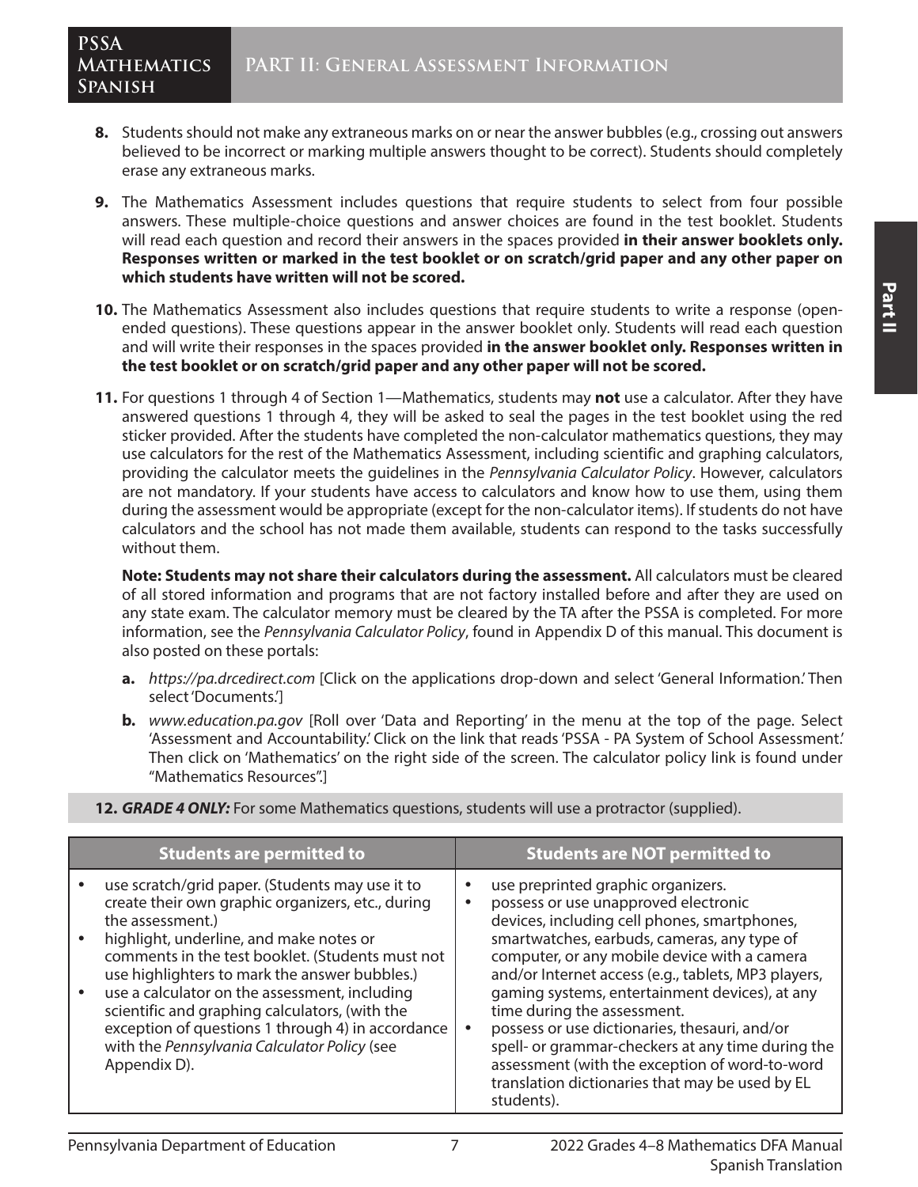8. Students should not make any extraneous marks on or near the answer bubbles (e.g., crossing out answers believed to be incorrect or marking multiple answers thought to be correct). Students should completely erase any extraneous marks.

9. The Mathematics Assessment includes questions that require students to select from four possible answers. These multiple-choice questions and answer choices are found in the test booklet. Students will read each question and record their answers in the spaces provided **in their answer booklets only. Responses written or marked in the test booklet or on scratch/grid paper and any other paper on which students have written will not be scored.**

10. The Mathematics Assessment also includes questions that require students to write a response (open-ended questions). These questions appear in the answer booklet only. Students will read each question and will write their responses in the spaces provided **in the answer booklet only. Responses written in the test booklet or on scratch/grid paper and any other paper will not be scored.**

11. For questions 1 through 4 of Section 1—Mathematics, students may **not** use a calculator. After they have answered questions 1 through 4, they will be asked to seal the pages in the test booklet using the red sticker provided. After the students have completed the non-calculator mathematics questions, they may use calculators for the rest of the Mathematics Assessment, including scientific and graphing calculators, providing the calculator meets the guidelines in the *Pennsylvania Calculator Policy*. However, calculators are not mandatory. If your students have access to calculators and know how to use them, using them during the assessment would be appropriate (except for the non-calculator items). If students do not have calculators and the school has not made them available, students can respond to the tasks successfully without them.

    **Note: Students may not share their calculators during the assessment.** All calculators must be cleared of all stored information and programs that are not factory installed before and after they are used on any state exam. The calculator memory must be cleared by the TA after the PSSA is completed. For more information, see the *Pennsylvania Calculator Policy*, found in Appendix D of this manual. This document is also posted on these portals:

    a. *https://pa.drcedirect.com* [Click on the applications drop-down and select 'General Information.' Then select 'Documents.']

    b. *www.education.pa.gov* [Roll over 'Data and Reporting' in the menu at the top of the page. Select 'Assessment and Accountability.' Click on the link that reads 'PSSA - PA System of School Assessment.' Then click on 'Mathematics' on the right side of the screen. The calculator policy link is found under "Mathematics Resources".]

12. ***GRADE 4 ONLY:*** For some Mathematics questions, students will use a protractor (supplied).

| Students are permitted to | Students are NOT permitted to |
|---|---|
| • use scratch/grid paper. (Students may use it to create their own graphic organizers, etc., during the assessment.)<br>• highlight, underline, and make notes or comments in the test booklet. (Students must not use highlighters to mark the answer bubbles.)<br>• use a calculator on the assessment, including scientific and graphing calculators, (with the exception of questions 1 through 4) in accordance with the *Pennsylvania Calculator Policy* (see Appendix D). | • use preprinted graphic organizers.<br>• possess or use unapproved electronic devices, including cell phones, smartphones, smartwatches, earbuds, cameras, any type of computer, or any mobile device with a camera and/or Internet access (e.g., tablets, MP3 players, gaming systems, entertainment devices), at any time during the assessment.<br>• possess or use dictionaries, thesauri, and/or spell- or grammar-checkers at any time during the assessment (with the exception of word-to-word translation dictionaries that may be used by EL students). |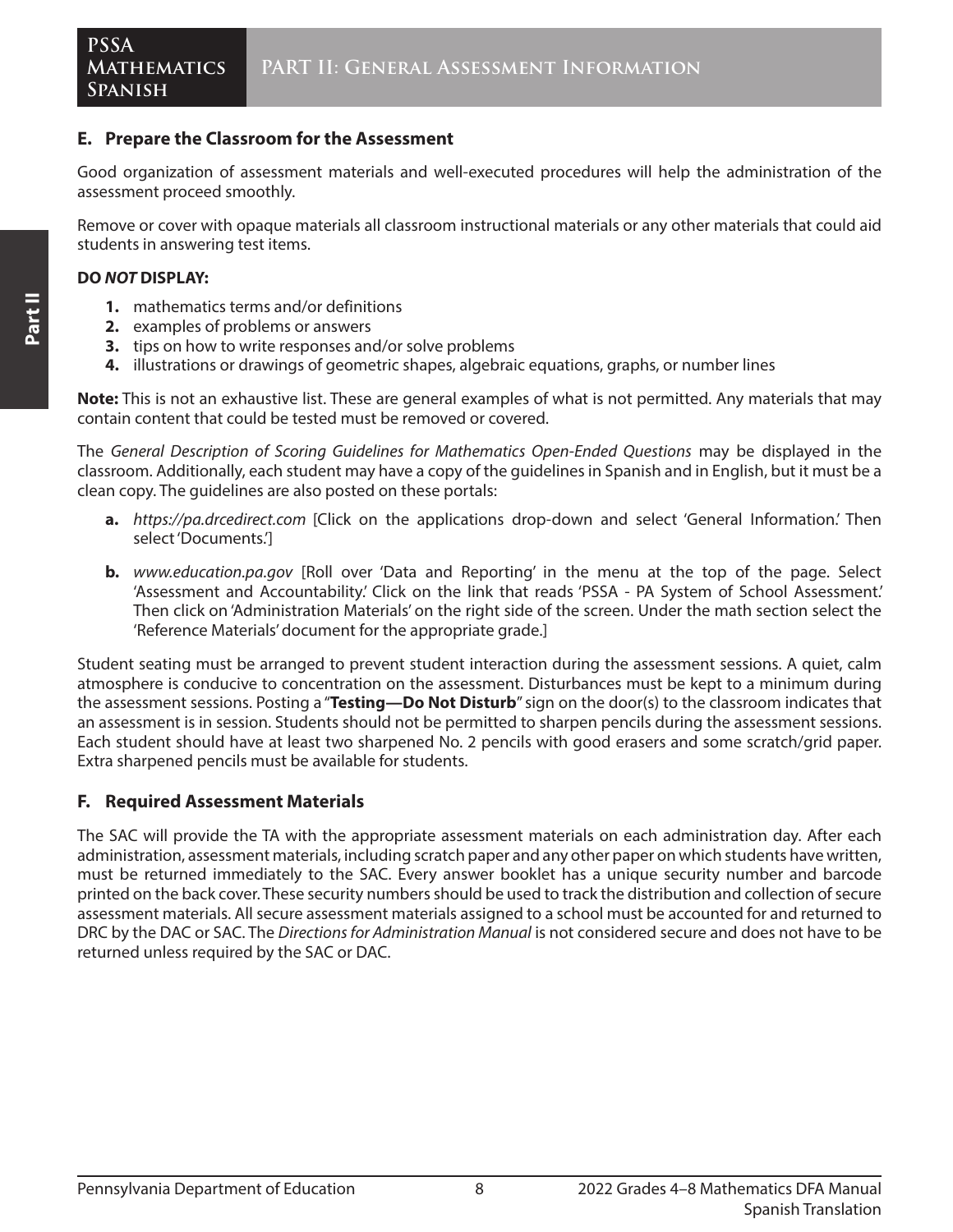## E. Prepare the Classroom for the Assessment

Good organization of assessment materials and well-executed procedures will help the administration of the assessment proceed smoothly.

Remove or cover with opaque materials all classroom instructional materials or any other materials that could aid students in answering test items.

**DO *NOT* DISPLAY:**

1. mathematics terms and/or definitions
2. examples of problems or answers
3. tips on how to write responses and/or solve problems
4. illustrations or drawings of geometric shapes, algebraic equations, graphs, or number lines

**Note:** This is not an exhaustive list. These are general examples of what is not permitted. Any materials that may contain content that could be tested must be removed or covered.

The *General Description of Scoring Guidelines for Mathematics Open-Ended Questions* may be displayed in the classroom. Additionally, each student may have a copy of the guidelines in Spanish and in English, but it must be a clean copy. The guidelines are also posted on these portals:

a. *https://pa.drcedirect.com* [Click on the applications drop-down and select 'General Information.' Then select 'Documents.']

b. *www.education.pa.gov* [Roll over 'Data and Reporting' in the menu at the top of the page. Select 'Assessment and Accountability.' Click on the link that reads 'PSSA - PA System of School Assessment.' Then click on 'Administration Materials' on the right side of the screen. Under the math section select the 'Reference Materials' document for the appropriate grade.]

Student seating must be arranged to prevent student interaction during the assessment sessions. A quiet, calm atmosphere is conducive to concentration on the assessment. Disturbances must be kept to a minimum during the assessment sessions. Posting a "**Testing—Do Not Disturb**" sign on the door(s) to the classroom indicates that an assessment is in session. Students should not be permitted to sharpen pencils during the assessment sessions. Each student should have at least two sharpened No. 2 pencils with good erasers and some scratch/grid paper. Extra sharpened pencils must be available for students.

## F. Required Assessment Materials

The SAC will provide the TA with the appropriate assessment materials on each administration day. After each administration, assessment materials, including scratch paper and any other paper on which students have written, must be returned immediately to the SAC. Every answer booklet has a unique security number and barcode printed on the back cover. These security numbers should be used to track the distribution and collection of secure assessment materials. All secure assessment materials assigned to a school must be accounted for and returned to DRC by the DAC or SAC. The *Directions for Administration Manual* is not considered secure and does not have to be returned unless required by the SAC or DAC.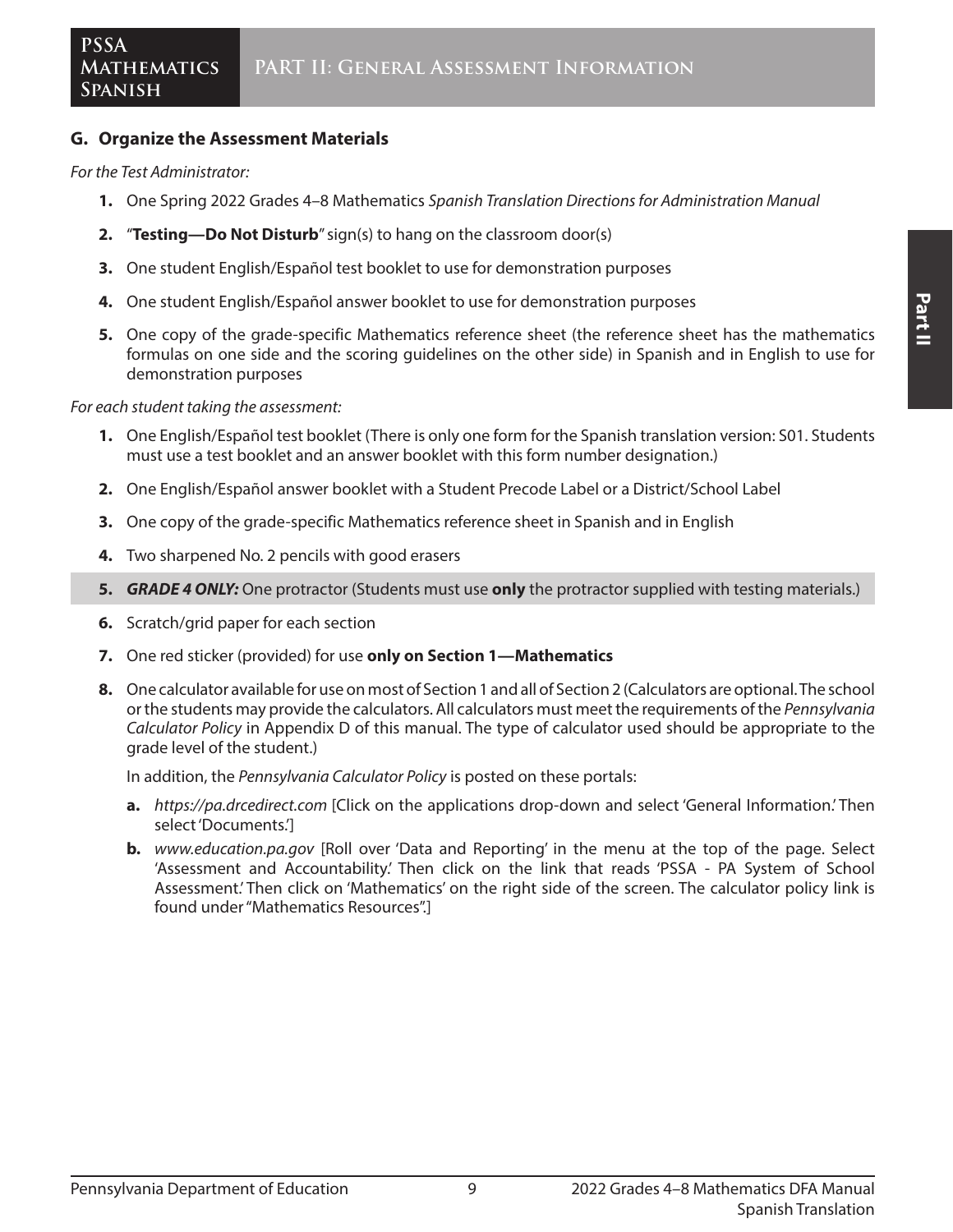## G. Organize the Assessment Materials

*For the Test Administrator:*

1. One Spring 2022 Grades 4–8 Mathematics *Spanish Translation Directions for Administration Manual*
2. "**Testing—Do Not Disturb**" sign(s) to hang on the classroom door(s)
3. One student English/Español test booklet to use for demonstration purposes
4. One student English/Español answer booklet to use for demonstration purposes
5. One copy of the grade-specific Mathematics reference sheet (the reference sheet has the mathematics formulas on one side and the scoring guidelines on the other side) in Spanish and in English to use for demonstration purposes

*For each student taking the assessment:*

1. One English/Español test booklet (There is only one form for the Spanish translation version: S01. Students must use a test booklet and an answer booklet with this form number designation.)
2. One English/Español answer booklet with a Student Precode Label or a District/School Label
3. One copy of the grade-specific Mathematics reference sheet in Spanish and in English
4. Two sharpened No. 2 pencils with good erasers
5. ***GRADE 4 ONLY:*** One protractor (Students must use **only** the protractor supplied with testing materials.)
6. Scratch/grid paper for each section
7. One red sticker (provided) for use **only on Section 1—Mathematics**
8. One calculator available for use on most of Section 1 and all of Section 2 (Calculators are optional. The school or the students may provide the calculators. All calculators must meet the requirements of the *Pennsylvania Calculator Policy* in Appendix D of this manual. The type of calculator used should be appropriate to the grade level of the student.)

   In addition, the *Pennsylvania Calculator Policy* is posted on these portals:

   a. *https://pa.drcedirect.com* [Click on the applications drop-down and select 'General Information.' Then select 'Documents.']

   b. *www.education.pa.gov* [Roll over 'Data and Reporting' in the menu at the top of the page. Select 'Assessment and Accountability.' Then click on the link that reads 'PSSA - PA System of School Assessment.' Then click on 'Mathematics' on the right side of the screen. The calculator policy link is found under "Mathematics Resources".]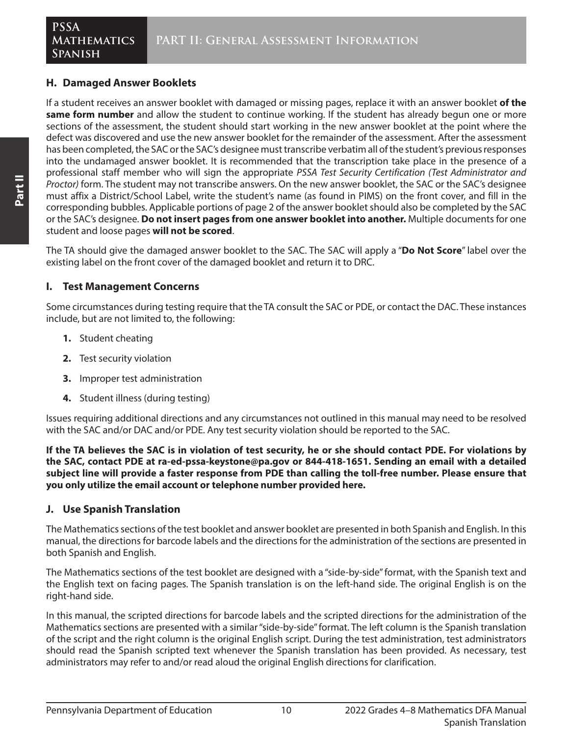## H. Damaged Answer Booklets

If a student receives an answer booklet with damaged or missing pages, replace it with an answer booklet **of the same form number** and allow the student to continue working. If the student has already begun one or more sections of the assessment, the student should start working in the new answer booklet at the point where the defect was discovered and use the new answer booklet for the remainder of the assessment. After the assessment has been completed, the SAC or the SAC's designee must transcribe verbatim all of the student's previous responses into the undamaged answer booklet. It is recommended that the transcription take place in the presence of a professional staff member who will sign the appropriate *PSSA Test Security Certification (Test Administrator and Proctor)* form. The student may not transcribe answers. On the new answer booklet, the SAC or the SAC's designee must affix a District/School Label, write the student's name (as found in PIMS) on the front cover, and fill in the corresponding bubbles. Applicable portions of page 2 of the answer booklet should also be completed by the SAC or the SAC's designee. **Do not insert pages from one answer booklet into another.** Multiple documents for one student and loose pages **will not be scored**.

The TA should give the damaged answer booklet to the SAC. The SAC will apply a "**Do Not Score**" label over the existing label on the front cover of the damaged booklet and return it to DRC.

## I. Test Management Concerns

Some circumstances during testing require that the TA consult the SAC or PDE, or contact the DAC. These instances include, but are not limited to, the following:

1. Student cheating
2. Test security violation
3. Improper test administration
4. Student illness (during testing)

Issues requiring additional directions and any circumstances not outlined in this manual may need to be resolved with the SAC and/or DAC and/or PDE. Any test security violation should be reported to the SAC.

**If the TA believes the SAC is in violation of test security, he or she should contact PDE. For violations by the SAC, contact PDE at ra-ed-pssa-keystone@pa.gov or 844-418-1651. Sending an email with a detailed subject line will provide a faster response from PDE than calling the toll-free number. Please ensure that you only utilize the email account or telephone number provided here.**

## J. Use Spanish Translation

The Mathematics sections of the test booklet and answer booklet are presented in both Spanish and English. In this manual, the directions for barcode labels and the directions for the administration of the sections are presented in both Spanish and English.

The Mathematics sections of the test booklet are designed with a "side-by-side" format, with the Spanish text and the English text on facing pages. The Spanish translation is on the left-hand side. The original English is on the right-hand side.

In this manual, the scripted directions for barcode labels and the scripted directions for the administration of the Mathematics sections are presented with a similar "side-by-side" format. The left column is the Spanish translation of the script and the right column is the original English script. During the test administration, test administrators should read the Spanish scripted text whenever the Spanish translation has been provided. As necessary, test administrators may refer to and/or read aloud the original English directions for clarification.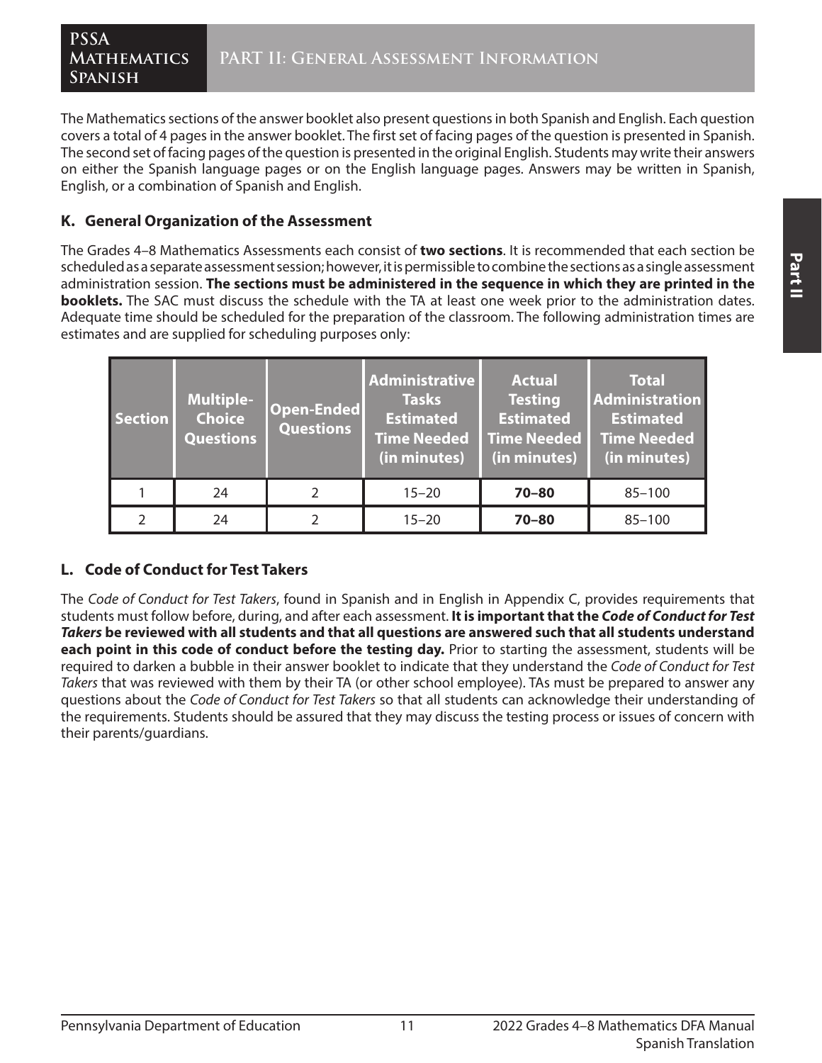The Mathematics sections of the answer booklet also present questions in both Spanish and English. Each question covers a total of 4 pages in the answer booklet. The first set of facing pages of the question is presented in Spanish. The second set of facing pages of the question is presented in the original English. Students may write their answers on either the Spanish language pages or on the English language pages. Answers may be written in Spanish, English, or a combination of Spanish and English.

### K. General Organization of the Assessment

The Grades 4–8 Mathematics Assessments each consist of **two sections**. It is recommended that each section be scheduled as a separate assessment session; however, it is permissible to combine the sections as a single assessment administration session. **The sections must be administered in the sequence in which they are printed in the booklets.** The SAC must discuss the schedule with the TA at least one week prior to the administration dates. Adequate time should be scheduled for the preparation of the classroom. The following administration times are estimates and are supplied for scheduling purposes only:

| Section | Multiple-Choice Questions | Open-Ended Questions | Administrative Tasks Estimated Time Needed (in minutes) | Actual Testing Estimated Time Needed (in minutes) | Total Administration Estimated Time Needed (in minutes) |
|---|---|---|---|---|---|
| 1 | 24 | 2 | 15–20 | **70–80** | 85–100 |
| 2 | 24 | 2 | 15–20 | **70–80** | 85–100 |

### L. Code of Conduct for Test Takers

The *Code of Conduct for Test Takers*, found in Spanish and in English in Appendix C, provides requirements that students must follow before, during, and after each assessment. **It is important that the *Code of Conduct for Test Takers* be reviewed with all students and that all questions are answered such that all students understand each point in this code of conduct before the testing day.** Prior to starting the assessment, students will be required to darken a bubble in their answer booklet to indicate that they understand the *Code of Conduct for Test Takers* that was reviewed with them by their TA (or other school employee). TAs must be prepared to answer any questions about the *Code of Conduct for Test Takers* so that all students can acknowledge their understanding of the requirements. Students should be assured that they may discuss the testing process or issues of concern with their parents/guardians.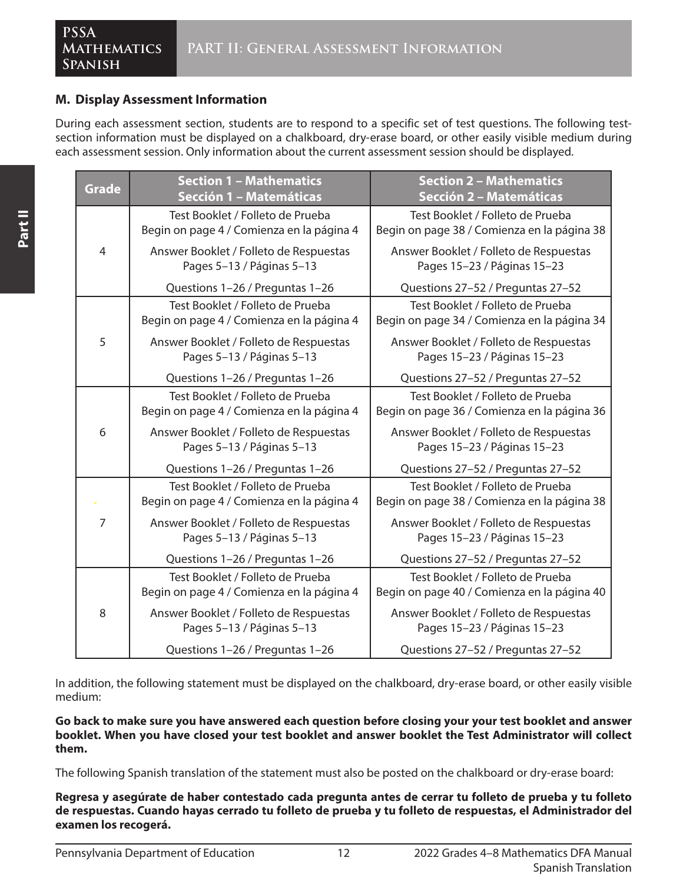## M. Display Assessment Information

During each assessment section, students are to respond to a specific set of test questions. The following test-section information must be displayed on a chalkboard, dry-erase board, or other easily visible medium during each assessment session. Only information about the current assessment session should be displayed.

| Grade | Section 1 – Mathematics<br>Sección 1 – Matemáticas | Section 2 – Mathematics<br>Sección 2 – Matemáticas |
|---|---|---|
| 4 | Test Booklet / Folleto de Prueba<br>Begin on page 4 / Comienza en la página 4<br><br>Answer Booklet / Folleto de Respuestas<br>Pages 5–13 / Páginas 5–13<br><br>Questions 1–26 / Preguntas 1–26 | Test Booklet / Folleto de Prueba<br>Begin on page 38 / Comienza en la página 38<br><br>Answer Booklet / Folleto de Respuestas<br>Pages 15–23 / Páginas 15–23<br><br>Questions 27–52 / Preguntas 27–52 |
| 5 | Test Booklet / Folleto de Prueba<br>Begin on page 4 / Comienza en la página 4<br><br>Answer Booklet / Folleto de Respuestas<br>Pages 5–13 / Páginas 5–13<br><br>Questions 1–26 / Preguntas 1–26 | Test Booklet / Folleto de Prueba<br>Begin on page 34 / Comienza en la página 34<br><br>Answer Booklet / Folleto de Respuestas<br>Pages 15–23 / Páginas 15–23<br><br>Questions 27–52 / Preguntas 27–52 |
| 6 | Test Booklet / Folleto de Prueba<br>Begin on page 4 / Comienza en la página 4<br><br>Answer Booklet / Folleto de Respuestas<br>Pages 5–13 / Páginas 5–13<br><br>Questions 1–26 / Preguntas 1–26 | Test Booklet / Folleto de Prueba<br>Begin on page 36 / Comienza en la página 36<br><br>Answer Booklet / Folleto de Respuestas<br>Pages 15–23 / Páginas 15–23<br><br>Questions 27–52 / Preguntas 27–52 |
| 7 | Test Booklet / Folleto de Prueba<br>Begin on page 4 / Comienza en la página 4<br><br>Answer Booklet / Folleto de Respuestas<br>Pages 5–13 / Páginas 5–13<br><br>Questions 1–26 / Preguntas 1–26 | Test Booklet / Folleto de Prueba<br>Begin on page 38 / Comienza en la página 38<br><br>Answer Booklet / Folleto de Respuestas<br>Pages 15–23 / Páginas 15–23<br><br>Questions 27–52 / Preguntas 27–52 |
| 8 | Test Booklet / Folleto de Prueba<br>Begin on page 4 / Comienza en la página 4<br><br>Answer Booklet / Folleto de Respuestas<br>Pages 5–13 / Páginas 5–13<br><br>Questions 1–26 / Preguntas 1–26 | Test Booklet / Folleto de Prueba<br>Begin on page 40 / Comienza en la página 40<br><br>Answer Booklet / Folleto de Respuestas<br>Pages 15–23 / Páginas 15–23<br><br>Questions 27–52 / Preguntas 27–52 |

In addition, the following statement must be displayed on the chalkboard, dry-erase board, or other easily visible medium:

**Go back to make sure you have answered each question before closing your your test booklet and answer booklet. When you have closed your test booklet and answer booklet the Test Administrator will collect them.**

The following Spanish translation of the statement must also be posted on the chalkboard or dry-erase board:

**Regresa y asegúrate de haber contestado cada pregunta antes de cerrar tu folleto de prueba y tu folleto de respuestas. Cuando hayas cerrado tu folleto de prueba y tu folleto de respuestas, el Administrador del examen los recogerá.**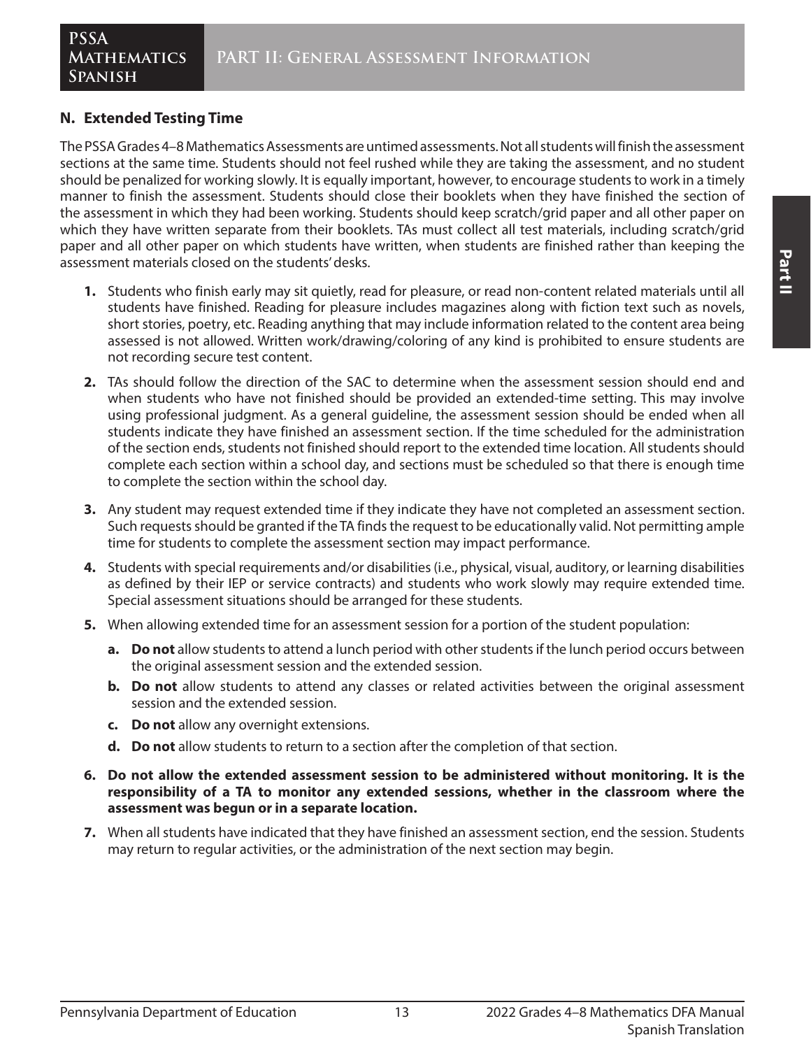## N. Extended Testing Time

The PSSA Grades 4–8 Mathematics Assessments are untimed assessments. Not all students will finish the assessment sections at the same time. Students should not feel rushed while they are taking the assessment, and no student should be penalized for working slowly. It is equally important, however, to encourage students to work in a timely manner to finish the assessment. Students should close their booklets when they have finished the section of the assessment in which they had been working. Students should keep scratch/grid paper and all other paper on which they have written separate from their booklets. TAs must collect all test materials, including scratch/grid paper and all other paper on which students have written, when students are finished rather than keeping the assessment materials closed on the students' desks.

1. Students who finish early may sit quietly, read for pleasure, or read non-content related materials until all students have finished. Reading for pleasure includes magazines along with fiction text such as novels, short stories, poetry, etc. Reading anything that may include information related to the content area being assessed is not allowed. Written work/drawing/coloring of any kind is prohibited to ensure students are not recording secure test content.
2. TAs should follow the direction of the SAC to determine when the assessment session should end and when students who have not finished should be provided an extended-time setting. This may involve using professional judgment. As a general guideline, the assessment session should be ended when all students indicate they have finished an assessment section. If the time scheduled for the administration of the section ends, students not finished should report to the extended time location. All students should complete each section within a school day, and sections must be scheduled so that there is enough time to complete the section within the school day.
3. Any student may request extended time if they indicate they have not completed an assessment section. Such requests should be granted if the TA finds the request to be educationally valid. Not permitting ample time for students to complete the assessment section may impact performance.
4. Students with special requirements and/or disabilities (i.e., physical, visual, auditory, or learning disabilities as defined by their IEP or service contracts) and students who work slowly may require extended time. Special assessment situations should be arranged for these students.
5. When allowing extended time for an assessment session for a portion of the student population:
   a. **Do not** allow students to attend a lunch period with other students if the lunch period occurs between the original assessment session and the extended session.
   b. **Do not** allow students to attend any classes or related activities between the original assessment session and the extended session.
   c. **Do not** allow any overnight extensions.
   d. **Do not** allow students to return to a section after the completion of that section.
6. **Do not allow the extended assessment session to be administered without monitoring. It is the responsibility of a TA to monitor any extended sessions, whether in the classroom where the assessment was begun or in a separate location.**
7. When all students have indicated that they have finished an assessment section, end the session. Students may return to regular activities, or the administration of the next section may begin.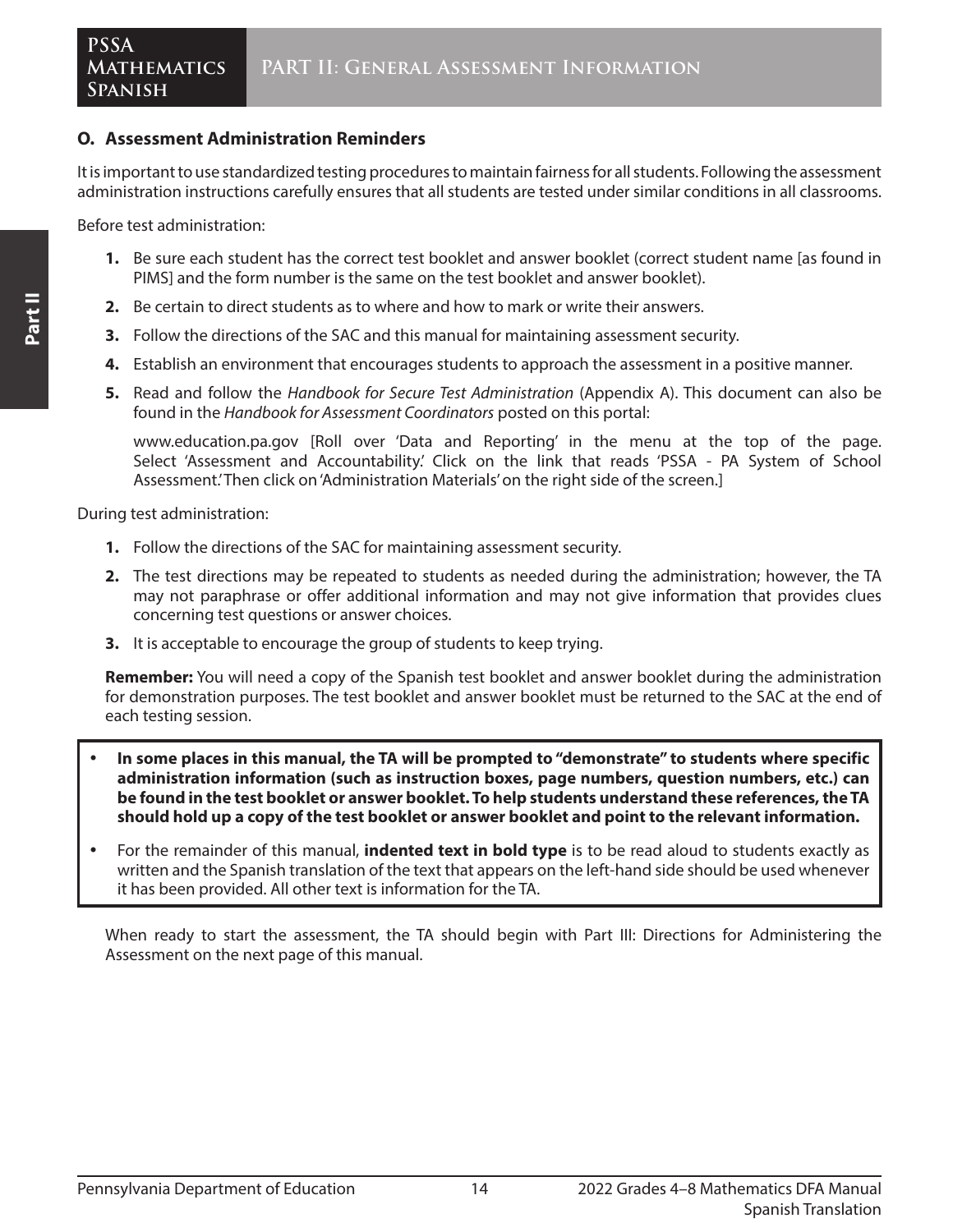## O. Assessment Administration Reminders

It is important to use standardized testing procedures to maintain fairness for all students. Following the assessment administration instructions carefully ensures that all students are tested under similar conditions in all classrooms.

Before test administration:

1. Be sure each student has the correct test booklet and answer booklet (correct student name [as found in PIMS] and the form number is the same on the test booklet and answer booklet).
2. Be certain to direct students as to where and how to mark or write their answers.
3. Follow the directions of the SAC and this manual for maintaining assessment security.
4. Establish an environment that encourages students to approach the assessment in a positive manner.
5. Read and follow the *Handbook for Secure Test Administration* (Appendix A). This document can also be found in the *Handbook for Assessment Coordinators* posted on this portal:

   www.education.pa.gov [Roll over 'Data and Reporting' in the menu at the top of the page. Select 'Assessment and Accountability.' Click on the link that reads 'PSSA - PA System of School Assessment.' Then click on 'Administration Materials' on the right side of the screen.]

During test administration:

1. Follow the directions of the SAC for maintaining assessment security.
2. The test directions may be repeated to students as needed during the administration; however, the TA may not paraphrase or offer additional information and may not give information that provides clues concerning test questions or answer choices.
3. It is acceptable to encourage the group of students to keep trying.

**Remember:** You will need a copy of the Spanish test booklet and answer booklet during the administration for demonstration purposes. The test booklet and answer booklet must be returned to the SAC at the end of each testing session.

- **In some places in this manual, the TA will be prompted to "demonstrate" to students where specific administration information (such as instruction boxes, page numbers, question numbers, etc.) can be found in the test booklet or answer booklet. To help students understand these references, the TA should hold up a copy of the test booklet or answer booklet and point to the relevant information.**
- For the remainder of this manual, **indented text in bold type** is to be read aloud to students exactly as written and the Spanish translation of the text that appears on the left-hand side should be used whenever it has been provided. All other text is information for the TA.

When ready to start the assessment, the TA should begin with Part III: Directions for Administering the Assessment on the next page of this manual.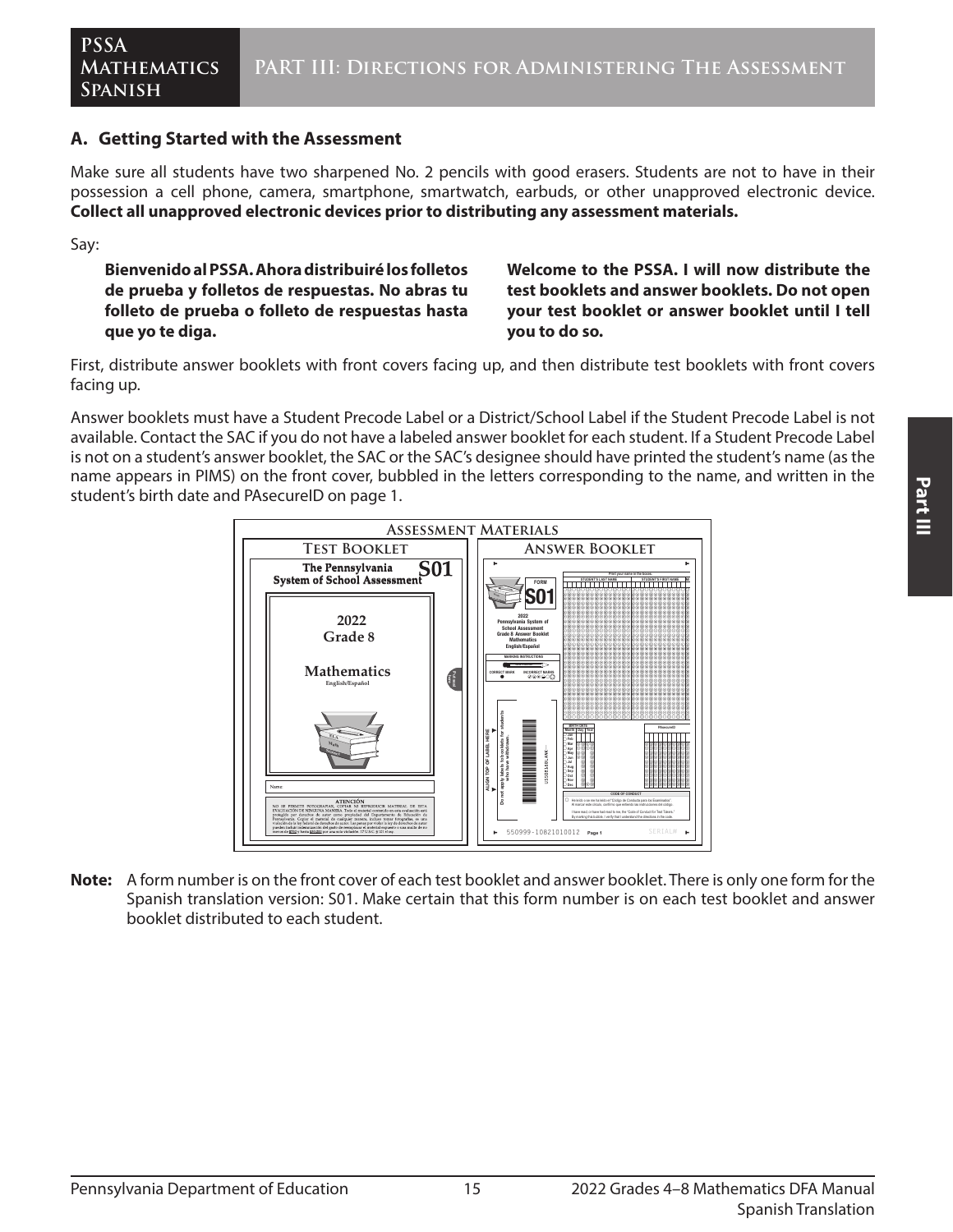## A. Getting Started with the Assessment

Make sure all students have two sharpened No. 2 pencils with good erasers. Students are not to have in their possession a cell phone, camera, smartphone, smartwatch, earbuds, or other unapproved electronic device. **Collect all unapproved electronic devices prior to distributing any assessment materials.**

Say:

**Bienvenido al PSSA. Ahora distribuiré los folletos de prueba y folletos de respuestas. No abras tu folleto de prueba o folleto de respuestas hasta que yo te diga.**

**Welcome to the PSSA. I will now distribute the test booklets and answer booklets. Do not open your test booklet or answer booklet until I tell you to do so.**

First, distribute answer booklets with front covers facing up, and then distribute test booklets with front covers facing up.

Answer booklets must have a Student Precode Label or a District/School Label if the Student Precode Label is not available. Contact the SAC if you do not have a labeled answer booklet for each student. If a Student Precode Label is not on a student's answer booklet, the SAC or the SAC's designee should have printed the student's name (as the name appears in PIMS) on the front cover, bubbled in the letters corresponding to the name, and written in the student's birth date and PAsecureID on page 1.

**Assessment Materials**

**Test Booklet** — The Pennsylvania System of School Assessment S01 — 2022 Grade 8 Mathematics English/Español

**Answer Booklet** — FORM S01 — 2022 Pennsylvania System of School Assessment Grade 8 Answer Booklet Mathematics English/Español

**Note:** A form number is on the front cover of each test booklet and answer booklet. There is only one form for the Spanish translation version: S01. Make certain that this form number is on each test booklet and answer booklet distributed to each student.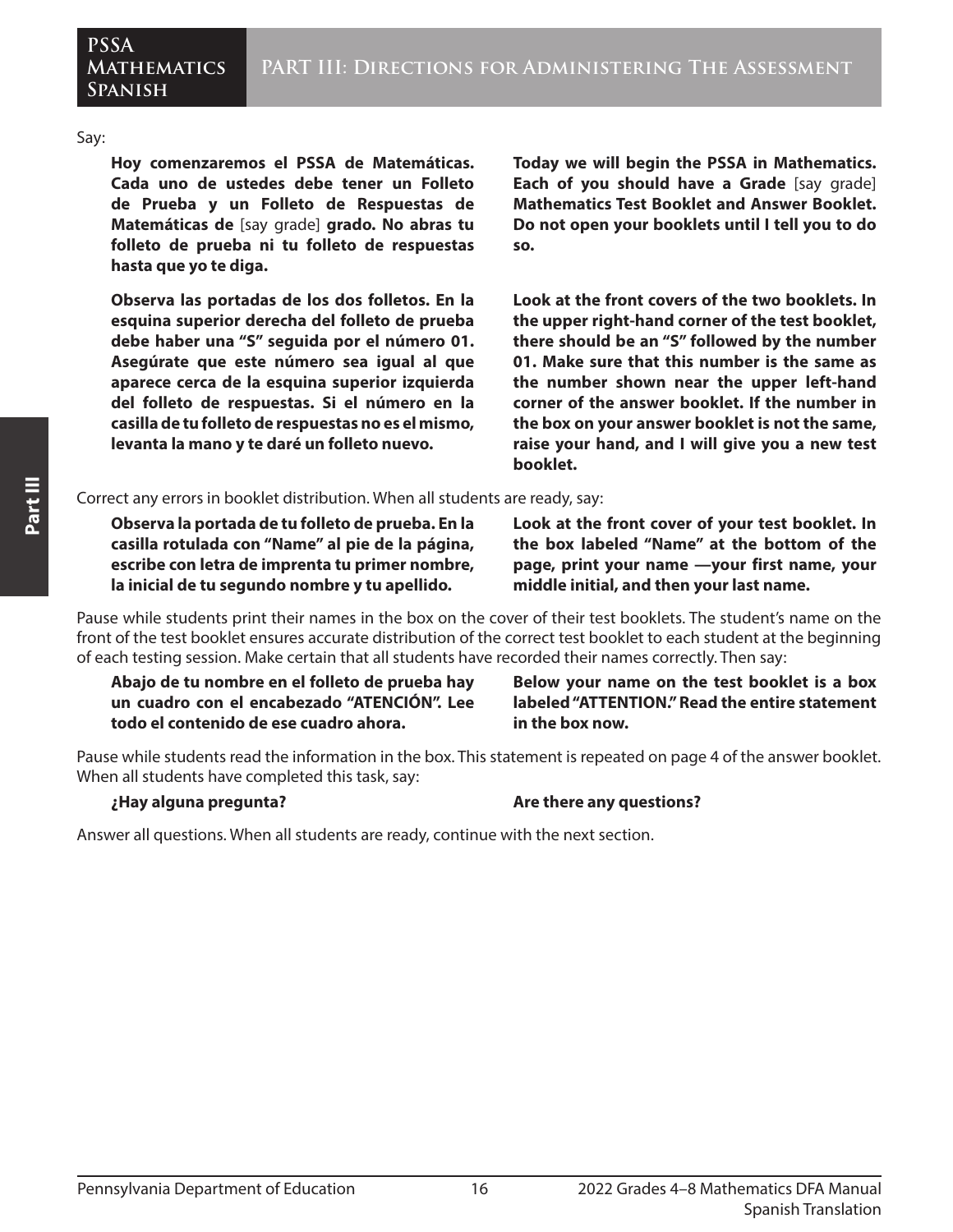Say:

**Hoy comenzaremos el PSSA de Matemáticas. Cada uno de ustedes debe tener un Folleto de Prueba y un Folleto de Respuestas de Matemáticas de** [say grade] **grado. No abras tu folleto de prueba ni tu folleto de respuestas hasta que yo te diga.**

**Today we will begin the PSSA in Mathematics. Each of you should have a Grade** [say grade] **Mathematics Test Booklet and Answer Booklet. Do not open your booklets until I tell you to do so.**

**Observa las portadas de los dos folletos. En la esquina superior derecha del folleto de prueba debe haber una "S" seguida por el número 01. Asegúrate que este número sea igual al que aparece cerca de la esquina superior izquierda del folleto de respuestas. Si el número en la casilla de tu folleto de respuestas no es el mismo, levanta la mano y te daré un folleto nuevo.**

**Look at the front covers of the two booklets. In the upper right-hand corner of the test booklet, there should be an "S" followed by the number 01. Make sure that this number is the same as the number shown near the upper left-hand corner of the answer booklet. If the number in the box on your answer booklet is not the same, raise your hand, and I will give you a new test booklet.**

Correct any errors in booklet distribution. When all students are ready, say:

**Observa la portada de tu folleto de prueba. En la casilla rotulada con "Name" al pie de la página, escribe con letra de imprenta tu primer nombre, la inicial de tu segundo nombre y tu apellido.**

**Look at the front cover of your test booklet. In the box labeled "Name" at the bottom of the page, print your name —your first name, your middle initial, and then your last name.**

Pause while students print their names in the box on the cover of their test booklets. The student's name on the front of the test booklet ensures accurate distribution of the correct test booklet to each student at the beginning of each testing session. Make certain that all students have recorded their names correctly. Then say:

**Abajo de tu nombre en el folleto de prueba hay un cuadro con el encabezado "ATENCIÓN". Lee todo el contenido de ese cuadro ahora.**

**Below your name on the test booklet is a box labeled "ATTENTION." Read the entire statement in the box now.**

Pause while students read the information in the box. This statement is repeated on page 4 of the answer booklet. When all students have completed this task, say:

**¿Hay alguna pregunta?**

**Are there any questions?**

Answer all questions. When all students are ready, continue with the next section.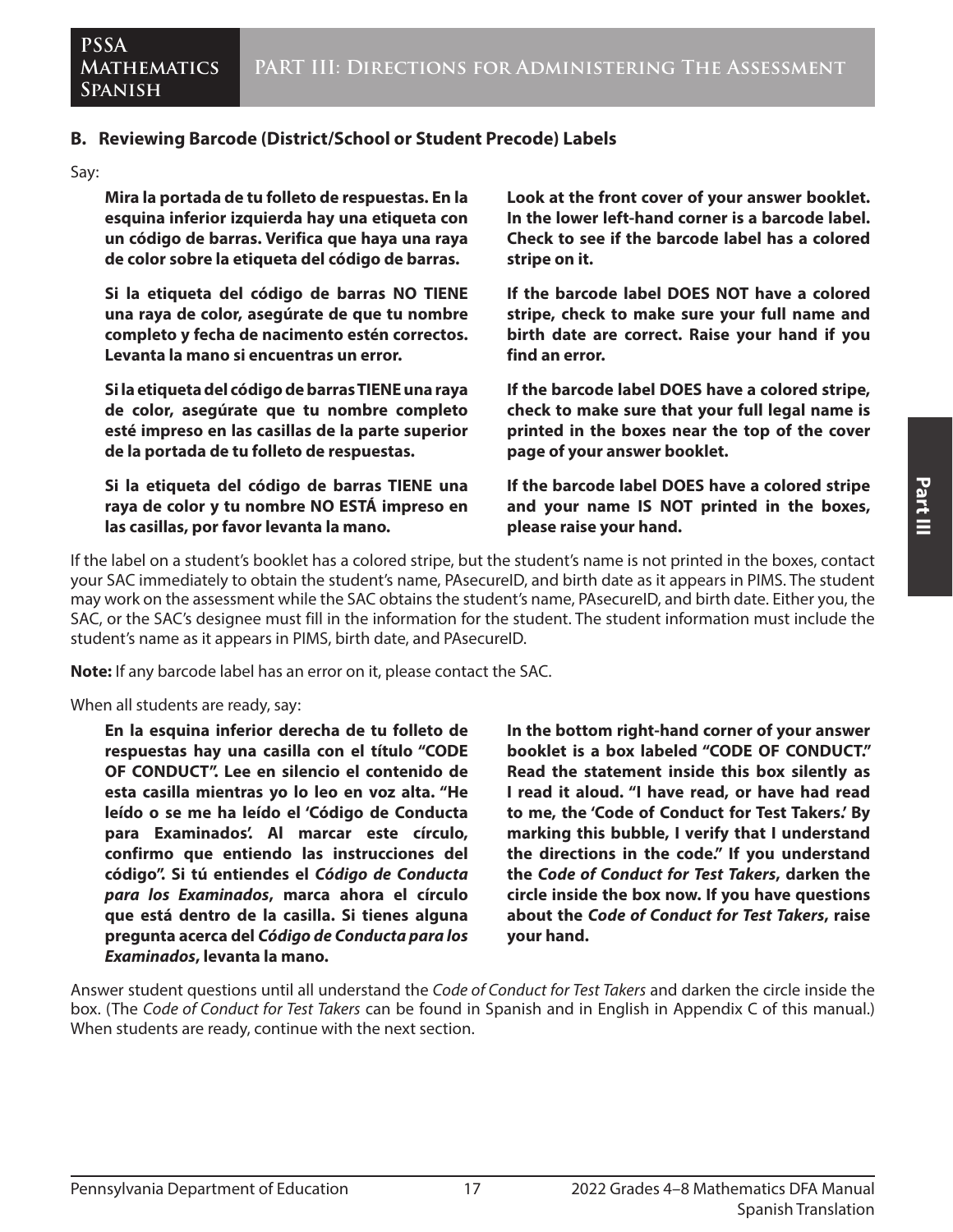### B. Reviewing Barcode (District/School or Student Precode) Labels

Say:

**Mira la portada de tu folleto de respuestas. En la esquina inferior izquierda hay una etiqueta con un código de barras. Verifica que haya una raya de color sobre la etiqueta del código de barras.**

**Si la etiqueta del código de barras NO TIENE una raya de color, asegúrate de que tu nombre completo y fecha de nacimento estén correctos. Levanta la mano si encuentras un error.**

**Si la etiqueta del código de barras TIENE una raya de color, asegúrate que tu nombre completo esté impreso en las casillas de la parte superior de la portada de tu folleto de respuestas.**

**Si la etiqueta del código de barras TIENE una raya de color y tu nombre NO ESTÁ impreso en las casillas, por favor levanta la mano.**

**Look at the front cover of your answer booklet. In the lower left-hand corner is a barcode label. Check to see if the barcode label has a colored stripe on it.**

**If the barcode label DOES NOT have a colored stripe, check to make sure your full name and birth date are correct. Raise your hand if you find an error.**

**If the barcode label DOES have a colored stripe, check to make sure that your full legal name is printed in the boxes near the top of the cover page of your answer booklet.**

**If the barcode label DOES have a colored stripe and your name IS NOT printed in the boxes, please raise your hand.**

If the label on a student's booklet has a colored stripe, but the student's name is not printed in the boxes, contact your SAC immediately to obtain the student's name, PAsecureID, and birth date as it appears in PIMS. The student may work on the assessment while the SAC obtains the student's name, PAsecureID, and birth date. Either you, the SAC, or the SAC's designee must fill in the information for the student. The student information must include the student's name as it appears in PIMS, birth date, and PAsecureID.

**Note:** If any barcode label has an error on it, please contact the SAC.

When all students are ready, say:

**En la esquina inferior derecha de tu folleto de respuestas hay una casilla con el título "CODE OF CONDUCT". Lee en silencio el contenido de esta casilla mientras yo lo leo en voz alta. "He leído o se me ha leído el 'Código de Conducta para Examinados'. Al marcar este círculo, confirmo que entiendo las instrucciones del código". Si tú entiendes el *Código de Conducta para los Examinados*, marca ahora el círculo que está dentro de la casilla. Si tienes alguna pregunta acerca del *Código de Conducta para los Examinados*, levanta la mano.**

**In the bottom right-hand corner of your answer booklet is a box labeled "CODE OF CONDUCT." Read the statement inside this box silently as I read it aloud. "I have read, or have had read to me, the 'Code of Conduct for Test Takers.' By marking this bubble, I verify that I understand the directions in the code." If you understand the *Code of Conduct for Test Takers*, darken the circle inside the box now. If you have questions about the *Code of Conduct for Test Takers*, raise your hand.**

Answer student questions until all understand the *Code of Conduct for Test Takers* and darken the circle inside the box. (The *Code of Conduct for Test Takers* can be found in Spanish and in English in Appendix C of this manual.) When students are ready, continue with the next section.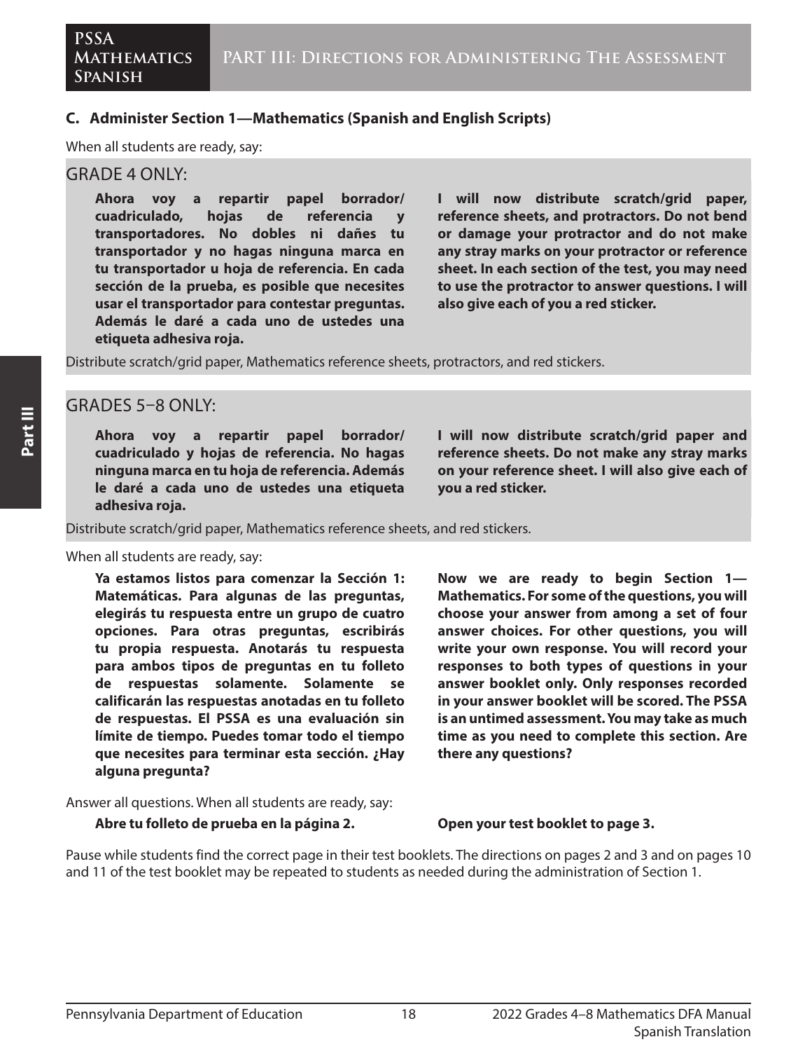### C. Administer Section 1—Mathematics (Spanish and English Scripts)

When all students are ready, say:

GRADE 4 ONLY:

**Ahora voy a repartir papel borrador/cuadriculado, hojas de referencia y transportadores. No dobles ni dañes tu transportador y no hagas ninguna marca en tu transportador u hoja de referencia. En cada sección de la prueba, es posible que necesites usar el transportador para contestar preguntas. Además le daré a cada uno de ustedes una etiqueta adhesiva roja.**

**I will now distribute scratch/grid paper, reference sheets, and protractors. Do not bend or damage your protractor and do not make any stray marks on your protractor or reference sheet. In each section of the test, you may need to use the protractor to answer questions. I will also give each of you a red sticker.**

Distribute scratch/grid paper, Mathematics reference sheets, protractors, and red stickers.

GRADES 5–8 ONLY:

**Ahora voy a repartir papel borrador/cuadriculado y hojas de referencia. No hagas ninguna marca en tu hoja de referencia. Además le daré a cada uno de ustedes una etiqueta adhesiva roja.**

**I will now distribute scratch/grid paper and reference sheets. Do not make any stray marks on your reference sheet. I will also give each of you a red sticker.**

Distribute scratch/grid paper, Mathematics reference sheets, and red stickers.

When all students are ready, say:

**Ya estamos listos para comenzar la Sección 1: Matemáticas. Para algunas de las preguntas, elegirás tu respuesta entre un grupo de cuatro opciones. Para otras preguntas, escribirás tu propia respuesta. Anotarás tu respuesta para ambos tipos de preguntas en tu folleto de respuestas solamente. Solamente se calificarán las respuestas anotadas en tu folleto de respuestas. El PSSA es una evaluación sin límite de tiempo. Puedes tomar todo el tiempo que necesites para terminar esta sección. ¿Hay alguna pregunta?**

**Now we are ready to begin Section 1—Mathematics. For some of the questions, you will choose your answer from among a set of four answer choices. For other questions, you will write your own response. You will record your responses to both types of questions in your answer booklet only. Only responses recorded in your answer booklet will be scored. The PSSA is an untimed assessment. You may take as much time as you need to complete this section. Are there any questions?**

Answer all questions. When all students are ready, say:

**Abre tu folleto de prueba en la página 2.**

**Open your test booklet to page 3.**

Pause while students find the correct page in their test booklets. The directions on pages 2 and 3 and on pages 10 and 11 of the test booklet may be repeated to students as needed during the administration of Section 1.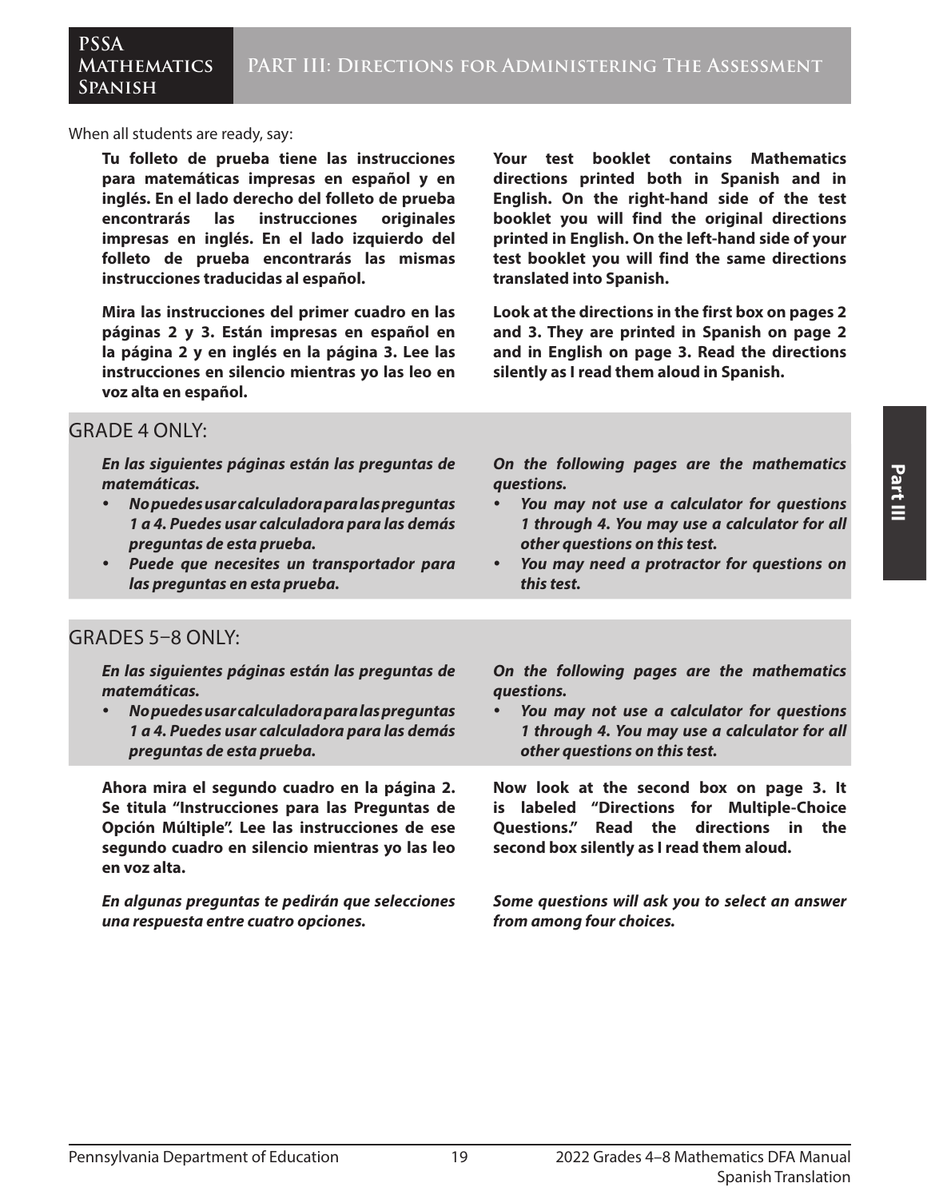When all students are ready, say:

**Tu folleto de prueba tiene las instrucciones para matemáticas impresas en español y en inglés. En el lado derecho del folleto de prueba encontrarás las instrucciones originales impresas en inglés. En el lado izquierdo del folleto de prueba encontrarás las mismas instrucciones traducidas al español.**

**Your test booklet contains Mathematics directions printed both in Spanish and in English. On the right-hand side of the test booklet you will find the original directions printed in English. On the left-hand side of your test booklet you will find the same directions translated into Spanish.**

**Mira las instrucciones del primer cuadro en las páginas 2 y 3. Están impresas en español en la página 2 y en inglés en la página 3. Lee las instrucciones en silencio mientras yo las leo en voz alta en español.**

**Look at the directions in the first box on pages 2 and 3. They are printed in Spanish on page 2 and in English on page 3. Read the directions silently as I read them aloud in Spanish.**

## GRADE 4 ONLY:

***En las siguientes páginas están las preguntas de matemáticas.***

- ***No puedes usar calculadora para las preguntas 1 a 4. Puedes usar calculadora para las demás preguntas de esta prueba.***
- ***Puede que necesites un transportador para las preguntas en esta prueba.***

***On the following pages are the mathematics questions.***

- ***You may not use a calculator for questions 1 through 4. You may use a calculator for all other questions on this test.***
- ***You may need a protractor for questions on this test.***

## GRADES 5–8 ONLY:

***En las siguientes páginas están las preguntas de matemáticas.***

- ***No puedes usar calculadora para las preguntas 1 a 4. Puedes usar calculadora para las demás preguntas de esta prueba.***

***On the following pages are the mathematics questions.***

- ***You may not use a calculator for questions 1 through 4. You may use a calculator for all other questions on this test.***

**Ahora mira el segundo cuadro en la página 2. Se titula "Instrucciones para las Preguntas de Opción Múltiple". Lee las instrucciones de ese segundo cuadro en silencio mientras yo las leo en voz alta.**

**Now look at the second box on page 3. It is labeled "Directions for Multiple-Choice Questions." Read the directions in the second box silently as I read them aloud.**

***En algunas preguntas te pedirán que selecciones una respuesta entre cuatro opciones.***

***Some questions will ask you to select an answer from among four choices.***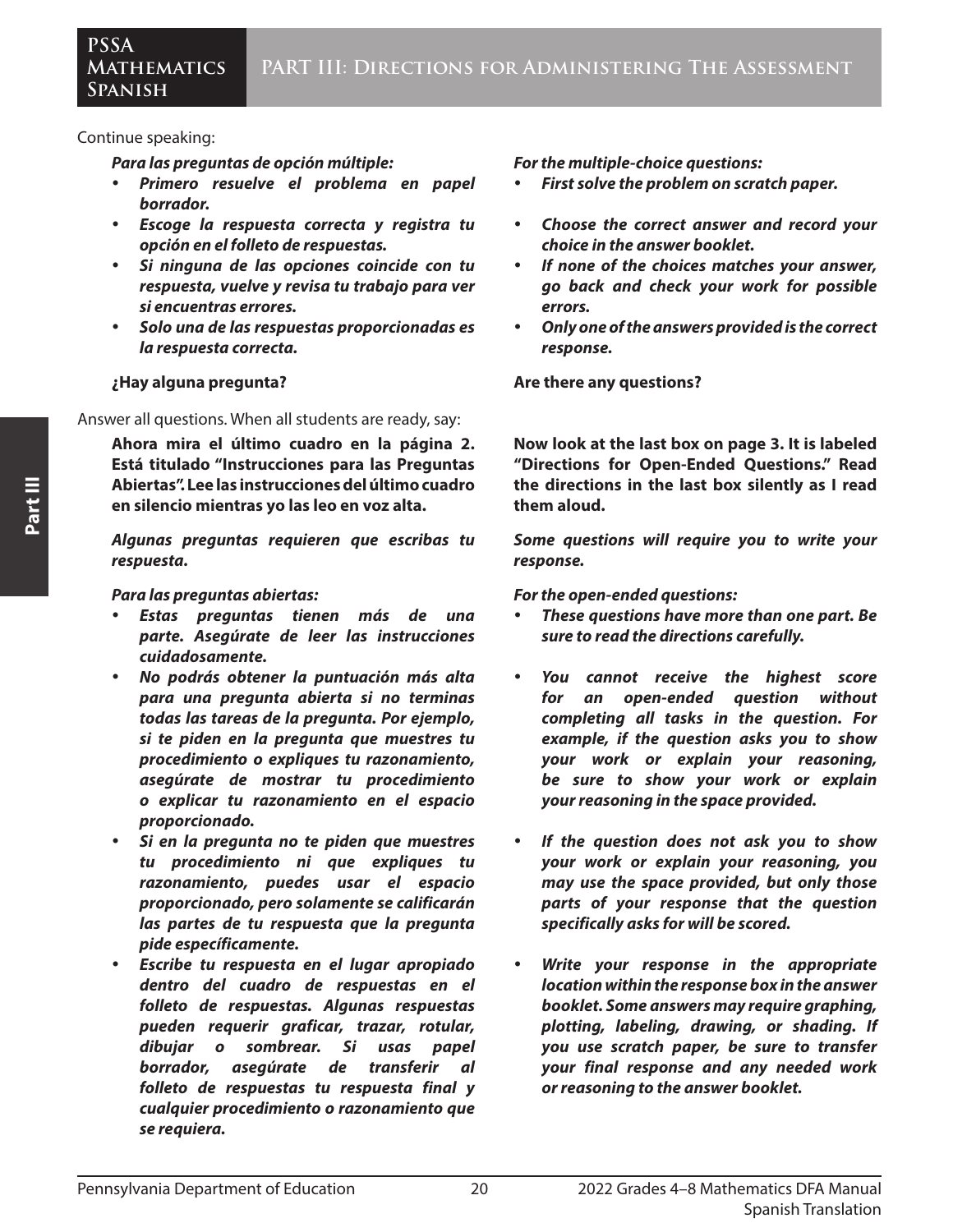Continue speaking:

***Para las preguntas de opción múltiple:***

- ***Primero resuelve el problema en papel borrador.***
- ***Escoge la respuesta correcta y registra tu opción en el folleto de respuestas.***
- ***Si ninguna de las opciones coincide con tu respuesta, vuelve y revisa tu trabajo para ver si encuentras errores.***
- ***Solo una de las respuestas proporcionadas es la respuesta correcta.***

***For the multiple-choice questions:***

- ***First solve the problem on scratch paper.***
- ***Choose the correct answer and record your choice in the answer booklet.***
- ***If none of the choices matches your answer, go back and check your work for possible errors.***
- ***Only one of the answers provided is the correct response.***

**¿Hay alguna pregunta?**

**Are there any questions?**

Answer all questions. When all students are ready, say:

**Ahora mira el último cuadro en la página 2. Está titulado "Instrucciones para las Preguntas Abiertas". Lee las instrucciones del último cuadro en silencio mientras yo las leo en voz alta.**

**Now look at the last box on page 3. It is labeled "Directions for Open-Ended Questions." Read the directions in the last box silently as I read them aloud.**

***Algunas preguntas requieren que escribas tu respuesta.***

***Some questions will require you to write your response.***

***Para las preguntas abiertas:***

- ***Estas preguntas tienen más de una parte. Asegúrate de leer las instrucciones cuidadosamente.***
- ***No podrás obtener la puntuación más alta para una pregunta abierta si no terminas todas las tareas de la pregunta. Por ejemplo, si te piden en la pregunta que muestres tu procedimiento o expliques tu razonamiento, asegúrate de mostrar tu procedimiento o explicar tu razonamiento en el espacio proporcionado.***
- ***Si en la pregunta no te piden que muestres tu procedimiento ni que expliques tu razonamiento, puedes usar el espacio proporcionado, pero solamente se calificarán las partes de tu respuesta que la pregunta pide específicamente.***
- ***Escribe tu respuesta en el lugar apropiado dentro del cuadro de respuestas en el folleto de respuestas. Algunas respuestas pueden requerir graficar, trazar, rotular, dibujar o sombrear. Si usas papel borrador, asegúrate de transferir al folleto de respuestas tu respuesta final y cualquier procedimiento o razonamiento que se requiera.***

***For the open-ended questions:***

- ***These questions have more than one part. Be sure to read the directions carefully.***
- ***You cannot receive the highest score for an open-ended question without completing all tasks in the question. For example, if the question asks you to show your work or explain your reasoning, be sure to show your work or explain your reasoning in the space provided.***
- ***If the question does not ask you to show your work or explain your reasoning, you may use the space provided, but only those parts of your response that the question specifically asks for will be scored.***
- ***Write your response in the appropriate location within the response box in the answer booklet. Some answers may require graphing, plotting, labeling, drawing, or shading. If you use scratch paper, be sure to transfer your final response and any needed work or reasoning to the answer booklet.***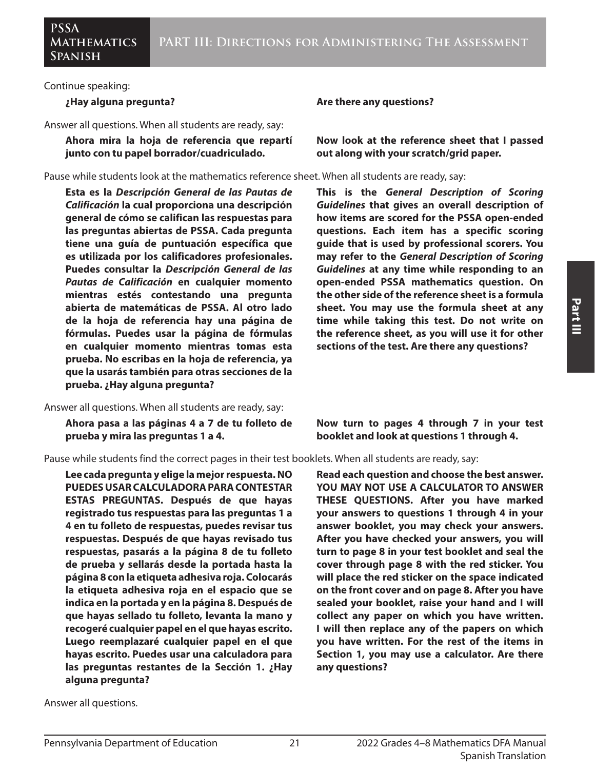Continue speaking:

**¿Hay alguna pregunta?**

**Are there any questions?**

Answer all questions. When all students are ready, say:

**Ahora mira la hoja de referencia que repartí junto con tu papel borrador/cuadriculado.**

**Now look at the reference sheet that I passed out along with your scratch/grid paper.**

Pause while students look at the mathematics reference sheet. When all students are ready, say:

**Esta es la *Descripción General de las Pautas de Calificación* la cual proporciona una descripción general de cómo se califican las respuestas para las preguntas abiertas de PSSA. Cada pregunta tiene una guía de puntuación específica que es utilizada por los calificadores profesionales. Puedes consultar la *Descripción General de las Pautas de Calificación* en cualquier momento mientras estés contestando una pregunta abierta de matemáticas de PSSA. Al otro lado de la hoja de referencia hay una página de fórmulas. Puedes usar la página de fórmulas en cualquier momento mientras tomas esta prueba. No escribas en la hoja de referencia, ya que la usarás también para otras secciones de la prueba. ¿Hay alguna pregunta?**

**This is the *General Description of Scoring Guidelines* that gives an overall description of how items are scored for the PSSA open-ended questions. Each item has a specific scoring guide that is used by professional scorers. You may refer to the *General Description of Scoring Guidelines* at any time while responding to an open-ended PSSA mathematics question. On the other side of the reference sheet is a formula sheet. You may use the formula sheet at any time while taking this test. Do not write on the reference sheet, as you will use it for other sections of the test. Are there any questions?**

Answer all questions. When all students are ready, say:

**Ahora pasa a las páginas 4 a 7 de tu folleto de prueba y mira las preguntas 1 a 4.**

**Now turn to pages 4 through 7 in your test booklet and look at questions 1 through 4.**

Pause while students find the correct pages in their test booklets. When all students are ready, say:

**Lee cada pregunta y elige la mejor respuesta. NO PUEDES USAR CALCULADORA PARA CONTESTAR ESTAS PREGUNTAS. Después de que hayas registrado tus respuestas para las preguntas 1 a 4 en tu folleto de respuestas, puedes revisar tus respuestas. Después de que hayas revisado tus respuestas, pasarás a la página 8 de tu folleto de prueba y sellarás desde la portada hasta la página 8 con la etiqueta adhesiva roja. Colocarás la etiqueta adhesiva roja en el espacio que se indica en la portada y en la página 8. Después de que hayas sellado tu folleto, levanta la mano y recogeré cualquier papel en el que hayas escrito. Luego reemplazaré cualquier papel en el que hayas escrito. Puedes usar una calculadora para las preguntas restantes de la Sección 1. ¿Hay alguna pregunta?**

**Read each question and choose the best answer. YOU MAY NOT USE A CALCULATOR TO ANSWER THESE QUESTIONS. After you have marked your answers to questions 1 through 4 in your answer booklet, you may check your answers. After you have checked your answers, you will turn to page 8 in your test booklet and seal the cover through page 8 with the red sticker. You will place the red sticker on the space indicated on the front cover and on page 8. After you have sealed your booklet, raise your hand and I will collect any paper on which you have written. I will then replace any of the papers on which you have written. For the rest of the items in Section 1, you may use a calculator. Are there any questions?**

Answer all questions.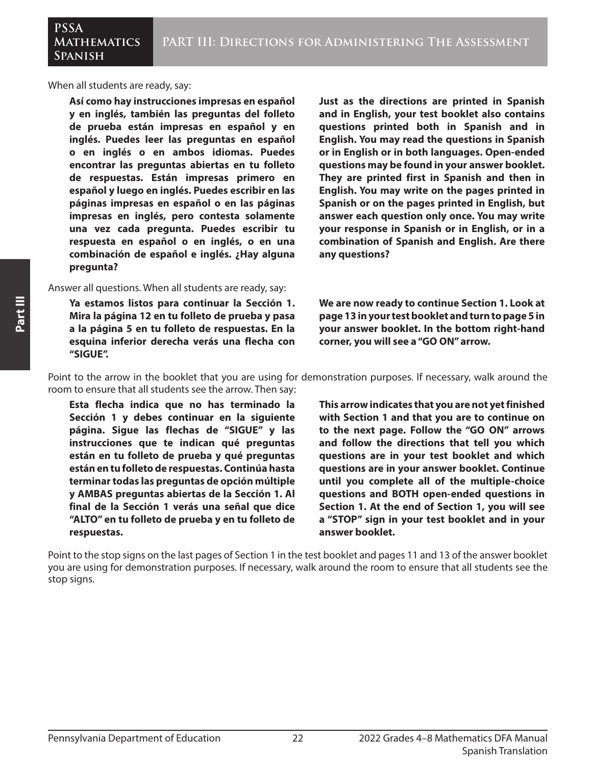When all students are ready, say:

**Así como hay instrucciones impresas en español y en inglés, también las preguntas del folleto de prueba están impresas en español y en inglés. Puedes leer las preguntas en español o en inglés o en ambos idiomas. Puedes encontrar las preguntas abiertas en tu folleto de respuestas. Están impresas primero en español y luego en inglés. Puedes escribir en las páginas impresas en español o en las páginas impresas en inglés, pero contesta solamente una vez cada pregunta. Puedes escribir tu respuesta en español o en inglés, o en una combinación de español e inglés. ¿Hay alguna pregunta?**

**Just as the directions are printed in Spanish and in English, your test booklet also contains questions printed both in Spanish and in English. You may read the questions in Spanish or in English or in both languages. Open-ended questions may be found in your answer booklet. They are printed first in Spanish and then in English. You may write on the pages printed in Spanish or on the pages printed in English, but answer each question only once. You may write your response in Spanish or in English, or in a combination of Spanish and English. Are there any questions?**

Answer all questions. When all students are ready, say:

**Ya estamos listos para continuar la Sección 1. Mira la página 12 en tu folleto de prueba y pasa a la página 5 en tu folleto de respuestas. En la esquina inferior derecha verás una flecha con "SIGUE".**

**We are now ready to continue Section 1. Look at page 13 in your test booklet and turn to page 5 in your answer booklet. In the bottom right-hand corner, you will see a "GO ON" arrow.**

Point to the arrow in the booklet that you are using for demonstration purposes. If necessary, walk around the room to ensure that all students see the arrow. Then say:

**Esta flecha indica que no has terminado la Sección 1 y debes continuar en la siguiente página. Sigue las flechas de "SIGUE" y las instrucciones que te indican qué preguntas están en tu folleto de prueba y qué preguntas están en tu folleto de respuestas. Continúa hasta terminar todas las preguntas de opción múltiple y AMBAS preguntas abiertas de la Sección 1. Al final de la Sección 1 verás una señal que dice "ALTO" en tu folleto de prueba y en tu folleto de respuestas.**

**This arrow indicates that you are not yet finished with Section 1 and that you are to continue on to the next page. Follow the "GO ON" arrows and follow the directions that tell you which questions are in your test booklet and which questions are in your answer booklet. Continue until you complete all of the multiple-choice questions and BOTH open-ended questions in Section 1. At the end of Section 1, you will see a "STOP" sign in your test booklet and in your answer booklet.**

Point to the stop signs on the last pages of Section 1 in the test booklet and pages 11 and 13 of the answer booklet you are using for demonstration purposes. If necessary, walk around the room to ensure that all students see the stop signs.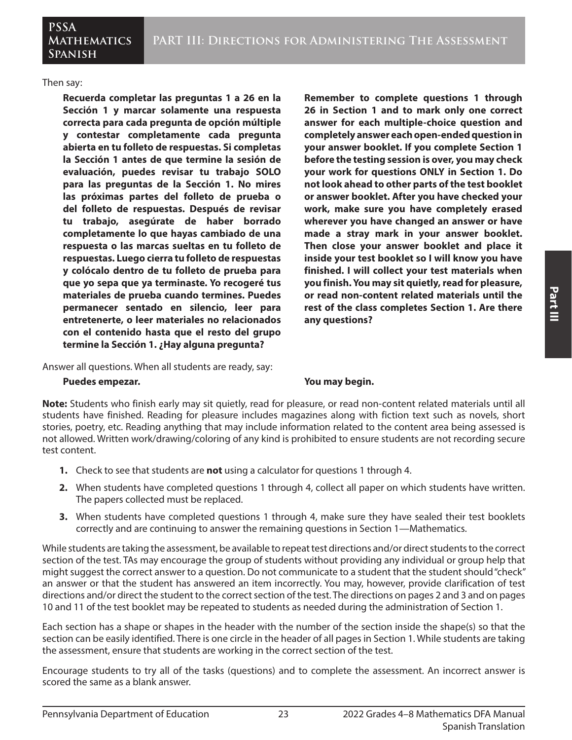Then say:

**Recuerda completar las preguntas 1 a 26 en la Sección 1 y marcar solamente una respuesta correcta para cada pregunta de opción múltiple y contestar completamente cada pregunta abierta en tu folleto de respuestas. Si completas la Sección 1 antes de que termine la sesión de evaluación, puedes revisar tu trabajo SOLO para las preguntas de la Sección 1. No mires las próximas partes del folleto de prueba o del folleto de respuestas. Después de revisar tu trabajo, asegúrate de haber borrado completamente lo que hayas cambiado de una respuesta o las marcas sueltas en tu folleto de respuestas. Luego cierra tu folleto de respuestas y colócalo dentro de tu folleto de prueba para que yo sepa que ya terminaste. Yo recogeré tus materiales de prueba cuando termines. Puedes permanecer sentado en silencio, leer para entretenerte, o leer materiales no relacionados con el contenido hasta que el resto del grupo termine la Sección 1. ¿Hay alguna pregunta?**

**Remember to complete questions 1 through 26 in Section 1 and to mark only one correct answer for each multiple-choice question and completely answer each open-ended question in your answer booklet. If you complete Section 1 before the testing session is over, you may check your work for questions ONLY in Section 1. Do not look ahead to other parts of the test booklet or answer booklet. After you have checked your work, make sure you have completely erased wherever you have changed an answer or have made a stray mark in your answer booklet. Then close your answer booklet and place it inside your test booklet so I will know you have finished. I will collect your test materials when you finish. You may sit quietly, read for pleasure, or read non-content related materials until the rest of the class completes Section 1. Are there any questions?**

Answer all questions. When all students are ready, say:

**Puedes empezar.**

**You may begin.**

**Note:** Students who finish early may sit quietly, read for pleasure, or read non-content related materials until all students have finished. Reading for pleasure includes magazines along with fiction text such as novels, short stories, poetry, etc. Reading anything that may include information related to the content area being assessed is not allowed. Written work/drawing/coloring of any kind is prohibited to ensure students are not recording secure test content.

1. Check to see that students are **not** using a calculator for questions 1 through 4.
2. When students have completed questions 1 through 4, collect all paper on which students have written. The papers collected must be replaced.
3. When students have completed questions 1 through 4, make sure they have sealed their test booklets correctly and are continuing to answer the remaining questions in Section 1—Mathematics.

While students are taking the assessment, be available to repeat test directions and/or direct students to the correct section of the test. TAs may encourage the group of students without providing any individual or group help that might suggest the correct answer to a question. Do not communicate to a student that the student should "check" an answer or that the student has answered an item incorrectly. You may, however, provide clarification of test directions and/or direct the student to the correct section of the test. The directions on pages 2 and 3 and on pages 10 and 11 of the test booklet may be repeated to students as needed during the administration of Section 1.

Each section has a shape or shapes in the header with the number of the section inside the shape(s) so that the section can be easily identified. There is one circle in the header of all pages in Section 1. While students are taking the assessment, ensure that students are working in the correct section of the test.

Encourage students to try all of the tasks (questions) and to complete the assessment. An incorrect answer is scored the same as a blank answer.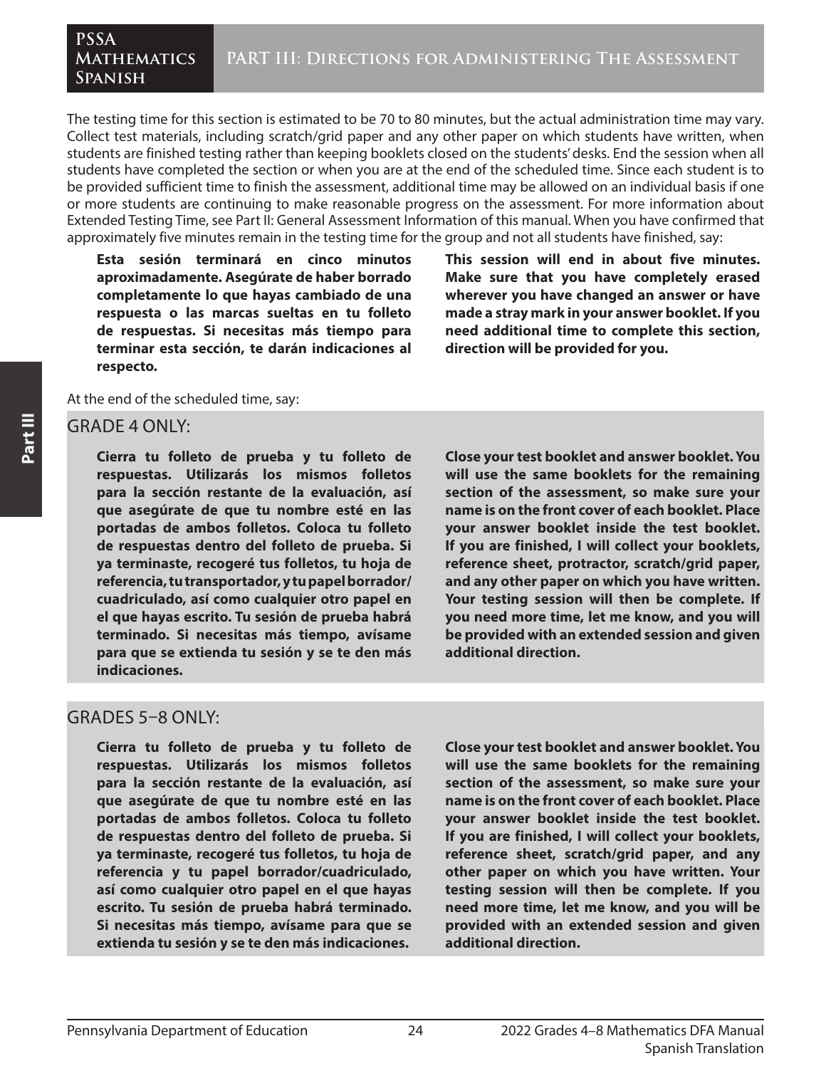The testing time for this section is estimated to be 70 to 80 minutes, but the actual administration time may vary. Collect test materials, including scratch/grid paper and any other paper on which students have written, when students are finished testing rather than keeping booklets closed on the students' desks. End the session when all students have completed the section or when you are at the end of the scheduled time. Since each student is to be provided sufficient time to finish the assessment, additional time may be allowed on an individual basis if one or more students are continuing to make reasonable progress on the assessment. For more information about Extended Testing Time, see Part II: General Assessment Information of this manual. When you have confirmed that approximately five minutes remain in the testing time for the group and not all students have finished, say:

**Esta sesión terminará en cinco minutos aproximadamente. Asegúrate de haber borrado completamente lo que hayas cambiado de una respuesta o las marcas sueltas en tu folleto de respuestas. Si necesitas más tiempo para terminar esta sección, te darán indicaciones al respecto.**

**This session will end in about five minutes. Make sure that you have completely erased wherever you have changed an answer or have made a stray mark in your answer booklet. If you need additional time to complete this section, direction will be provided for you.**

At the end of the scheduled time, say:

## GRADE 4 ONLY:

**Cierra tu folleto de prueba y tu folleto de respuestas. Utilizarás los mismos folletos para la sección restante de la evaluación, así que asegúrate de que tu nombre esté en las portadas de ambos folletos. Coloca tu folleto de respuestas dentro del folleto de prueba. Si ya terminaste, recogeré tus folletos, tu hoja de referencia, tu transportador, y tu papel borrador/cuadriculado, así como cualquier otro papel en el que hayas escrito. Tu sesión de prueba habrá terminado. Si necesitas más tiempo, avísame para que se extienda tu sesión y se te den más indicaciones.**

**Close your test booklet and answer booklet. You will use the same booklets for the remaining section of the assessment, so make sure your name is on the front cover of each booklet. Place your answer booklet inside the test booklet. If you are finished, I will collect your booklets, reference sheet, protractor, scratch/grid paper, and any other paper on which you have written. Your testing session will then be complete. If you need more time, let me know, and you will be provided with an extended session and given additional direction.**

## GRADES 5–8 ONLY:

**Cierra tu folleto de prueba y tu folleto de respuestas. Utilizarás los mismos folletos para la sección restante de la evaluación, así que asegúrate de que tu nombre esté en las portadas de ambos folletos. Coloca tu folleto de respuestas dentro del folleto de prueba. Si ya terminaste, recogeré tus folletos, tu hoja de referencia y tu papel borrador/cuadriculado, así como cualquier otro papel en el que hayas escrito. Tu sesión de prueba habrá terminado. Si necesitas más tiempo, avísame para que se extienda tu sesión y se te den más indicaciones.**

**Close your test booklet and answer booklet. You will use the same booklets for the remaining section of the assessment, so make sure your name is on the front cover of each booklet. Place your answer booklet inside the test booklet. If you are finished, I will collect your booklets, reference sheet, scratch/grid paper, and any other paper on which you have written. Your testing session will then be complete. If you need more time, let me know, and you will be provided with an extended session and given additional direction.**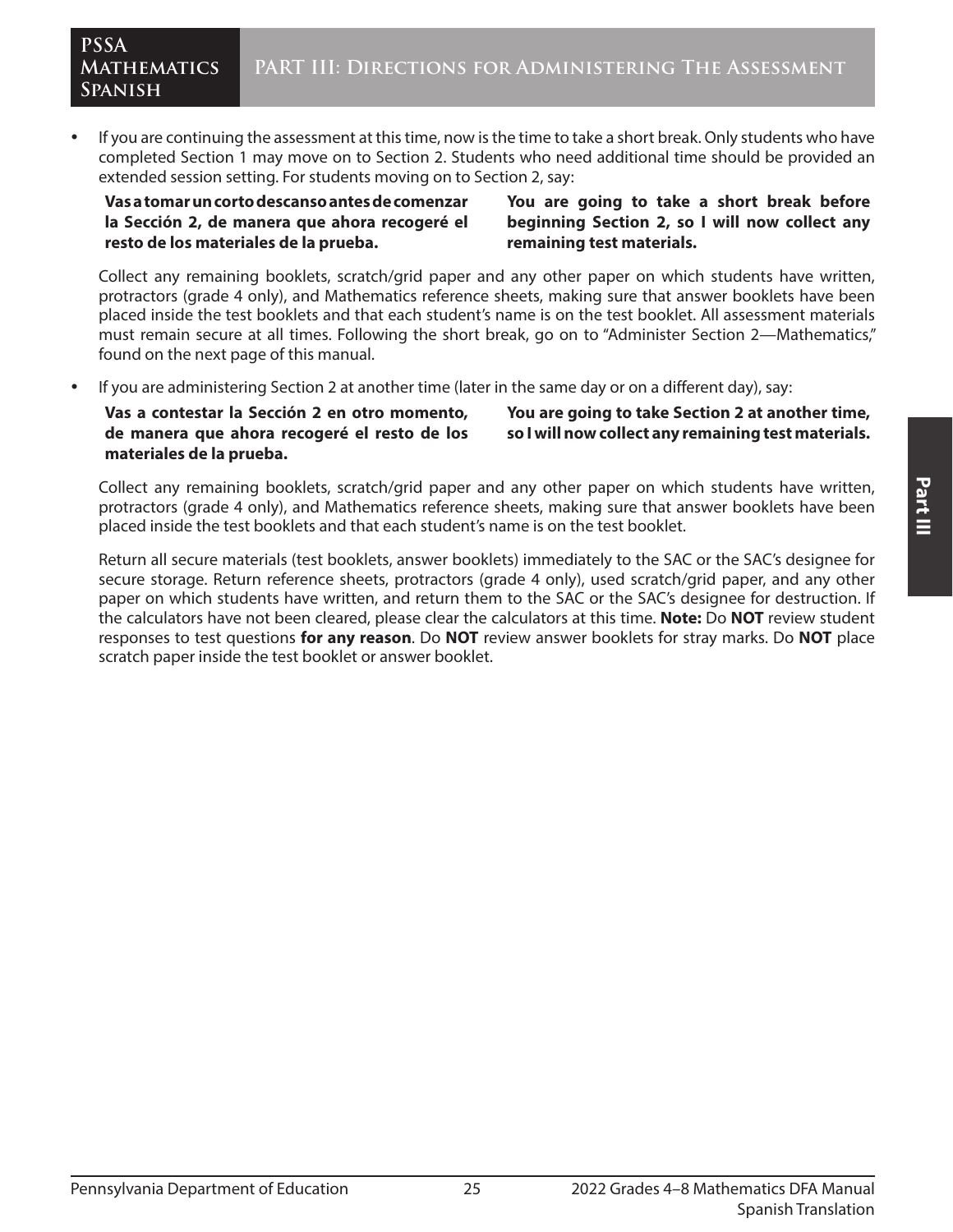- If you are continuing the assessment at this time, now is the time to take a short break. Only students who have completed Section 1 may move on to Section 2. Students who need additional time should be provided an extended session setting. For students moving on to Section 2, say:

| | |
|---|---|
| **Vas a tomar un corto descanso antes de comenzar la Sección 2, de manera que ahora recogeré el resto de los materiales de la prueba.** | **You are going to take a short break before beginning Section 2, so I will now collect any remaining test materials.** |

  Collect any remaining booklets, scratch/grid paper and any other paper on which students have written, protractors (grade 4 only), and Mathematics reference sheets, making sure that answer booklets have been placed inside the test booklets and that each student's name is on the test booklet. All assessment materials must remain secure at all times. Following the short break, go on to "Administer Section 2—Mathematics," found on the next page of this manual.

- If you are administering Section 2 at another time (later in the same day or on a different day), say:

| | |
|---|---|
| **Vas a contestar la Sección 2 en otro momento, de manera que ahora recogeré el resto de los materiales de la prueba.** | **You are going to take Section 2 at another time, so I will now collect any remaining test materials.** |

  Collect any remaining booklets, scratch/grid paper and any other paper on which students have written, protractors (grade 4 only), and Mathematics reference sheets, making sure that answer booklets have been placed inside the test booklets and that each student's name is on the test booklet.

  Return all secure materials (test booklets, answer booklets) immediately to the SAC or the SAC's designee for secure storage. Return reference sheets, protractors (grade 4 only), used scratch/grid paper, and any other paper on which students have written, and return them to the SAC or the SAC's designee for destruction. If the calculators have not been cleared, please clear the calculators at this time. **Note:** Do **NOT** review student responses to test questions **for any reason**. Do **NOT** review answer booklets for stray marks. Do **NOT** place scratch paper inside the test booklet or answer booklet.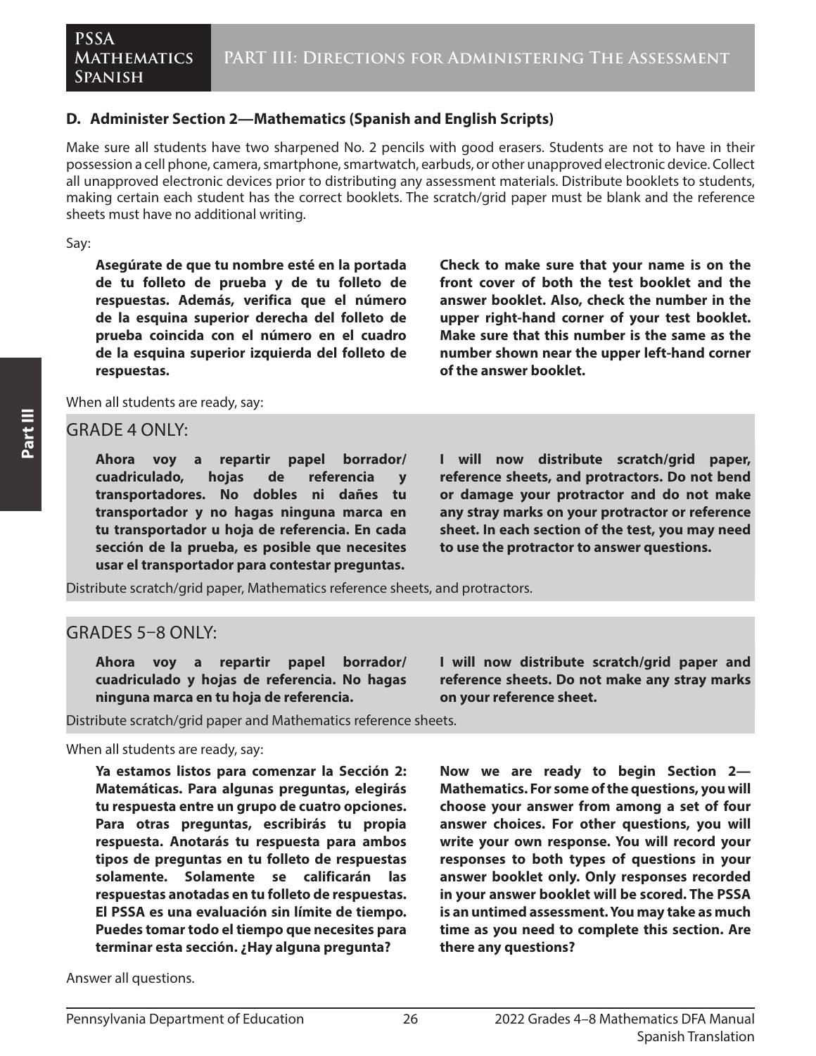## D. Administer Section 2—Mathematics (Spanish and English Scripts)

Make sure all students have two sharpened No. 2 pencils with good erasers. Students are not to have in their possession a cell phone, camera, smartphone, smartwatch, earbuds, or other unapproved electronic device. Collect all unapproved electronic devices prior to distributing any assessment materials. Distribute booklets to students, making certain each student has the correct booklets. The scratch/grid paper must be blank and the reference sheets must have no additional writing.

Say:

**Asegúrate de que tu nombre esté en la portada de tu folleto de prueba y de tu folleto de respuestas. Además, verifica que el número de la esquina superior derecha del folleto de prueba coincida con el número en el cuadro de la esquina superior izquierda del folleto de respuestas.**

**Check to make sure that your name is on the front cover of both the test booklet and the answer booklet. Also, check the number in the upper right-hand corner of your test booklet. Make sure that this number is the same as the number shown near the upper left-hand corner of the answer booklet.**

When all students are ready, say:

### GRADE 4 ONLY:

**Ahora voy a repartir papel borrador/cuadriculado, hojas de referencia y transportadores. No dobles ni dañes tu transportador y no hagas ninguna marca en tu transportador u hoja de referencia. En cada sección de la prueba, es posible que necesites usar el transportador para contestar preguntas.**

**I will now distribute scratch/grid paper, reference sheets, and protractors. Do not bend or damage your protractor and do not make any stray marks on your protractor or reference sheet. In each section of the test, you may need to use the protractor to answer questions.**

Distribute scratch/grid paper, Mathematics reference sheets, and protractors.

### GRADES 5–8 ONLY:

**Ahora voy a repartir papel borrador/cuadriculado y hojas de referencia. No hagas ninguna marca en tu hoja de referencia.**

**I will now distribute scratch/grid paper and reference sheets. Do not make any stray marks on your reference sheet.**

Distribute scratch/grid paper and Mathematics reference sheets.

When all students are ready, say:

**Ya estamos listos para comenzar la Sección 2: Matemáticas. Para algunas preguntas, elegirás tu respuesta entre un grupo de cuatro opciones. Para otras preguntas, escribirás tu propia respuesta. Anotarás tu respuesta para ambos tipos de preguntas en tu folleto de respuestas solamente. Solamente se calificarán las respuestas anotadas en tu folleto de respuestas. El PSSA es una evaluación sin límite de tiempo. Puedes tomar todo el tiempo que necesites para terminar esta sección. ¿Hay alguna pregunta?**

**Now we are ready to begin Section 2—Mathematics. For some of the questions, you will choose your answer from among a set of four answer choices. For other questions, you will write your own response. You will record your responses to both types of questions in your answer booklet only. Only responses recorded in your answer booklet will be scored. The PSSA is an untimed assessment. You may take as much time as you need to complete this section. Are there any questions?**

Answer all questions.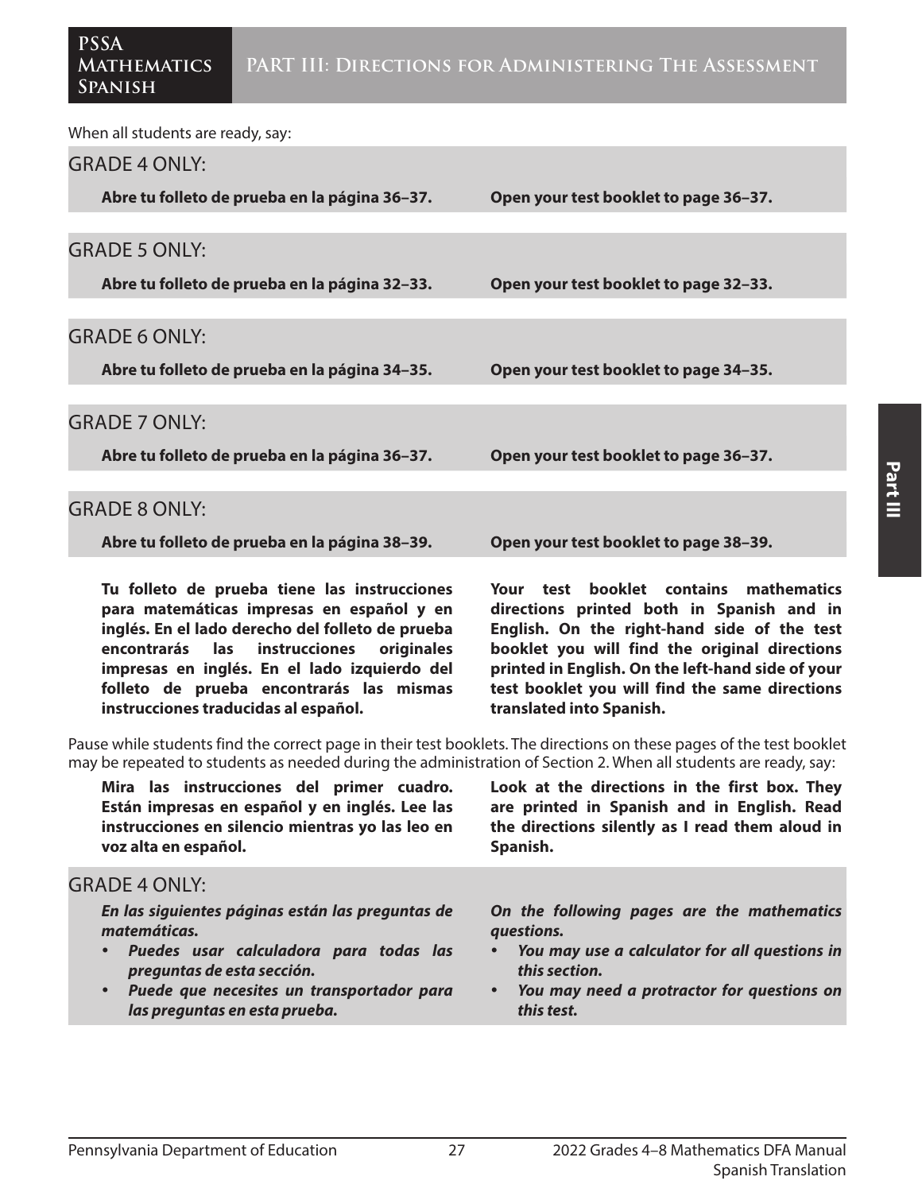When all students are ready, say:

GRADE 4 ONLY:

**Abre tu folleto de prueba en la página 36–37.**

**Open your test booklet to page 36–37.**

GRADE 5 ONLY:

**Abre tu folleto de prueba en la página 32–33.**

**Open your test booklet to page 32–33.**

GRADE 6 ONLY:

**Abre tu folleto de prueba en la página 34–35.**

**Open your test booklet to page 34–35.**

GRADE 7 ONLY:

**Abre tu folleto de prueba en la página 36–37.**

**Open your test booklet to page 36–37.**

GRADE 8 ONLY:

**Abre tu folleto de prueba en la página 38–39.**

**Open your test booklet to page 38–39.**

**Tu folleto de prueba tiene las instrucciones para matemáticas impresas en español y en inglés. En el lado derecho del folleto de prueba encontrarás las instrucciones originales impresas en inglés. En el lado izquierdo del folleto de prueba encontrarás las mismas instrucciones traducidas al español.**

**Your test booklet contains mathematics directions printed both in Spanish and in English. On the right-hand side of the test booklet you will find the original directions printed in English. On the left-hand side of your test booklet you will find the same directions translated into Spanish.**

Pause while students find the correct page in their test booklets. The directions on these pages of the test booklet may be repeated to students as needed during the administration of Section 2. When all students are ready, say:

**Mira las instrucciones del primer cuadro. Están impresas en español y en inglés. Lee las instrucciones en silencio mientras yo las leo en voz alta en español.**

**Look at the directions in the first box. They are printed in Spanish and in English. Read the directions silently as I read them aloud in Spanish.**

GRADE 4 ONLY:

***En las siguientes páginas están las preguntas de matemáticas.***

- ***Puedes usar calculadora para todas las preguntas de esta sección.***
- ***Puede que necesites un transportador para las preguntas en esta prueba.***

***On the following pages are the mathematics questions.***

- ***You may use a calculator for all questions in this section.***
- ***You may need a protractor for questions on this test.***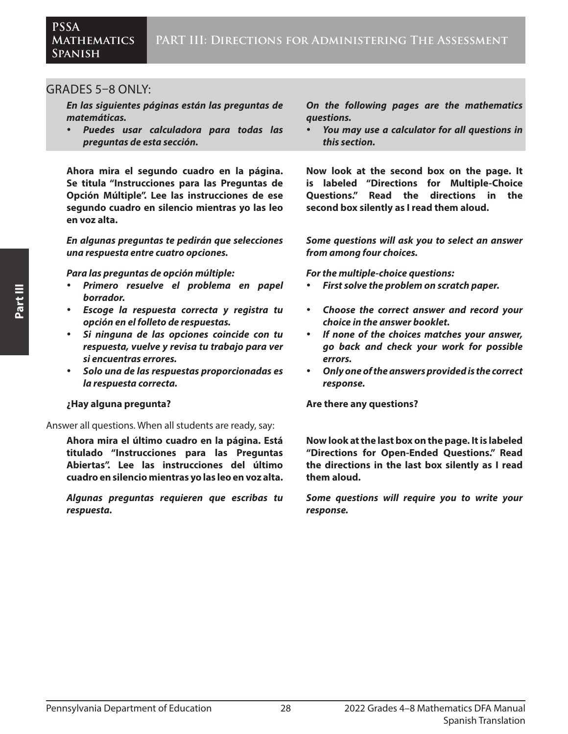## GRADES 5–8 ONLY:

***En las siguientes páginas están las preguntas de matemáticas.***

- ***Puedes usar calculadora para todas las preguntas de esta sección.***

***On the following pages are the mathematics questions.***

- ***You may use a calculator for all questions in this section.***

**Ahora mira el segundo cuadro en la página. Se titula "Instrucciones para las Preguntas de Opción Múltiple". Lee las instrucciones de ese segundo cuadro en silencio mientras yo las leo en voz alta.**

**Now look at the second box on the page. It is labeled "Directions for Multiple-Choice Questions." Read the directions in the second box silently as I read them aloud.**

***En algunas preguntas te pedirán que selecciones una respuesta entre cuatro opciones.***

***Some questions will ask you to select an answer from among four choices.***

***Para las preguntas de opción múltiple:***

- ***Primero resuelve el problema en papel borrador.***
- ***Escoge la respuesta correcta y registra tu opción en el folleto de respuestas.***
- ***Si ninguna de las opciones coincide con tu respuesta, vuelve y revisa tu trabajo para ver si encuentras errores.***
- ***Solo una de las respuestas proporcionadas es la respuesta correcta.***

***For the multiple-choice questions:***

- ***First solve the problem on scratch paper.***
- ***Choose the correct answer and record your choice in the answer booklet.***
- ***If none of the choices matches your answer, go back and check your work for possible errors.***
- ***Only one of the answers provided is the correct response.***

**¿Hay alguna pregunta?**

**Are there any questions?**

Answer all questions. When all students are ready, say:

**Ahora mira el último cuadro en la página. Está titulado "Instrucciones para las Preguntas Abiertas". Lee las instrucciones del último cuadro en silencio mientras yo las leo en voz alta.**

**Now look at the last box on the page. It is labeled "Directions for Open-Ended Questions." Read the directions in the last box silently as I read them aloud.**

***Algunas preguntas requieren que escribas tu respuesta.***

***Some questions will require you to write your response.***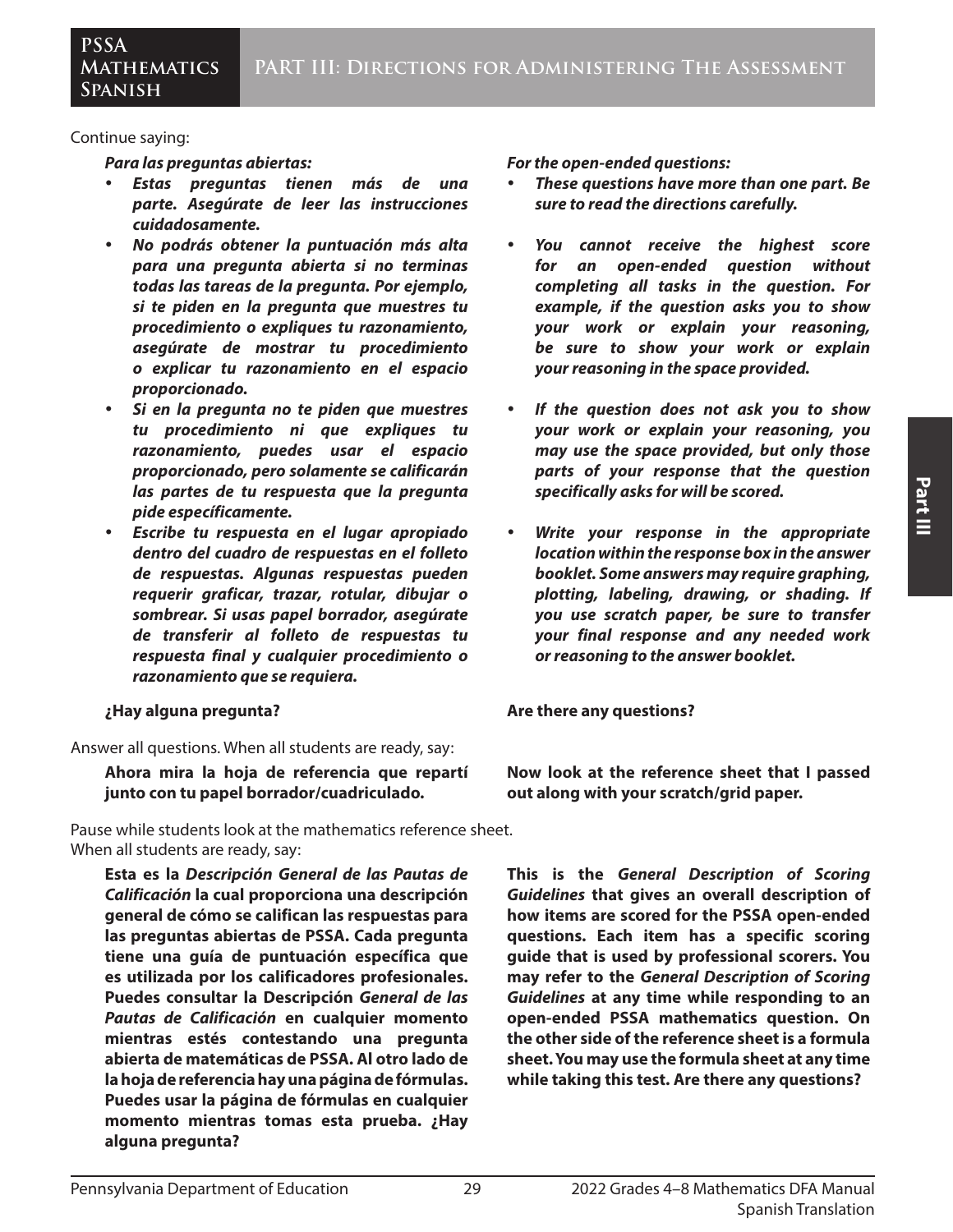Continue saying:

***Para las preguntas abiertas:***

- ***Estas preguntas tienen más de una parte. Asegúrate de leer las instrucciones cuidadosamente.***
- ***No podrás obtener la puntuación más alta para una pregunta abierta si no terminas todas las tareas de la pregunta. Por ejemplo, si te piden en la pregunta que muestres tu procedimiento o expliques tu razonamiento, asegúrate de mostrar tu procedimiento o explicar tu razonamiento en el espacio proporcionado.***
- ***Si en la pregunta no te piden que muestres tu procedimiento ni que expliques tu razonamiento, puedes usar el espacio proporcionado, pero solamente se calificarán las partes de tu respuesta que la pregunta pide específicamente.***
- ***Escribe tu respuesta en el lugar apropiado dentro del cuadro de respuestas en el folleto de respuestas. Algunas respuestas pueden requerir graficar, trazar, rotular, dibujar o sombrear. Si usas papel borrador, asegúrate de transferir al folleto de respuestas tu respuesta final y cualquier procedimiento o razonamiento que se requiera.***

**¿Hay alguna pregunta?**

***For the open-ended questions:***

- ***These questions have more than one part. Be sure to read the directions carefully.***
- ***You cannot receive the highest score for an open-ended question without completing all tasks in the question. For example, if the question asks you to show your work or explain your reasoning, be sure to show your work or explain your reasoning in the space provided.***
- ***If the question does not ask you to show your work or explain your reasoning, you may use the space provided, but only those parts of your response that the question specifically asks for will be scored.***
- ***Write your response in the appropriate location within the response box in the answer booklet. Some answers may require graphing, plotting, labeling, drawing, or shading. If you use scratch paper, be sure to transfer your final response and any needed work or reasoning to the answer booklet.***

**Are there any questions?**

Answer all questions. When all students are ready, say:

**Ahora mira la hoja de referencia que repartí junto con tu papel borrador/cuadriculado.**

**Now look at the reference sheet that I passed out along with your scratch/grid paper.**

Pause while students look at the mathematics reference sheet.
When all students are ready, say:

**Esta es la *Descripción General de las Pautas de Calificación* la cual proporciona una descripción general de cómo se califican las respuestas para las preguntas abiertas de PSSA. Cada pregunta tiene una guía de puntuación específica que es utilizada por los calificadores profesionales. Puedes consultar la Descripción *General de las Pautas de Calificación* en cualquier momento mientras estés contestando una pregunta abierta de matemáticas de PSSA. Al otro lado de la hoja de referencia hay una página de fórmulas. Puedes usar la página de fórmulas en cualquier momento mientras tomas esta prueba. ¿Hay alguna pregunta?**

**This is the *General Description of Scoring Guidelines* that gives an overall description of how items are scored for the PSSA open-ended questions. Each item has a specific scoring guide that is used by professional scorers. You may refer to the *General Description of Scoring Guidelines* at any time while responding to an open-ended PSSA mathematics question. On the other side of the reference sheet is a formula sheet. You may use the formula sheet at any time while taking this test. Are there any questions?**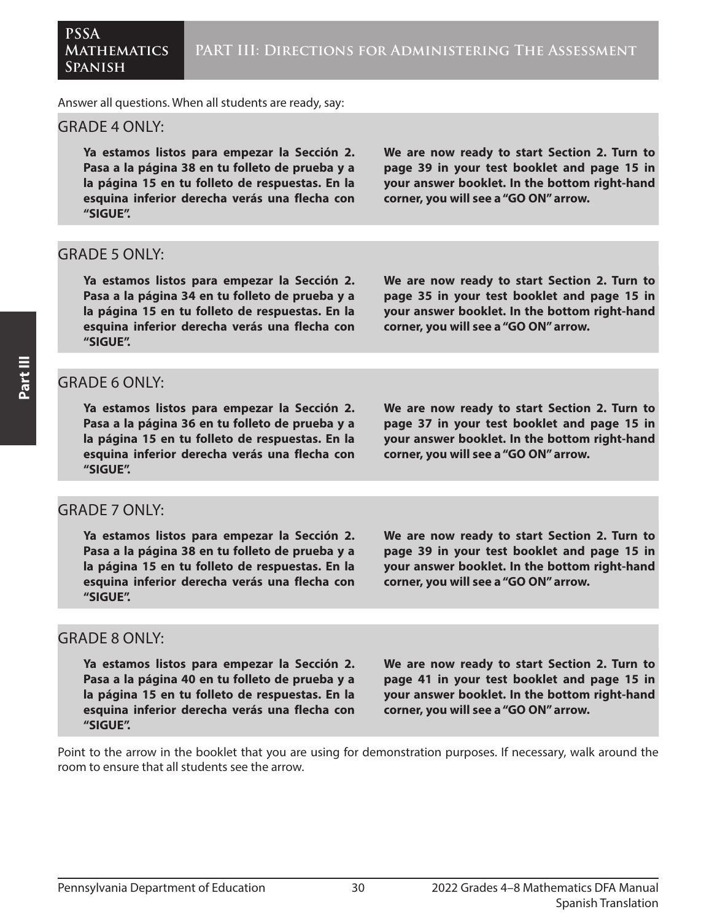Answer all questions. When all students are ready, say:

## GRADE 4 ONLY:

**Ya estamos listos para empezar la Sección 2. Pasa a la página 38 en tu folleto de prueba y a la página 15 en tu folleto de respuestas. En la esquina inferior derecha verás una flecha con "SIGUE".**

**We are now ready to start Section 2. Turn to page 39 in your test booklet and page 15 in your answer booklet. In the bottom right-hand corner, you will see a "GO ON" arrow.**

## GRADE 5 ONLY:

**Ya estamos listos para empezar la Sección 2. Pasa a la página 34 en tu folleto de prueba y a la página 15 en tu folleto de respuestas. En la esquina inferior derecha verás una flecha con "SIGUE".**

**We are now ready to start Section 2. Turn to page 35 in your test booklet and page 15 in your answer booklet. In the bottom right-hand corner, you will see a "GO ON" arrow.**

## GRADE 6 ONLY:

**Ya estamos listos para empezar la Sección 2. Pasa a la página 36 en tu folleto de prueba y a la página 15 en tu folleto de respuestas. En la esquina inferior derecha verás una flecha con "SIGUE".**

**We are now ready to start Section 2. Turn to page 37 in your test booklet and page 15 in your answer booklet. In the bottom right-hand corner, you will see a "GO ON" arrow.**

## GRADE 7 ONLY:

**Ya estamos listos para empezar la Sección 2. Pasa a la página 38 en tu folleto de prueba y a la página 15 en tu folleto de respuestas. En la esquina inferior derecha verás una flecha con "SIGUE".**

**We are now ready to start Section 2. Turn to page 39 in your test booklet and page 15 in your answer booklet. In the bottom right-hand corner, you will see a "GO ON" arrow.**

## GRADE 8 ONLY:

**Ya estamos listos para empezar la Sección 2. Pasa a la página 40 en tu folleto de prueba y a la página 15 en tu folleto de respuestas. En la esquina inferior derecha verás una flecha con "SIGUE".**

**We are now ready to start Section 2. Turn to page 41 in your test booklet and page 15 in your answer booklet. In the bottom right-hand corner, you will see a "GO ON" arrow.**

Point to the arrow in the booklet that you are using for demonstration purposes. If necessary, walk around the room to ensure that all students see the arrow.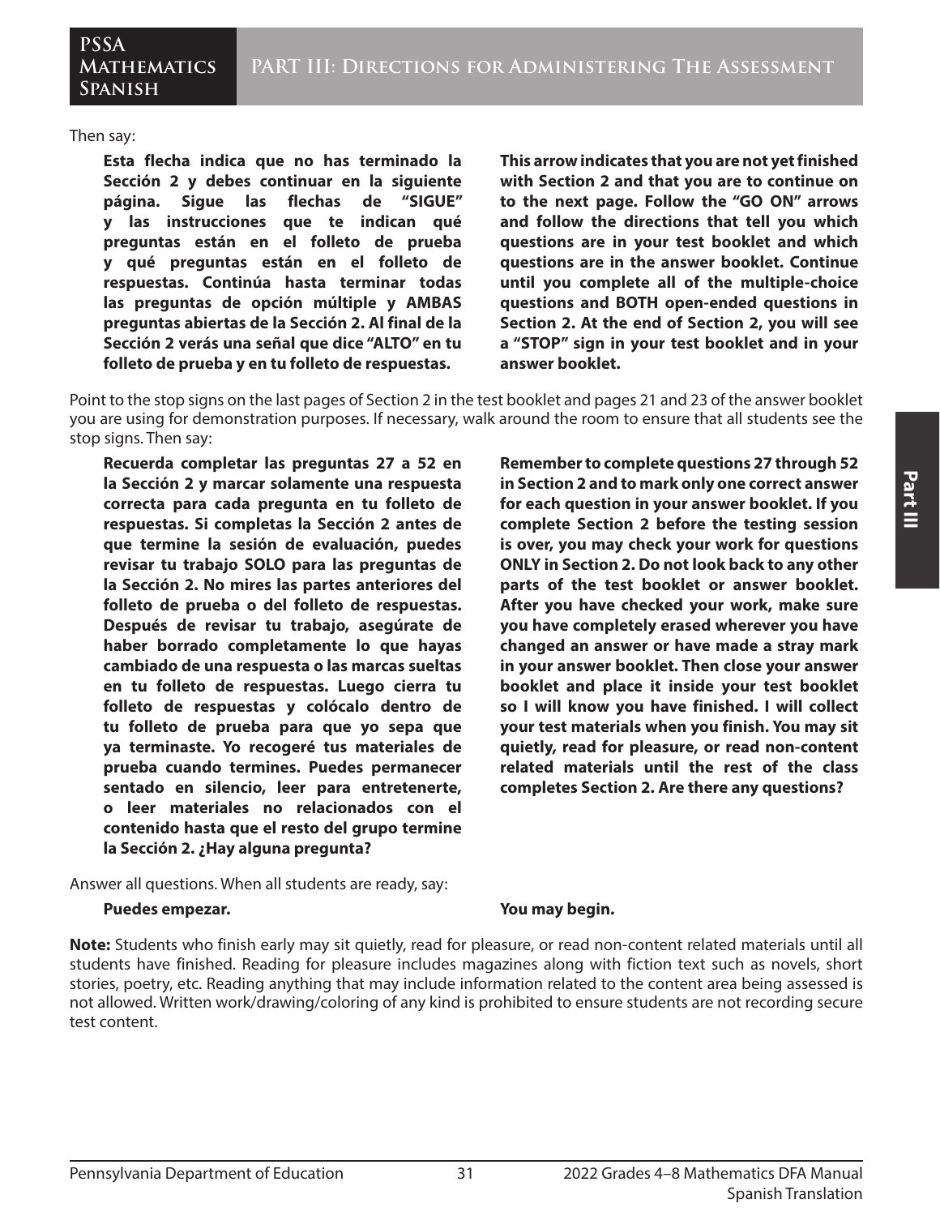Then say:

**Esta flecha indica que no has terminado la Sección 2 y debes continuar en la siguiente página. Sigue las flechas de "SIGUE" y las instrucciones que te indican qué preguntas están en el folleto de prueba y qué preguntas están en el folleto de respuestas. Continúa hasta terminar todas las preguntas de opción múltiple y AMBAS preguntas abiertas de la Sección 2. Al final de la Sección 2 verás una señal que dice "ALTO" en tu folleto de prueba y en tu folleto de respuestas.**

**This arrow indicates that you are not yet finished with Section 2 and that you are to continue on to the next page. Follow the "GO ON" arrows and follow the directions that tell you which questions are in your test booklet and which questions are in the answer booklet. Continue until you complete all of the multiple-choice questions and BOTH open-ended questions in Section 2. At the end of Section 2, you will see a "STOP" sign in your test booklet and in your answer booklet.**

Point to the stop signs on the last pages of Section 2 in the test booklet and pages 21 and 23 of the answer booklet you are using for demonstration purposes. If necessary, walk around the room to ensure that all students see the stop signs. Then say:

**Recuerda completar las preguntas 27 a 52 en la Sección 2 y marcar solamente una respuesta correcta para cada pregunta en tu folleto de respuestas. Si completas la Sección 2 antes de que termine la sesión de evaluación, puedes revisar tu trabajo SOLO para las preguntas de la Sección 2. No mires las partes anteriores del folleto de prueba o del folleto de respuestas. Después de revisar tu trabajo, asegúrate de haber borrado completamente lo que hayas cambiado de una respuesta o las marcas sueltas en tu folleto de respuestas. Luego cierra tu folleto de respuestas y colócalo dentro de tu folleto de prueba para que yo sepa que ya terminaste. Yo recogeré tus materiales de prueba cuando termines. Puedes permanecer sentado en silencio, leer para entretenerte, o leer materiales no relacionados con el contenido hasta que el resto del grupo termine la Sección 2. ¿Hay alguna pregunta?**

**Remember to complete questions 27 through 52 in Section 2 and to mark only one correct answer for each question in your answer booklet. If you complete Section 2 before the testing session is over, you may check your work for questions ONLY in Section 2. Do not look back to any other parts of the test booklet or answer booklet. After you have checked your work, make sure you have completely erased wherever you have changed an answer or have made a stray mark in your answer booklet. Then close your answer booklet and place it inside your test booklet so I will know you have finished. I will collect your test materials when you finish. You may sit quietly, read for pleasure, or read non-content related materials until the rest of the class completes Section 2. Are there any questions?**

Answer all questions. When all students are ready, say:

**Puedes empezar.**

**You may begin.**

**Note:** Students who finish early may sit quietly, read for pleasure, or read non-content related materials until all students have finished. Reading for pleasure includes magazines along with fiction text such as novels, short stories, poetry, etc. Reading anything that may include information related to the content area being assessed is not allowed. Written work/drawing/coloring of any kind is prohibited to ensure students are not recording secure test content.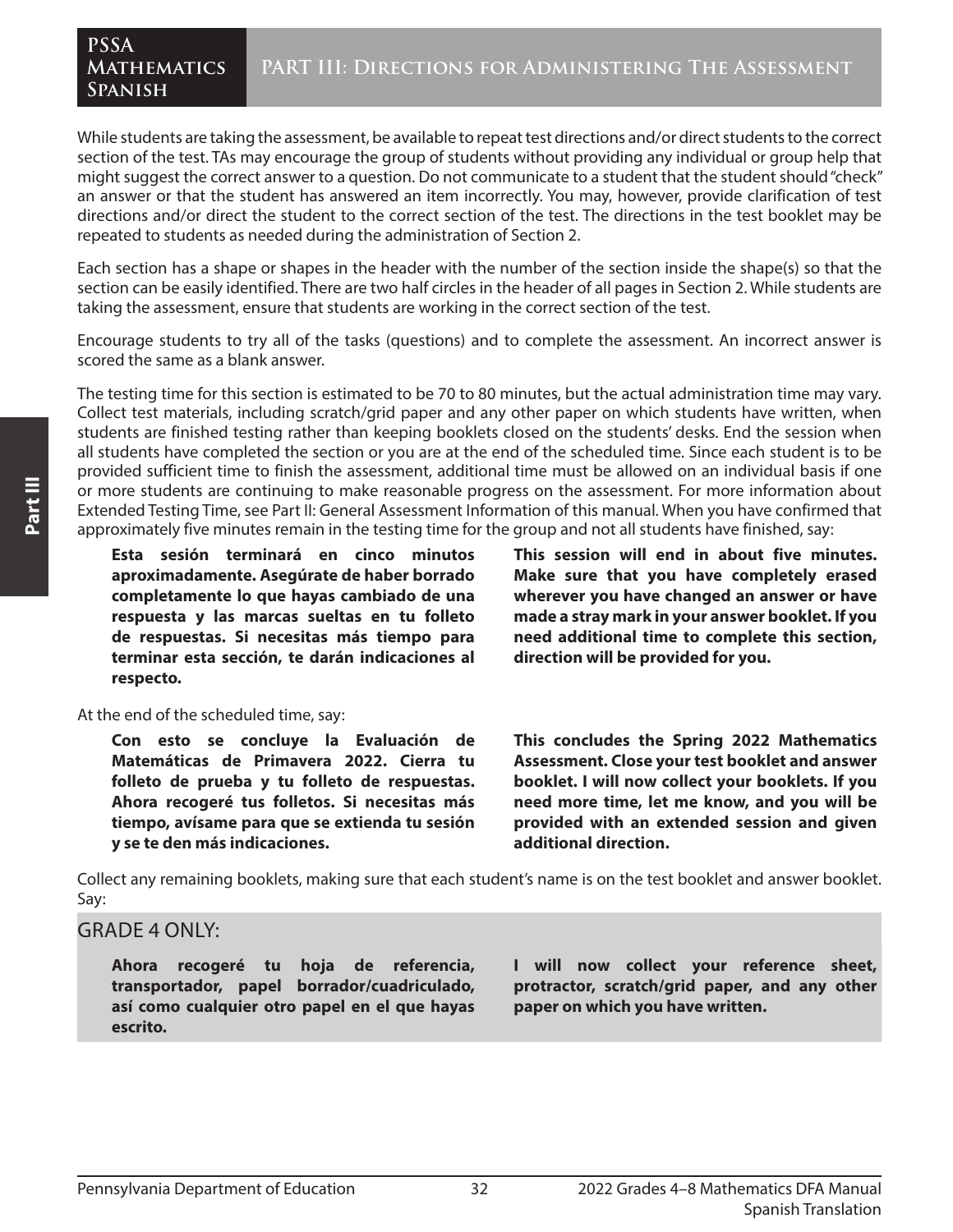While students are taking the assessment, be available to repeat test directions and/or direct students to the correct section of the test. TAs may encourage the group of students without providing any individual or group help that might suggest the correct answer to a question. Do not communicate to a student that the student should "check" an answer or that the student has answered an item incorrectly. You may, however, provide clarification of test directions and/or direct the student to the correct section of the test. The directions in the test booklet may be repeated to students as needed during the administration of Section 2.

Each section has a shape or shapes in the header with the number of the section inside the shape(s) so that the section can be easily identified. There are two half circles in the header of all pages in Section 2. While students are taking the assessment, ensure that students are working in the correct section of the test.

Encourage students to try all of the tasks (questions) and to complete the assessment. An incorrect answer is scored the same as a blank answer.

The testing time for this section is estimated to be 70 to 80 minutes, but the actual administration time may vary. Collect test materials, including scratch/grid paper and any other paper on which students have written, when students are finished testing rather than keeping booklets closed on the students' desks. End the session when all students have completed the section or you are at the end of the scheduled time. Since each student is to be provided sufficient time to finish the assessment, additional time must be allowed on an individual basis if one or more students are continuing to make reasonable progress on the assessment. For more information about Extended Testing Time, see Part II: General Assessment Information of this manual. When you have confirmed that approximately five minutes remain in the testing time for the group and not all students have finished, say:

**Esta sesión terminará en cinco minutos aproximadamente. Asegúrate de haber borrado completamente lo que hayas cambiado de una respuesta y las marcas sueltas en tu folleto de respuestas. Si necesitas más tiempo para terminar esta sección, te darán indicaciones al respecto.**

**This session will end in about five minutes. Make sure that you have completely erased wherever you have changed an answer or have made a stray mark in your answer booklet. If you need additional time to complete this section, direction will be provided for you.**

At the end of the scheduled time, say:

**Con esto se concluye la Evaluación de Matemáticas de Primavera 2022. Cierra tu folleto de prueba y tu folleto de respuestas. Ahora recogeré tus folletos. Si necesitas más tiempo, avísame para que se extienda tu sesión y se te den más indicaciones.**

**This concludes the Spring 2022 Mathematics Assessment. Close your test booklet and answer booklet. I will now collect your booklets. If you need more time, let me know, and you will be provided with an extended session and given additional direction.**

Collect any remaining booklets, making sure that each student's name is on the test booklet and answer booklet. Say:

## GRADE 4 ONLY:

**Ahora recogeré tu hoja de referencia, transportador, papel borrador/cuadriculado, así como cualquier otro papel en el que hayas escrito.**

**I will now collect your reference sheet, protractor, scratch/grid paper, and any other paper on which you have written.**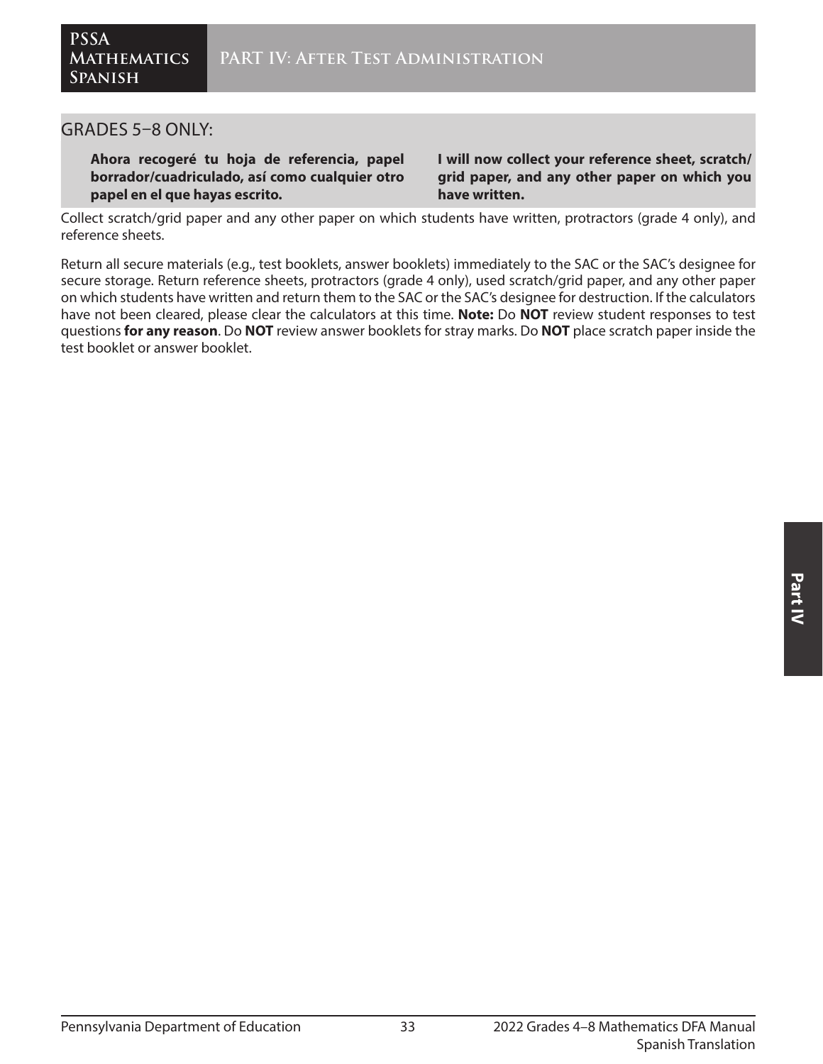## GRADES 5–8 ONLY:

**Ahora recogeré tu hoja de referencia, papel borrador/cuadriculado, así como cualquier otro papel en el que hayas escrito.**

**I will now collect your reference sheet, scratch/grid paper, and any other paper on which you have written.**

Collect scratch/grid paper and any other paper on which students have written, protractors (grade 4 only), and reference sheets.

Return all secure materials (e.g., test booklets, answer booklets) immediately to the SAC or the SAC's designee for secure storage. Return reference sheets, protractors (grade 4 only), used scratch/grid paper, and any other paper on which students have written and return them to the SAC or the SAC's designee for destruction. If the calculators have not been cleared, please clear the calculators at this time. **Note:** Do **NOT** review student responses to test questions **for any reason**. Do **NOT** review answer booklets for stray marks. Do **NOT** place scratch paper inside the test booklet or answer booklet.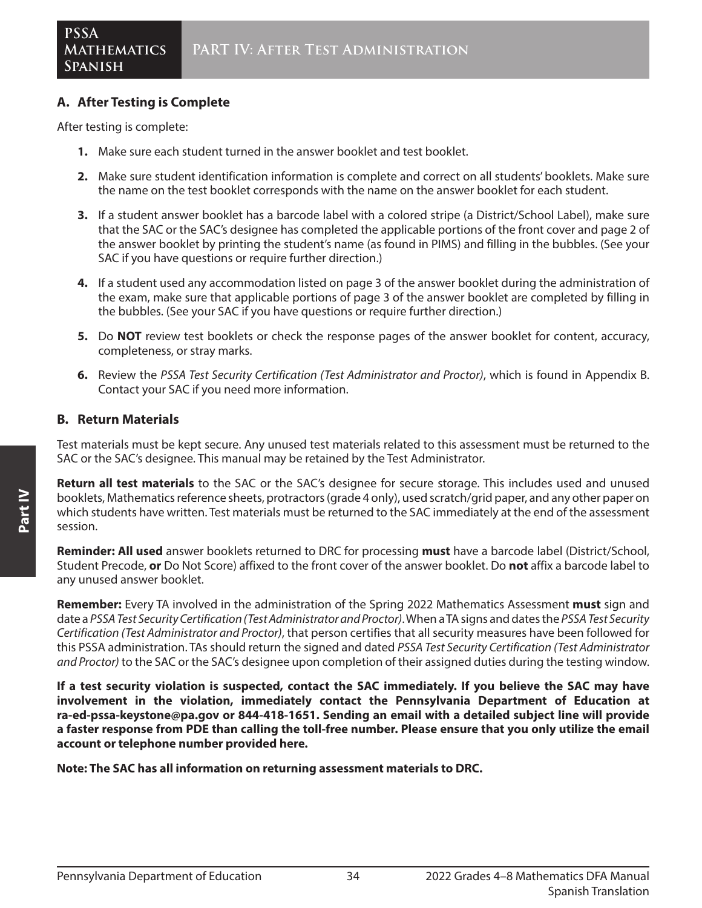## A. After Testing is Complete

After testing is complete:

1. Make sure each student turned in the answer booklet and test booklet.
2. Make sure student identification information is complete and correct on all students' booklets. Make sure the name on the test booklet corresponds with the name on the answer booklet for each student.
3. If a student answer booklet has a barcode label with a colored stripe (a District/School Label), make sure that the SAC or the SAC's designee has completed the applicable portions of the front cover and page 2 of the answer booklet by printing the student's name (as found in PIMS) and filling in the bubbles. (See your SAC if you have questions or require further direction.)
4. If a student used any accommodation listed on page 3 of the answer booklet during the administration of the exam, make sure that applicable portions of page 3 of the answer booklet are completed by filling in the bubbles. (See your SAC if you have questions or require further direction.)
5. Do **NOT** review test booklets or check the response pages of the answer booklet for content, accuracy, completeness, or stray marks.
6. Review the *PSSA Test Security Certification (Test Administrator and Proctor)*, which is found in Appendix B. Contact your SAC if you need more information.

## B. Return Materials

Test materials must be kept secure. Any unused test materials related to this assessment must be returned to the SAC or the SAC's designee. This manual may be retained by the Test Administrator.

**Return all test materials** to the SAC or the SAC's designee for secure storage. This includes used and unused booklets, Mathematics reference sheets, protractors (grade 4 only), used scratch/grid paper, and any other paper on which students have written. Test materials must be returned to the SAC immediately at the end of the assessment session.

**Reminder: All used** answer booklets returned to DRC for processing **must** have a barcode label (District/School, Student Precode, **or** Do Not Score) affixed to the front cover of the answer booklet. Do **not** affix a barcode label to any unused answer booklet.

**Remember:** Every TA involved in the administration of the Spring 2022 Mathematics Assessment **must** sign and date a *PSSA Test Security Certification (Test Administrator and Proctor)*. When a TA signs and dates the *PSSA Test Security Certification (Test Administrator and Proctor)*, that person certifies that all security measures have been followed for this PSSA administration. TAs should return the signed and dated *PSSA Test Security Certification (Test Administrator and Proctor)* to the SAC or the SAC's designee upon completion of their assigned duties during the testing window.

**If a test security violation is suspected, contact the SAC immediately. If you believe the SAC may have involvement in the violation, immediately contact the Pennsylvania Department of Education at ra-ed-pssa-keystone@pa.gov or 844-418-1651. Sending an email with a detailed subject line will provide a faster response from PDE than calling the toll-free number. Please ensure that you only utilize the email account or telephone number provided here.**

**Note: The SAC has all information on returning assessment materials to DRC.**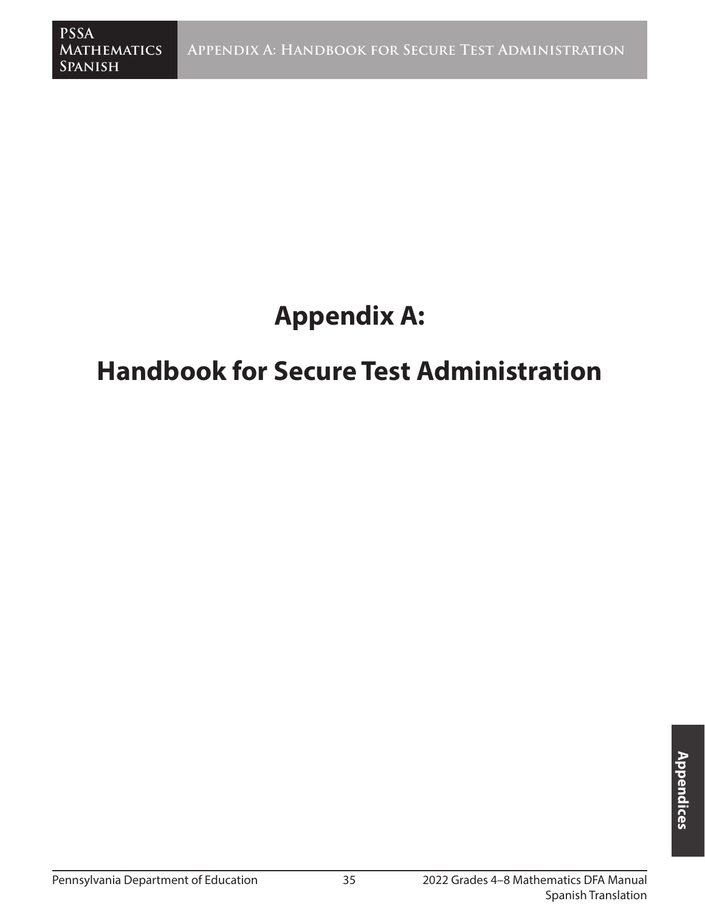# Appendix A:

# Handbook for Secure Test Administration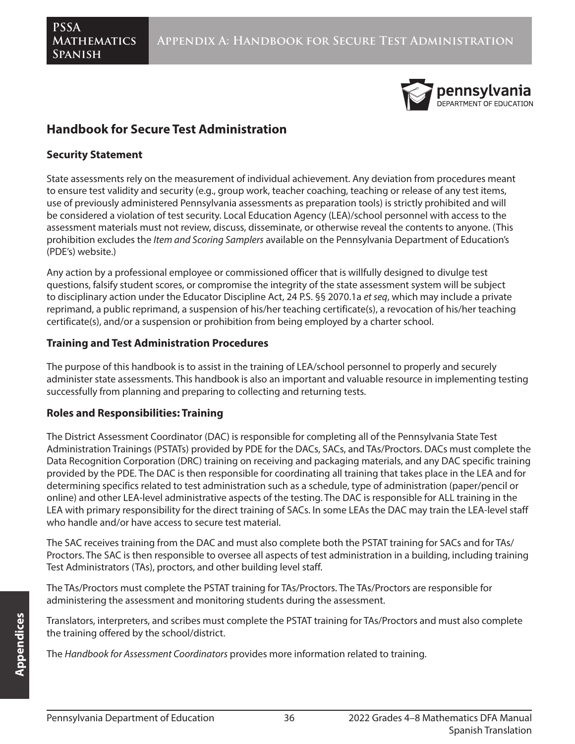# Handbook for Secure Test Administration

## Security Statement

State assessments rely on the measurement of individual achievement. Any deviation from procedures meant to ensure test validity and security (e.g., group work, teacher coaching, teaching or release of any test items, use of previously administered Pennsylvania assessments as preparation tools) is strictly prohibited and will be considered a violation of test security. Local Education Agency (LEA)/school personnel with access to the assessment materials must not review, discuss, disseminate, or otherwise reveal the contents to anyone. (This prohibition excludes the *Item and Scoring Samplers* available on the Pennsylvania Department of Education's (PDE's) website.)

Any action by a professional employee or commissioned officer that is willfully designed to divulge test questions, falsify student scores, or compromise the integrity of the state assessment system will be subject to disciplinary action under the Educator Discipline Act, 24 P.S. §§ 2070.1a *et seq*, which may include a private reprimand, a public reprimand, a suspension of his/her teaching certificate(s), a revocation of his/her teaching certificate(s), and/or a suspension or prohibition from being employed by a charter school.

## Training and Test Administration Procedures

The purpose of this handbook is to assist in the training of LEA/school personnel to properly and securely administer state assessments. This handbook is also an important and valuable resource in implementing testing successfully from planning and preparing to collecting and returning tests.

## Roles and Responsibilities: Training

The District Assessment Coordinator (DAC) is responsible for completing all of the Pennsylvania State Test Administration Trainings (PSTATs) provided by PDE for the DACs, SACs, and TAs/Proctors. DACs must complete the Data Recognition Corporation (DRC) training on receiving and packaging materials, and any DAC specific training provided by the PDE. The DAC is then responsible for coordinating all training that takes place in the LEA and for determining specifics related to test administration such as a schedule, type of administration (paper/pencil or online) and other LEA-level administrative aspects of the testing. The DAC is responsible for ALL training in the LEA with primary responsibility for the direct training of SACs. In some LEAs the DAC may train the LEA-level staff who handle and/or have access to secure test material.

The SAC receives training from the DAC and must also complete both the PSTAT training for SACs and for TAs/Proctors. The SAC is then responsible to oversee all aspects of test administration in a building, including training Test Administrators (TAs), proctors, and other building level staff.

The TAs/Proctors must complete the PSTAT training for TAs/Proctors. The TAs/Proctors are responsible for administering the assessment and monitoring students during the assessment.

Translators, interpreters, and scribes must complete the PSTAT training for TAs/Proctors and must also complete the training offered by the school/district.

The *Handbook for Assessment Coordinators* provides more information related to training.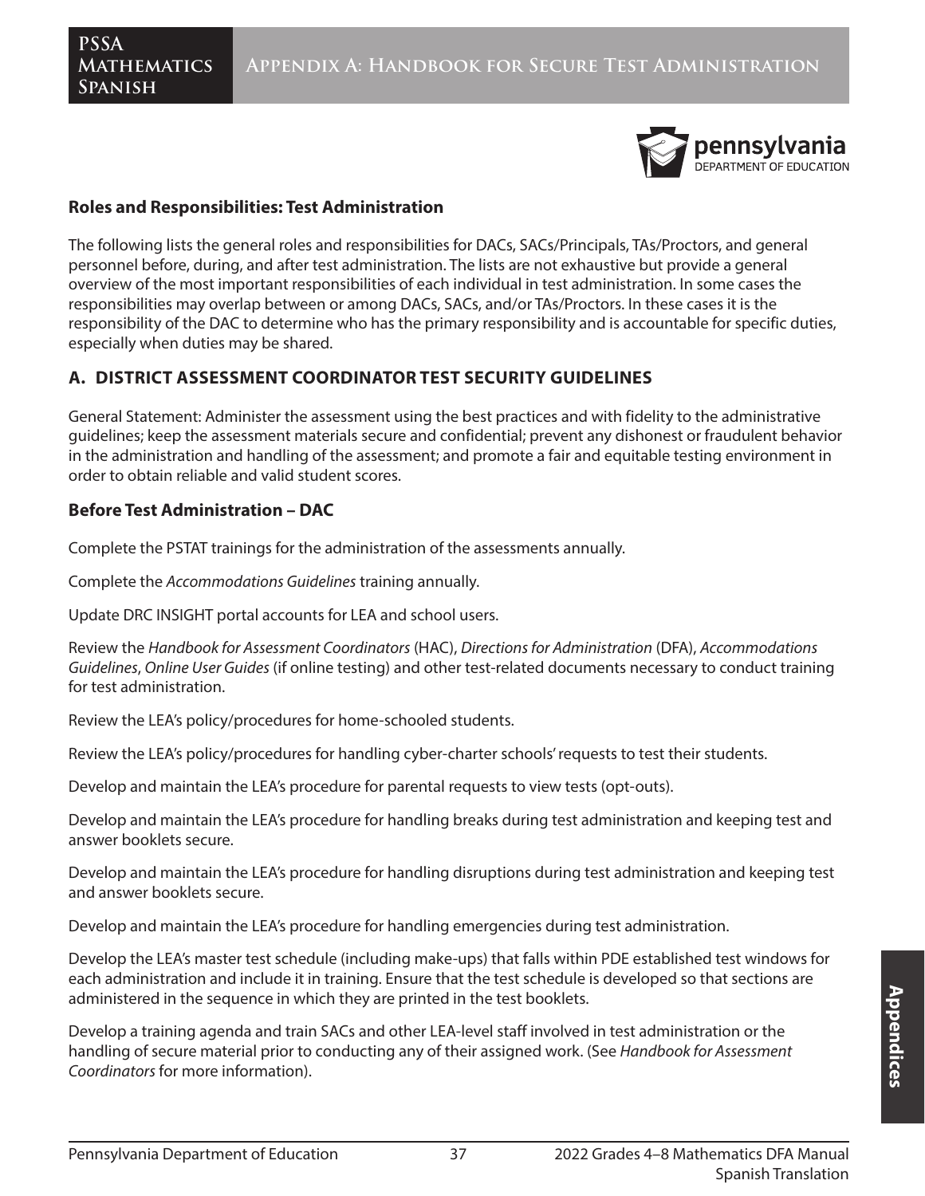## Roles and Responsibilities: Test Administration

The following lists the general roles and responsibilities for DACs, SACs/Principals, TAs/Proctors, and general personnel before, during, and after test administration. The lists are not exhaustive but provide a general overview of the most important responsibilities of each individual in test administration. In some cases the responsibilities may overlap between or among DACs, SACs, and/or TAs/Proctors. In these cases it is the responsibility of the DAC to determine who has the primary responsibility and is accountable for specific duties, especially when duties may be shared.

## A. DISTRICT ASSESSMENT COORDINATOR TEST SECURITY GUIDELINES

General Statement: Administer the assessment using the best practices and with fidelity to the administrative guidelines; keep the assessment materials secure and confidential; prevent any dishonest or fraudulent behavior in the administration and handling of the assessment; and promote a fair and equitable testing environment in order to obtain reliable and valid student scores.

### Before Test Administration – DAC

Complete the PSTAT trainings for the administration of the assessments annually.

Complete the *Accommodations Guidelines* training annually.

Update DRC INSIGHT portal accounts for LEA and school users.

Review the *Handbook for Assessment Coordinators* (HAC), *Directions for Administration* (DFA), *Accommodations Guidelines*, *Online User Guides* (if online testing) and other test-related documents necessary to conduct training for test administration.

Review the LEA's policy/procedures for home-schooled students.

Review the LEA's policy/procedures for handling cyber-charter schools' requests to test their students.

Develop and maintain the LEA's procedure for parental requests to view tests (opt-outs).

Develop and maintain the LEA's procedure for handling breaks during test administration and keeping test and answer booklets secure.

Develop and maintain the LEA's procedure for handling disruptions during test administration and keeping test and answer booklets secure.

Develop and maintain the LEA's procedure for handling emergencies during test administration.

Develop the LEA's master test schedule (including make-ups) that falls within PDE established test windows for each administration and include it in training. Ensure that the test schedule is developed so that sections are administered in the sequence in which they are printed in the test booklets.

Develop a training agenda and train SACs and other LEA-level staff involved in test administration or the handling of secure material prior to conducting any of their assigned work. (See *Handbook for Assessment Coordinators* for more information).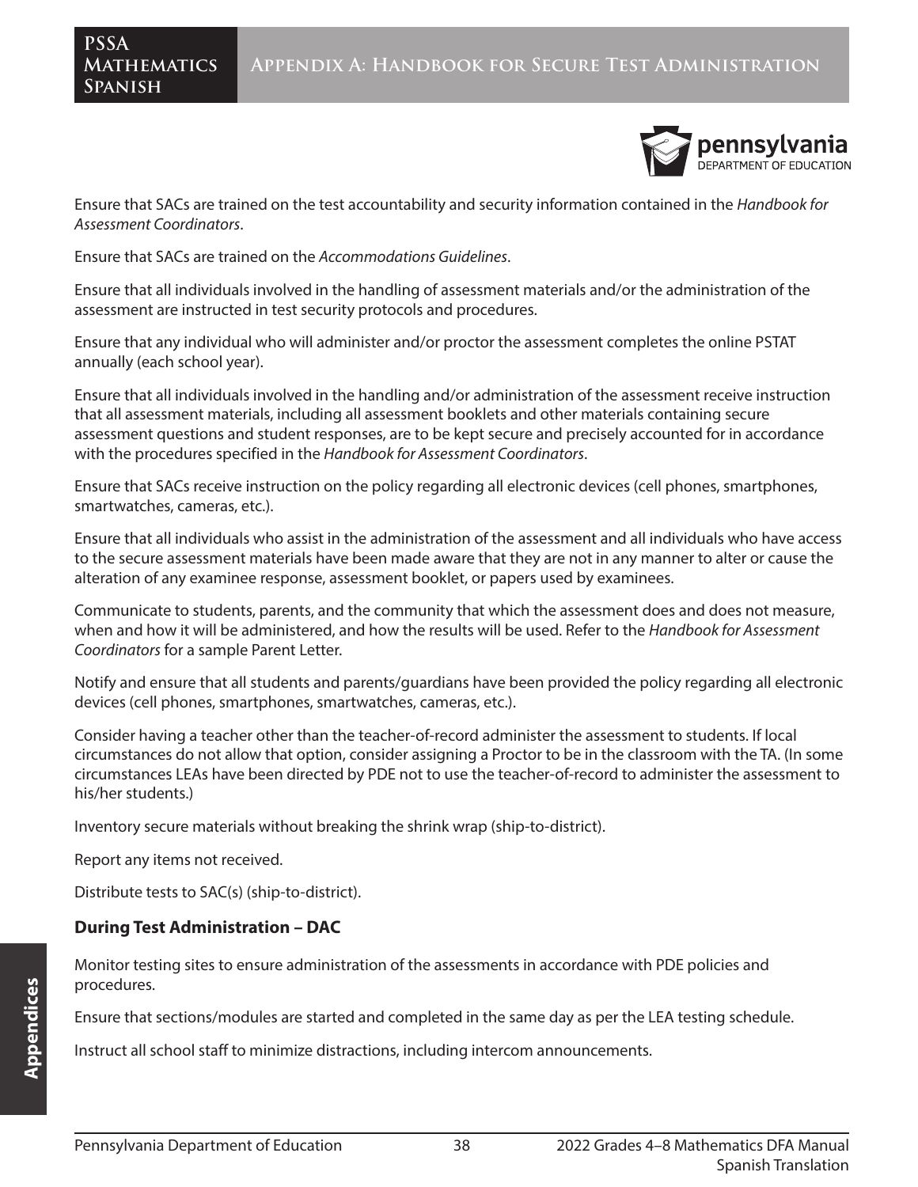Ensure that SACs are trained on the test accountability and security information contained in the *Handbook for Assessment Coordinators*.

Ensure that SACs are trained on the *Accommodations Guidelines*.

Ensure that all individuals involved in the handling of assessment materials and/or the administration of the assessment are instructed in test security protocols and procedures.

Ensure that any individual who will administer and/or proctor the assessment completes the online PSTAT annually (each school year).

Ensure that all individuals involved in the handling and/or administration of the assessment receive instruction that all assessment materials, including all assessment booklets and other materials containing secure assessment questions and student responses, are to be kept secure and precisely accounted for in accordance with the procedures specified in the *Handbook for Assessment Coordinators*.

Ensure that SACs receive instruction on the policy regarding all electronic devices (cell phones, smartphones, smartwatches, cameras, etc.).

Ensure that all individuals who assist in the administration of the assessment and all individuals who have access to the secure assessment materials have been made aware that they are not in any manner to alter or cause the alteration of any examinee response, assessment booklet, or papers used by examinees.

Communicate to students, parents, and the community that which the assessment does and does not measure, when and how it will be administered, and how the results will be used. Refer to the *Handbook for Assessment Coordinators* for a sample Parent Letter.

Notify and ensure that all students and parents/guardians have been provided the policy regarding all electronic devices (cell phones, smartphones, smartwatches, cameras, etc.).

Consider having a teacher other than the teacher-of-record administer the assessment to students. If local circumstances do not allow that option, consider assigning a Proctor to be in the classroom with the TA. (In some circumstances LEAs have been directed by PDE not to use the teacher-of-record to administer the assessment to his/her students.)

Inventory secure materials without breaking the shrink wrap (ship-to-district).

Report any items not received.

Distribute tests to SAC(s) (ship-to-district).

**During Test Administration – DAC**

Monitor testing sites to ensure administration of the assessments in accordance with PDE policies and procedures.

Ensure that sections/modules are started and completed in the same day as per the LEA testing schedule.

Instruct all school staff to minimize distractions, including intercom announcements.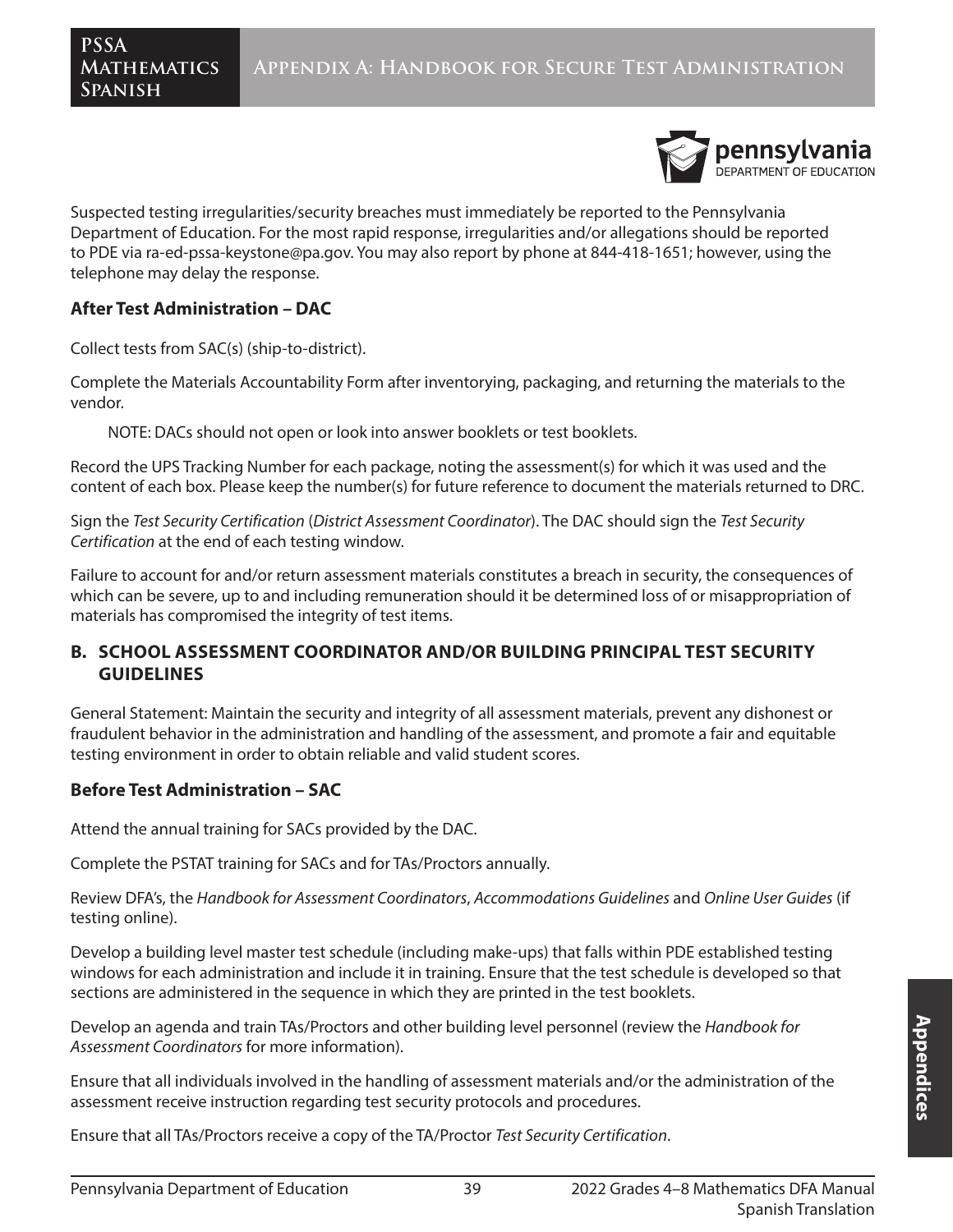Suspected testing irregularities/security breaches must immediately be reported to the Pennsylvania Department of Education. For the most rapid response, irregularities and/or allegations should be reported to PDE via ra-ed-pssa-keystone@pa.gov. You may also report by phone at 844-418-1651; however, using the telephone may delay the response.

### After Test Administration – DAC

Collect tests from SAC(s) (ship-to-district).

Complete the Materials Accountability Form after inventorying, packaging, and returning the materials to the vendor.

NOTE: DACs should not open or look into answer booklets or test booklets.

Record the UPS Tracking Number for each package, noting the assessment(s) for which it was used and the content of each box. Please keep the number(s) for future reference to document the materials returned to DRC.

Sign the *Test Security Certification* (*District Assessment Coordinator*). The DAC should sign the *Test Security Certification* at the end of each testing window.

Failure to account for and/or return assessment materials constitutes a breach in security, the consequences of which can be severe, up to and including remuneration should it be determined loss of or misappropriation of materials has compromised the integrity of test items.

## B. SCHOOL ASSESSMENT COORDINATOR AND/OR BUILDING PRINCIPAL TEST SECURITY GUIDELINES

General Statement: Maintain the security and integrity of all assessment materials, prevent any dishonest or fraudulent behavior in the administration and handling of the assessment, and promote a fair and equitable testing environment in order to obtain reliable and valid student scores.

### Before Test Administration – SAC

Attend the annual training for SACs provided by the DAC.

Complete the PSTAT training for SACs and for TAs/Proctors annually.

Review DFA's, the *Handbook for Assessment Coordinators*, *Accommodations Guidelines* and *Online User Guides* (if testing online).

Develop a building level master test schedule (including make-ups) that falls within PDE established testing windows for each administration and include it in training. Ensure that the test schedule is developed so that sections are administered in the sequence in which they are printed in the test booklets.

Develop an agenda and train TAs/Proctors and other building level personnel (review the *Handbook for Assessment Coordinators* for more information).

Ensure that all individuals involved in the handling of assessment materials and/or the administration of the assessment receive instruction regarding test security protocols and procedures.

Ensure that all TAs/Proctors receive a copy of the TA/Proctor *Test Security Certification*.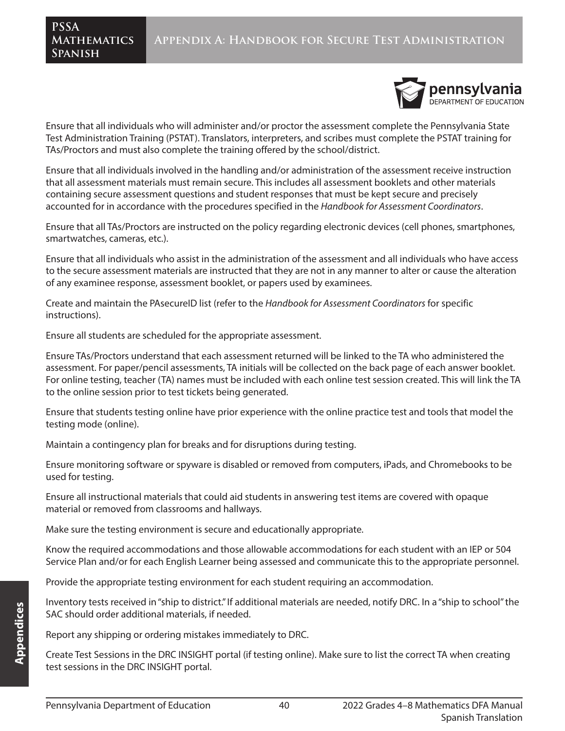Ensure that all individuals who will administer and/or proctor the assessment complete the Pennsylvania State Test Administration Training (PSTAT). Translators, interpreters, and scribes must complete the PSTAT training for TAs/Proctors and must also complete the training offered by the school/district.

Ensure that all individuals involved in the handling and/or administration of the assessment receive instruction that all assessment materials must remain secure. This includes all assessment booklets and other materials containing secure assessment questions and student responses that must be kept secure and precisely accounted for in accordance with the procedures specified in the *Handbook for Assessment Coordinators*.

Ensure that all TAs/Proctors are instructed on the policy regarding electronic devices (cell phones, smartphones, smartwatches, cameras, etc.).

Ensure that all individuals who assist in the administration of the assessment and all individuals who have access to the secure assessment materials are instructed that they are not in any manner to alter or cause the alteration of any examinee response, assessment booklet, or papers used by examinees.

Create and maintain the PAsecureID list (refer to the *Handbook for Assessment Coordinators* for specific instructions).

Ensure all students are scheduled for the appropriate assessment.

Ensure TAs/Proctors understand that each assessment returned will be linked to the TA who administered the assessment. For paper/pencil assessments, TA initials will be collected on the back page of each answer booklet. For online testing, teacher (TA) names must be included with each online test session created. This will link the TA to the online session prior to test tickets being generated.

Ensure that students testing online have prior experience with the online practice test and tools that model the testing mode (online).

Maintain a contingency plan for breaks and for disruptions during testing.

Ensure monitoring software or spyware is disabled or removed from computers, iPads, and Chromebooks to be used for testing.

Ensure all instructional materials that could aid students in answering test items are covered with opaque material or removed from classrooms and hallways.

Make sure the testing environment is secure and educationally appropriate.

Know the required accommodations and those allowable accommodations for each student with an IEP or 504 Service Plan and/or for each English Learner being assessed and communicate this to the appropriate personnel.

Provide the appropriate testing environment for each student requiring an accommodation.

Inventory tests received in "ship to district." If additional materials are needed, notify DRC. In a "ship to school" the SAC should order additional materials, if needed.

Report any shipping or ordering mistakes immediately to DRC.

Create Test Sessions in the DRC INSIGHT portal (if testing online). Make sure to list the correct TA when creating test sessions in the DRC INSIGHT portal.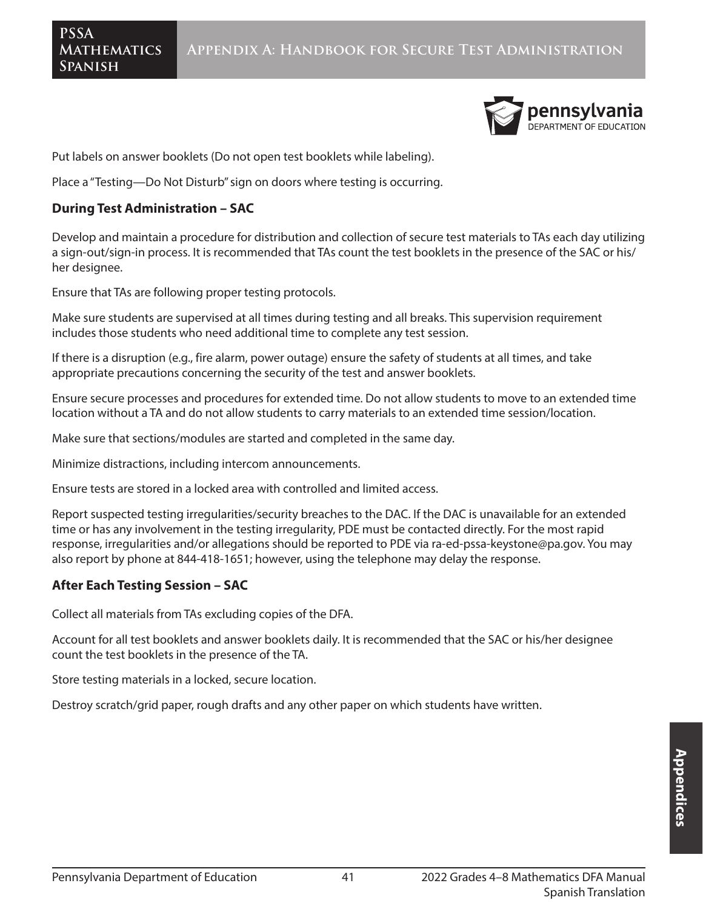Put labels on answer booklets (Do not open test booklets while labeling).

Place a "Testing—Do Not Disturb" sign on doors where testing is occurring.

### During Test Administration – SAC

Develop and maintain a procedure for distribution and collection of secure test materials to TAs each day utilizing a sign-out/sign-in process. It is recommended that TAs count the test booklets in the presence of the SAC or his/her designee.

Ensure that TAs are following proper testing protocols.

Make sure students are supervised at all times during testing and all breaks. This supervision requirement includes those students who need additional time to complete any test session.

If there is a disruption (e.g., fire alarm, power outage) ensure the safety of students at all times, and take appropriate precautions concerning the security of the test and answer booklets.

Ensure secure processes and procedures for extended time. Do not allow students to move to an extended time location without a TA and do not allow students to carry materials to an extended time session/location.

Make sure that sections/modules are started and completed in the same day.

Minimize distractions, including intercom announcements.

Ensure tests are stored in a locked area with controlled and limited access.

Report suspected testing irregularities/security breaches to the DAC. If the DAC is unavailable for an extended time or has any involvement in the testing irregularity, PDE must be contacted directly. For the most rapid response, irregularities and/or allegations should be reported to PDE via ra-ed-pssa-keystone@pa.gov. You may also report by phone at 844-418-1651; however, using the telephone may delay the response.

### After Each Testing Session – SAC

Collect all materials from TAs excluding copies of the DFA.

Account for all test booklets and answer booklets daily. It is recommended that the SAC or his/her designee count the test booklets in the presence of the TA.

Store testing materials in a locked, secure location.

Destroy scratch/grid paper, rough drafts and any other paper on which students have written.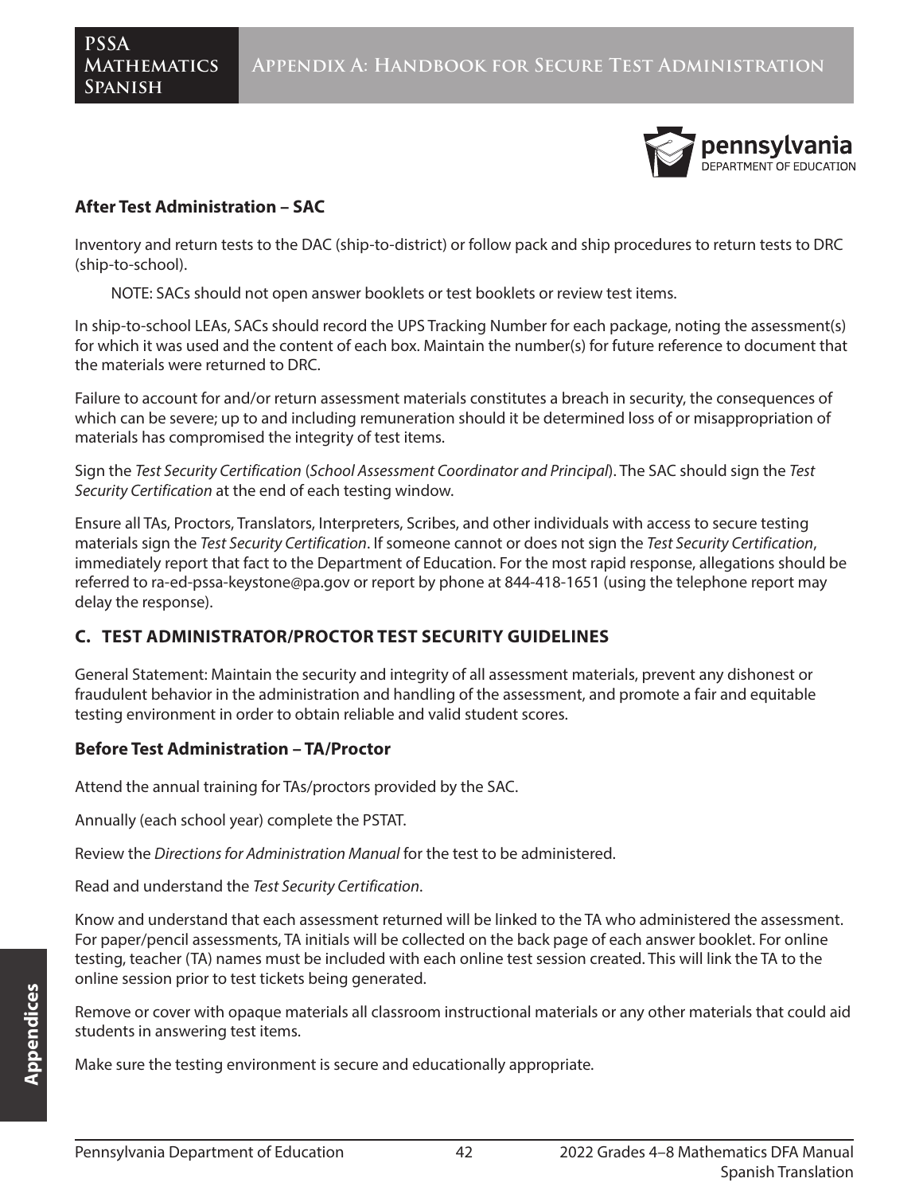### After Test Administration – SAC

Inventory and return tests to the DAC (ship-to-district) or follow pack and ship procedures to return tests to DRC (ship-to-school).

> NOTE: SACs should not open answer booklets or test booklets or review test items.

In ship-to-school LEAs, SACs should record the UPS Tracking Number for each package, noting the assessment(s) for which it was used and the content of each box. Maintain the number(s) for future reference to document that the materials were returned to DRC.

Failure to account for and/or return assessment materials constitutes a breach in security, the consequences of which can be severe; up to and including remuneration should it be determined loss of or misappropriation of materials has compromised the integrity of test items.

Sign the *Test Security Certification* (*School Assessment Coordinator and Principal*). The SAC should sign the *Test Security Certification* at the end of each testing window.

Ensure all TAs, Proctors, Translators, Interpreters, Scribes, and other individuals with access to secure testing materials sign the *Test Security Certification*. If someone cannot or does not sign the *Test Security Certification*, immediately report that fact to the Department of Education. For the most rapid response, allegations should be referred to ra-ed-pssa-keystone@pa.gov or report by phone at 844-418-1651 (using the telephone report may delay the response).

## C. TEST ADMINISTRATOR/PROCTOR TEST SECURITY GUIDELINES

General Statement: Maintain the security and integrity of all assessment materials, prevent any dishonest or fraudulent behavior in the administration and handling of the assessment, and promote a fair and equitable testing environment in order to obtain reliable and valid student scores.

### Before Test Administration – TA/Proctor

Attend the annual training for TAs/proctors provided by the SAC.

Annually (each school year) complete the PSTAT.

Review the *Directions for Administration Manual* for the test to be administered.

Read and understand the *Test Security Certification*.

Know and understand that each assessment returned will be linked to the TA who administered the assessment. For paper/pencil assessments, TA initials will be collected on the back page of each answer booklet. For online testing, teacher (TA) names must be included with each online test session created. This will link the TA to the online session prior to test tickets being generated.

Remove or cover with opaque materials all classroom instructional materials or any other materials that could aid students in answering test items.

Make sure the testing environment is secure and educationally appropriate.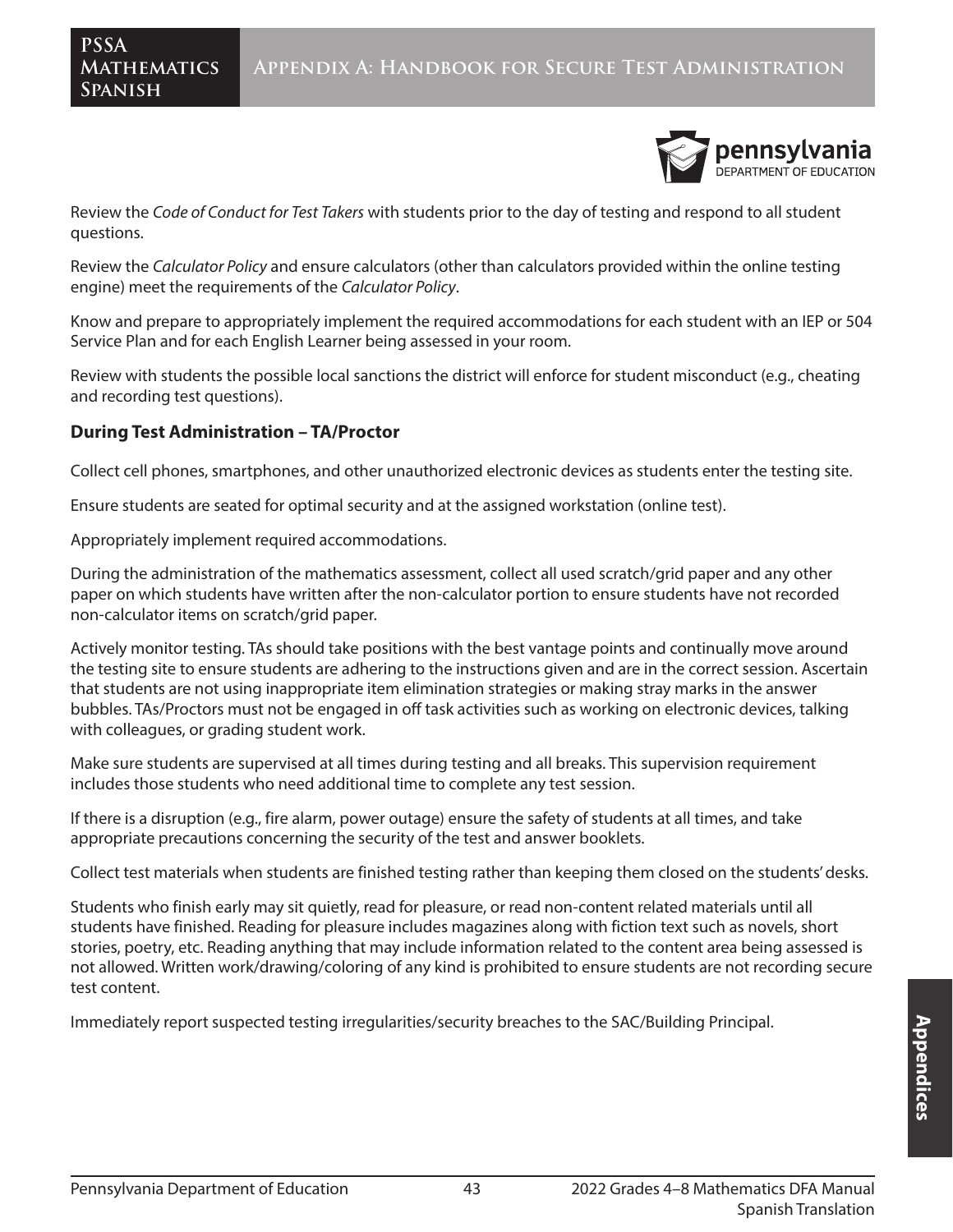Review the *Code of Conduct for Test Takers* with students prior to the day of testing and respond to all student questions.

Review the *Calculator Policy* and ensure calculators (other than calculators provided within the online testing engine) meet the requirements of the *Calculator Policy*.

Know and prepare to appropriately implement the required accommodations for each student with an IEP or 504 Service Plan and for each English Learner being assessed in your room.

Review with students the possible local sanctions the district will enforce for student misconduct (e.g., cheating and recording test questions).

**During Test Administration – TA/Proctor**

Collect cell phones, smartphones, and other unauthorized electronic devices as students enter the testing site.

Ensure students are seated for optimal security and at the assigned workstation (online test).

Appropriately implement required accommodations.

During the administration of the mathematics assessment, collect all used scratch/grid paper and any other paper on which students have written after the non-calculator portion to ensure students have not recorded non-calculator items on scratch/grid paper.

Actively monitor testing. TAs should take positions with the best vantage points and continually move around the testing site to ensure students are adhering to the instructions given and are in the correct session. Ascertain that students are not using inappropriate item elimination strategies or making stray marks in the answer bubbles. TAs/Proctors must not be engaged in off task activities such as working on electronic devices, talking with colleagues, or grading student work.

Make sure students are supervised at all times during testing and all breaks. This supervision requirement includes those students who need additional time to complete any test session.

If there is a disruption (e.g., fire alarm, power outage) ensure the safety of students at all times, and take appropriate precautions concerning the security of the test and answer booklets.

Collect test materials when students are finished testing rather than keeping them closed on the students' desks.

Students who finish early may sit quietly, read for pleasure, or read non-content related materials until all students have finished. Reading for pleasure includes magazines along with fiction text such as novels, short stories, poetry, etc. Reading anything that may include information related to the content area being assessed is not allowed. Written work/drawing/coloring of any kind is prohibited to ensure students are not recording secure test content.

Immediately report suspected testing irregularities/security breaches to the SAC/Building Principal.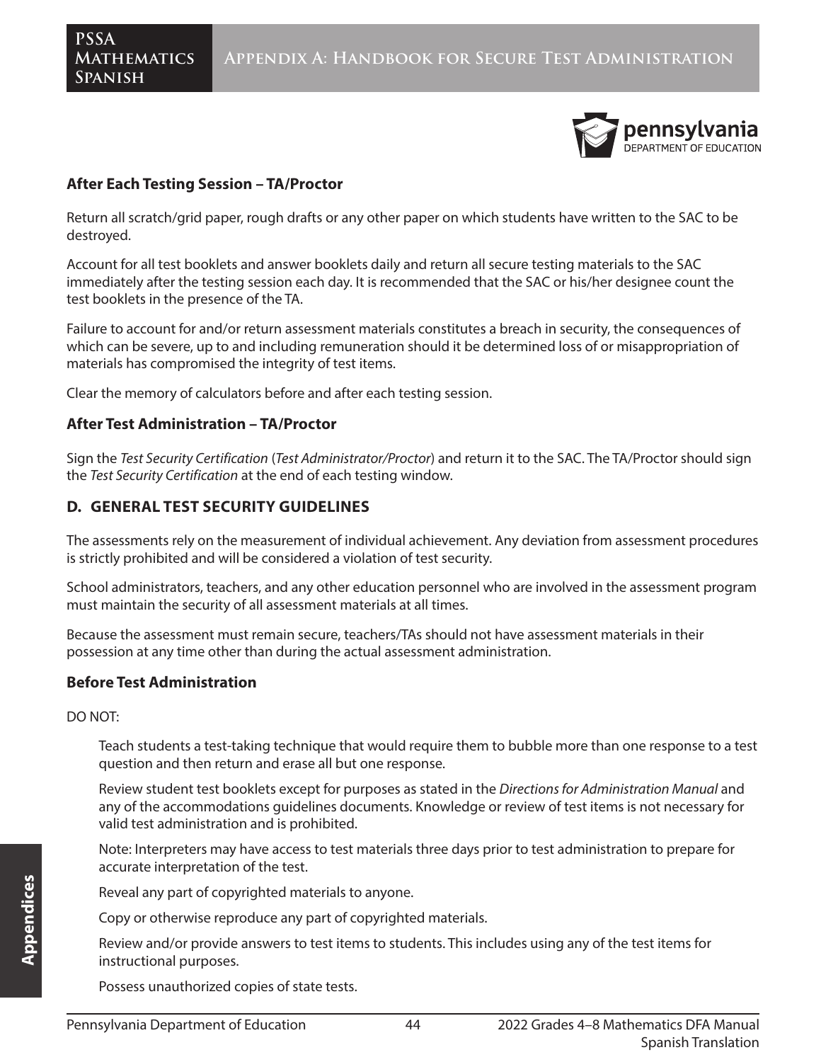**After Each Testing Session – TA/Proctor**

Return all scratch/grid paper, rough drafts or any other paper on which students have written to the SAC to be destroyed.

Account for all test booklets and answer booklets daily and return all secure testing materials to the SAC immediately after the testing session each day. It is recommended that the SAC or his/her designee count the test booklets in the presence of the TA.

Failure to account for and/or return assessment materials constitutes a breach in security, the consequences of which can be severe, up to and including remuneration should it be determined loss of or misappropriation of materials has compromised the integrity of test items.

Clear the memory of calculators before and after each testing session.

**After Test Administration – TA/Proctor**

Sign the *Test Security Certification* (*Test Administrator/Proctor*) and return it to the SAC. The TA/Proctor should sign the *Test Security Certification* at the end of each testing window.

## D. GENERAL TEST SECURITY GUIDELINES

The assessments rely on the measurement of individual achievement. Any deviation from assessment procedures is strictly prohibited and will be considered a violation of test security.

School administrators, teachers, and any other education personnel who are involved in the assessment program must maintain the security of all assessment materials at all times.

Because the assessment must remain secure, teachers/TAs should not have assessment materials in their possession at any time other than during the actual assessment administration.

**Before Test Administration**

DO NOT:

Teach students a test-taking technique that would require them to bubble more than one response to a test question and then return and erase all but one response.

Review student test booklets except for purposes as stated in the *Directions for Administration Manual* and any of the accommodations guidelines documents. Knowledge or review of test items is not necessary for valid test administration and is prohibited.

Note: Interpreters may have access to test materials three days prior to test administration to prepare for accurate interpretation of the test.

Reveal any part of copyrighted materials to anyone.

Copy or otherwise reproduce any part of copyrighted materials.

Review and/or provide answers to test items to students. This includes using any of the test items for instructional purposes.

Possess unauthorized copies of state tests.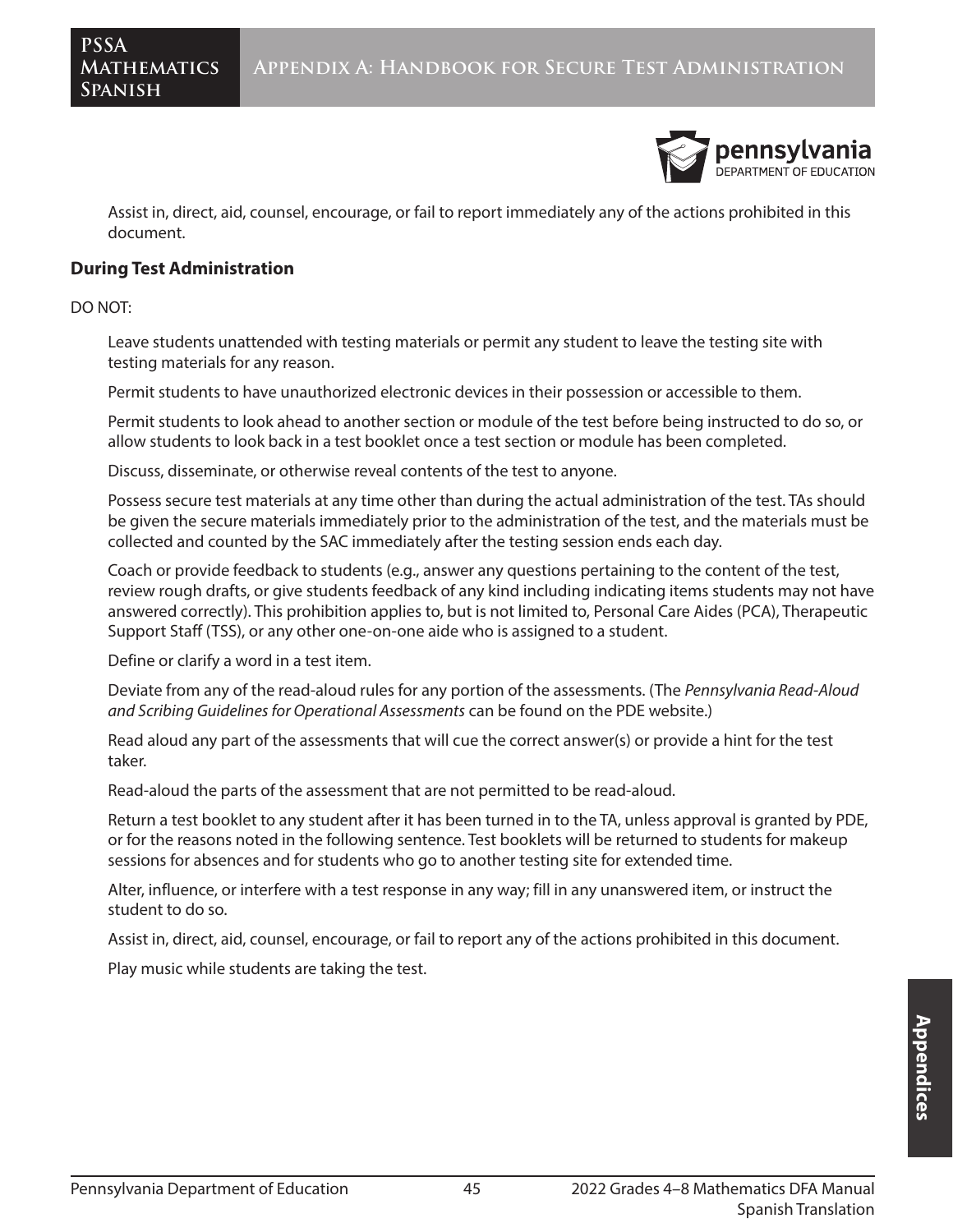Assist in, direct, aid, counsel, encourage, or fail to report immediately any of the actions prohibited in this document.

### During Test Administration

DO NOT:

Leave students unattended with testing materials or permit any student to leave the testing site with testing materials for any reason.

Permit students to have unauthorized electronic devices in their possession or accessible to them.

Permit students to look ahead to another section or module of the test before being instructed to do so, or allow students to look back in a test booklet once a test section or module has been completed.

Discuss, disseminate, or otherwise reveal contents of the test to anyone.

Possess secure test materials at any time other than during the actual administration of the test. TAs should be given the secure materials immediately prior to the administration of the test, and the materials must be collected and counted by the SAC immediately after the testing session ends each day.

Coach or provide feedback to students (e.g., answer any questions pertaining to the content of the test, review rough drafts, or give students feedback of any kind including indicating items students may not have answered correctly). This prohibition applies to, but is not limited to, Personal Care Aides (PCA), Therapeutic Support Staff (TSS), or any other one-on-one aide who is assigned to a student.

Define or clarify a word in a test item.

Deviate from any of the read-aloud rules for any portion of the assessments. (The *Pennsylvania Read-Aloud and Scribing Guidelines for Operational Assessments* can be found on the PDE website.)

Read aloud any part of the assessments that will cue the correct answer(s) or provide a hint for the test taker.

Read-aloud the parts of the assessment that are not permitted to be read-aloud.

Return a test booklet to any student after it has been turned in to the TA, unless approval is granted by PDE, or for the reasons noted in the following sentence. Test booklets will be returned to students for makeup sessions for absences and for students who go to another testing site for extended time.

Alter, influence, or interfere with a test response in any way; fill in any unanswered item, or instruct the student to do so.

Assist in, direct, aid, counsel, encourage, or fail to report any of the actions prohibited in this document.

Play music while students are taking the test.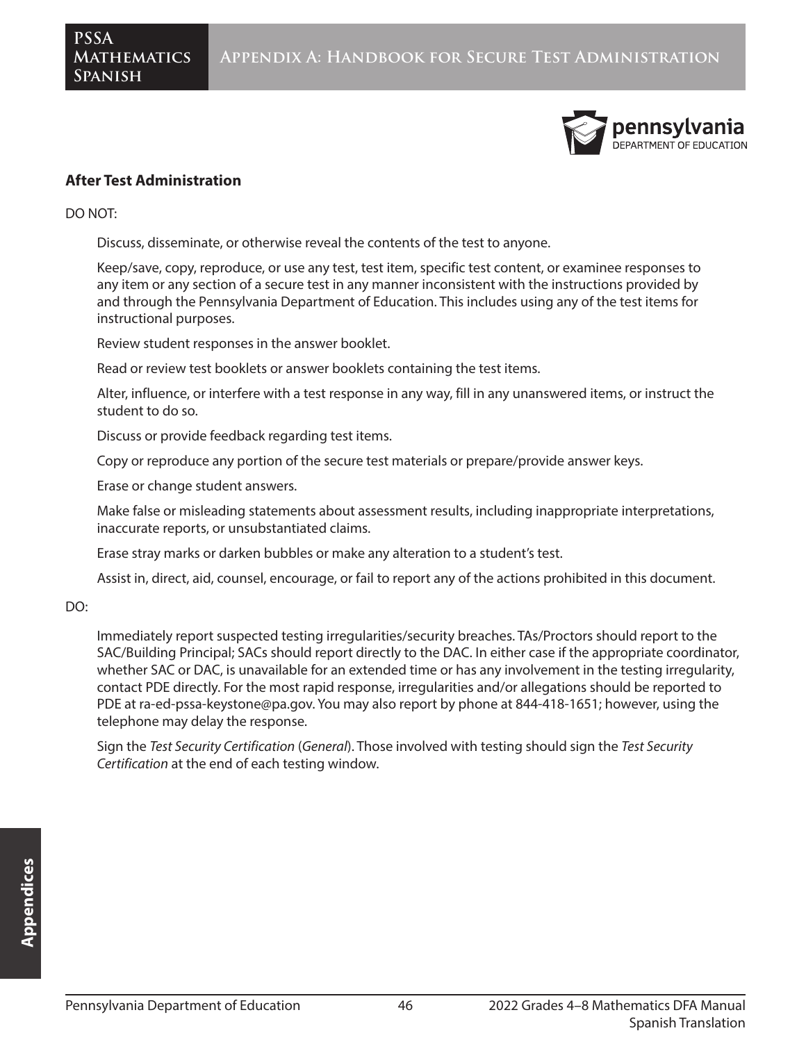## After Test Administration

DO NOT:

Discuss, disseminate, or otherwise reveal the contents of the test to anyone.

Keep/save, copy, reproduce, or use any test, test item, specific test content, or examinee responses to any item or any section of a secure test in any manner inconsistent with the instructions provided by and through the Pennsylvania Department of Education. This includes using any of the test items for instructional purposes.

Review student responses in the answer booklet.

Read or review test booklets or answer booklets containing the test items.

Alter, influence, or interfere with a test response in any way, fill in any unanswered items, or instruct the student to do so.

Discuss or provide feedback regarding test items.

Copy or reproduce any portion of the secure test materials or prepare/provide answer keys.

Erase or change student answers.

Make false or misleading statements about assessment results, including inappropriate interpretations, inaccurate reports, or unsubstantiated claims.

Erase stray marks or darken bubbles or make any alteration to a student's test.

Assist in, direct, aid, counsel, encourage, or fail to report any of the actions prohibited in this document.

DO:

Immediately report suspected testing irregularities/security breaches. TAs/Proctors should report to the SAC/Building Principal; SACs should report directly to the DAC. In either case if the appropriate coordinator, whether SAC or DAC, is unavailable for an extended time or has any involvement in the testing irregularity, contact PDE directly. For the most rapid response, irregularities and/or allegations should be reported to PDE at ra-ed-pssa-keystone@pa.gov. You may also report by phone at 844-418-1651; however, using the telephone may delay the response.

Sign the *Test Security Certification* (*General*). Those involved with testing should sign the *Test Security Certification* at the end of each testing window.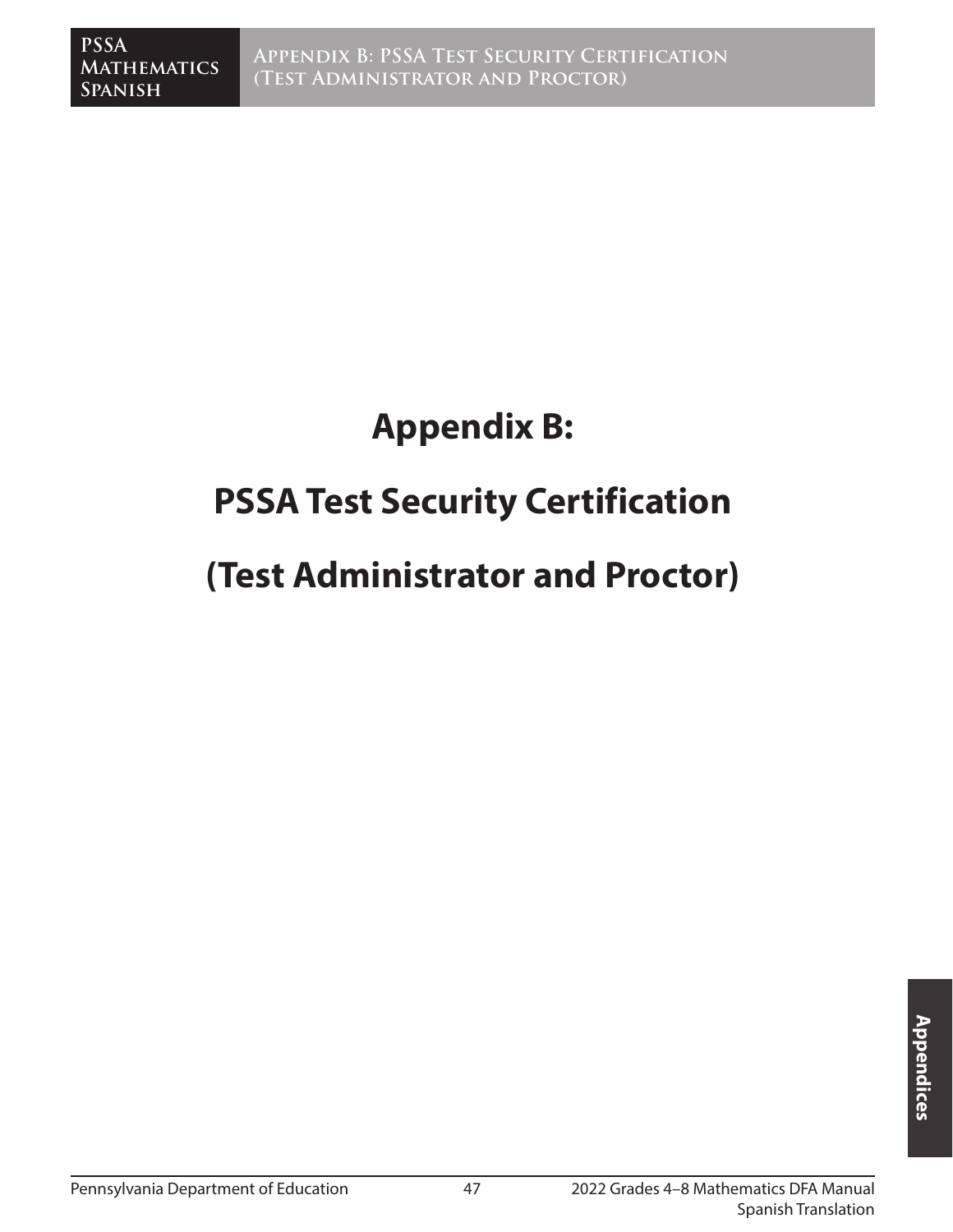# Appendix B:

# PSSA Test Security Certification

# (Test Administrator and Proctor)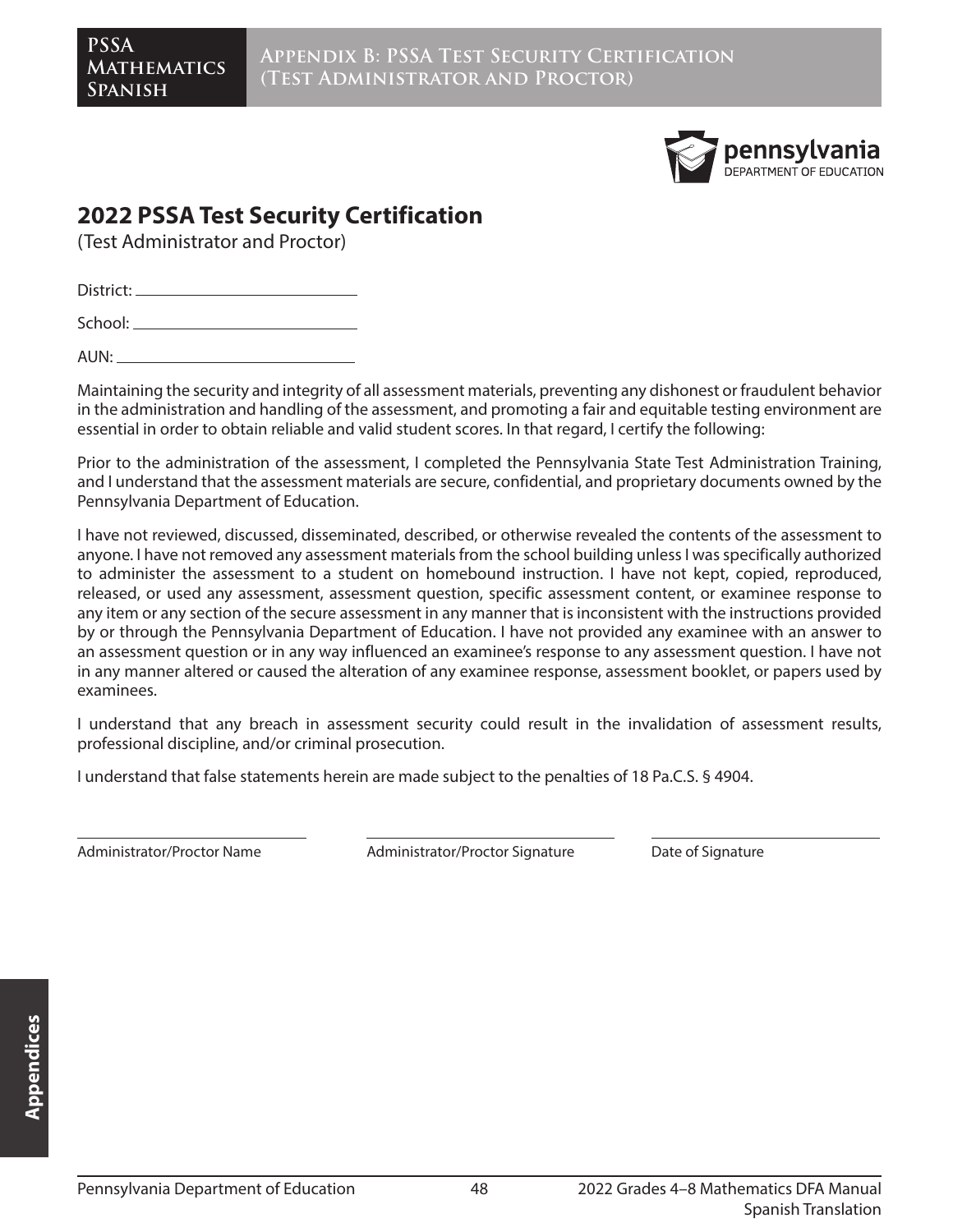# 2022 PSSA Test Security Certification

(Test Administrator and Proctor)

District: ___________________________

School: ___________________________

AUN: ___________________________

Maintaining the security and integrity of all assessment materials, preventing any dishonest or fraudulent behavior in the administration and handling of the assessment, and promoting a fair and equitable testing environment are essential in order to obtain reliable and valid student scores. In that regard, I certify the following:

Prior to the administration of the assessment, I completed the Pennsylvania State Test Administration Training, and I understand that the assessment materials are secure, confidential, and proprietary documents owned by the Pennsylvania Department of Education.

I have not reviewed, discussed, disseminated, described, or otherwise revealed the contents of the assessment to anyone. I have not removed any assessment materials from the school building unless I was specifically authorized to administer the assessment to a student on homebound instruction. I have not kept, copied, reproduced, released, or used any assessment, assessment question, specific assessment content, or examinee response to any item or any section of the secure assessment in any manner that is inconsistent with the instructions provided by or through the Pennsylvania Department of Education. I have not provided any examinee with an answer to an assessment question or in any way influenced an examinee's response to any assessment question. I have not in any manner altered or caused the alteration of any examinee response, assessment booklet, or papers used by examinees.

I understand that any breach in assessment security could result in the invalidation of assessment results, professional discipline, and/or criminal prosecution.

I understand that false statements herein are made subject to the penalties of 18 Pa.C.S. § 4904.

___________________________ Administrator/Proctor Name

___________________________ Administrator/Proctor Signature

___________________________ Date of Signature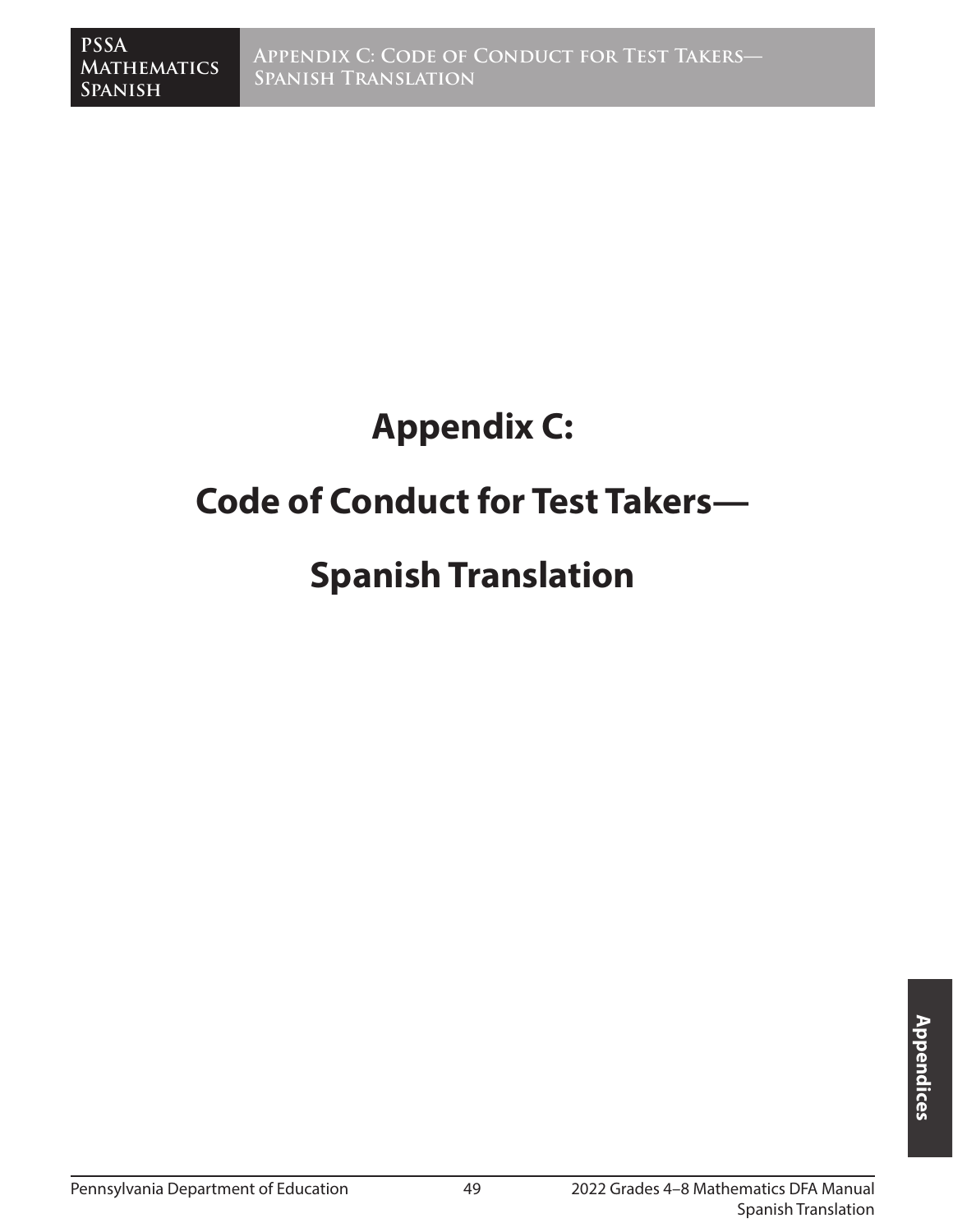# Appendix C:

# Code of Conduct for Test Takers—

# Spanish Translation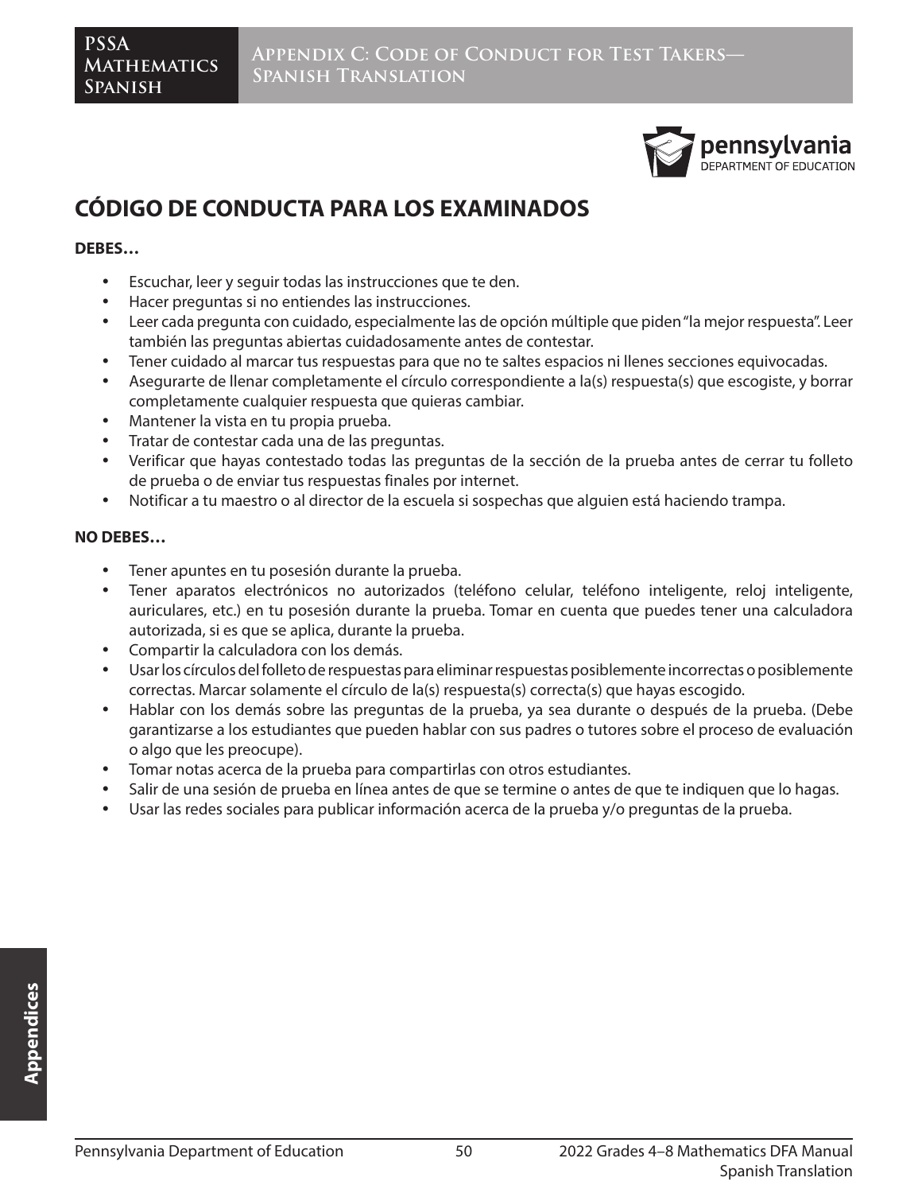# CÓDIGO DE CONDUCTA PARA LOS EXAMINADOS

**DEBES…**

- Escuchar, leer y seguir todas las instrucciones que te den.
- Hacer preguntas si no entiendes las instrucciones.
- Leer cada pregunta con cuidado, especialmente las de opción múltiple que piden "la mejor respuesta". Leer también las preguntas abiertas cuidadosamente antes de contestar.
- Tener cuidado al marcar tus respuestas para que no te saltes espacios ni llenes secciones equivocadas.
- Asegurarte de llenar completamente el círculo correspondiente a la(s) respuesta(s) que escogiste, y borrar completamente cualquier respuesta que quieras cambiar.
- Mantener la vista en tu propia prueba.
- Tratar de contestar cada una de las preguntas.
- Verificar que hayas contestado todas las preguntas de la sección de la prueba antes de cerrar tu folleto de prueba o de enviar tus respuestas finales por internet.
- Notificar a tu maestro o al director de la escuela si sospechas que alguien está haciendo trampa.

**NO DEBES…**

- Tener apuntes en tu posesión durante la prueba.
- Tener aparatos electrónicos no autorizados (teléfono celular, teléfono inteligente, reloj inteligente, auriculares, etc.) en tu posesión durante la prueba. Tomar en cuenta que puedes tener una calculadora autorizada, si es que se aplica, durante la prueba.
- Compartir la calculadora con los demás.
- Usar los círculos del folleto de respuestas para eliminar respuestas posiblemente incorrectas o posiblemente correctas. Marcar solamente el círculo de la(s) respuesta(s) correcta(s) que hayas escogido.
- Hablar con los demás sobre las preguntas de la prueba, ya sea durante o después de la prueba. (Debe garantizarse a los estudiantes que pueden hablar con sus padres o tutores sobre el proceso de evaluación o algo que les preocupe).
- Tomar notas acerca de la prueba para compartirlas con otros estudiantes.
- Salir de una sesión de prueba en línea antes de que se termine o antes de que te indiquen que lo hagas.
- Usar las redes sociales para publicar información acerca de la prueba y/o preguntas de la prueba.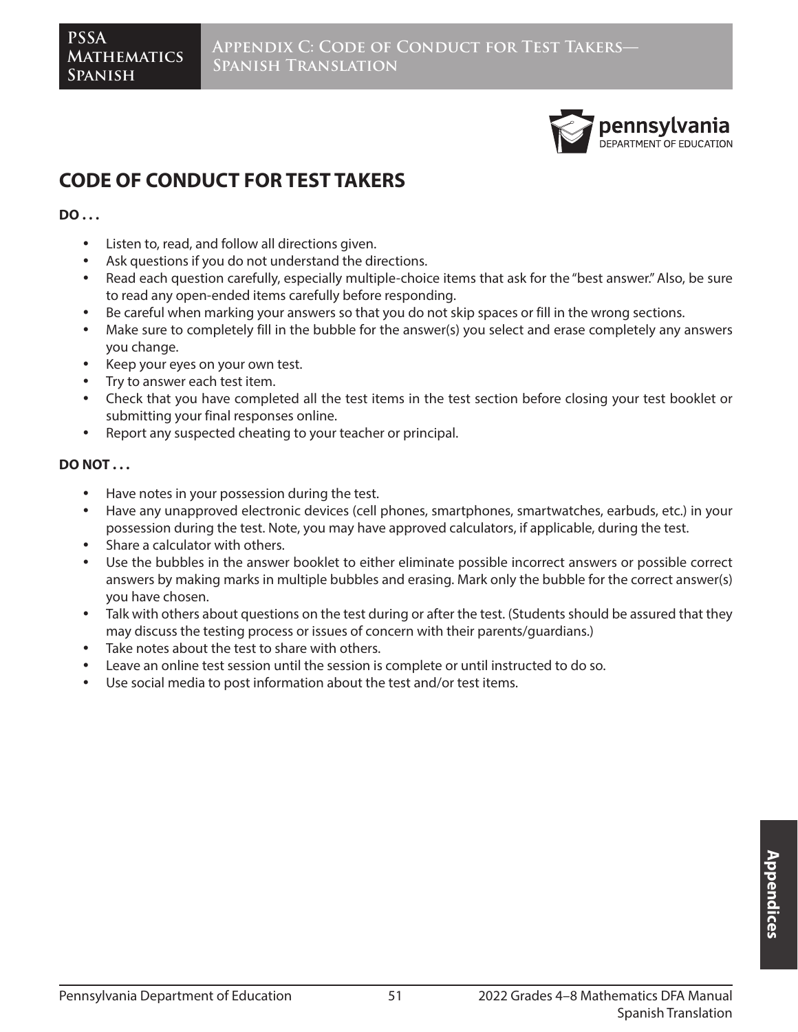# CODE OF CONDUCT FOR TEST TAKERS

**DO . . .**

- Listen to, read, and follow all directions given.
- Ask questions if you do not understand the directions.
- Read each question carefully, especially multiple-choice items that ask for the "best answer." Also, be sure to read any open-ended items carefully before responding.
- Be careful when marking your answers so that you do not skip spaces or fill in the wrong sections.
- Make sure to completely fill in the bubble for the answer(s) you select and erase completely any answers you change.
- Keep your eyes on your own test.
- Try to answer each test item.
- Check that you have completed all the test items in the test section before closing your test booklet or submitting your final responses online.
- Report any suspected cheating to your teacher or principal.

**DO NOT . . .**

- Have notes in your possession during the test.
- Have any unapproved electronic devices (cell phones, smartphones, smartwatches, earbuds, etc.) in your possession during the test. Note, you may have approved calculators, if applicable, during the test.
- Share a calculator with others.
- Use the bubbles in the answer booklet to either eliminate possible incorrect answers or possible correct answers by making marks in multiple bubbles and erasing. Mark only the bubble for the correct answer(s) you have chosen.
- Talk with others about questions on the test during or after the test. (Students should be assured that they may discuss the testing process or issues of concern with their parents/guardians.)
- Take notes about the test to share with others.
- Leave an online test session until the session is complete or until instructed to do so.
- Use social media to post information about the test and/or test items.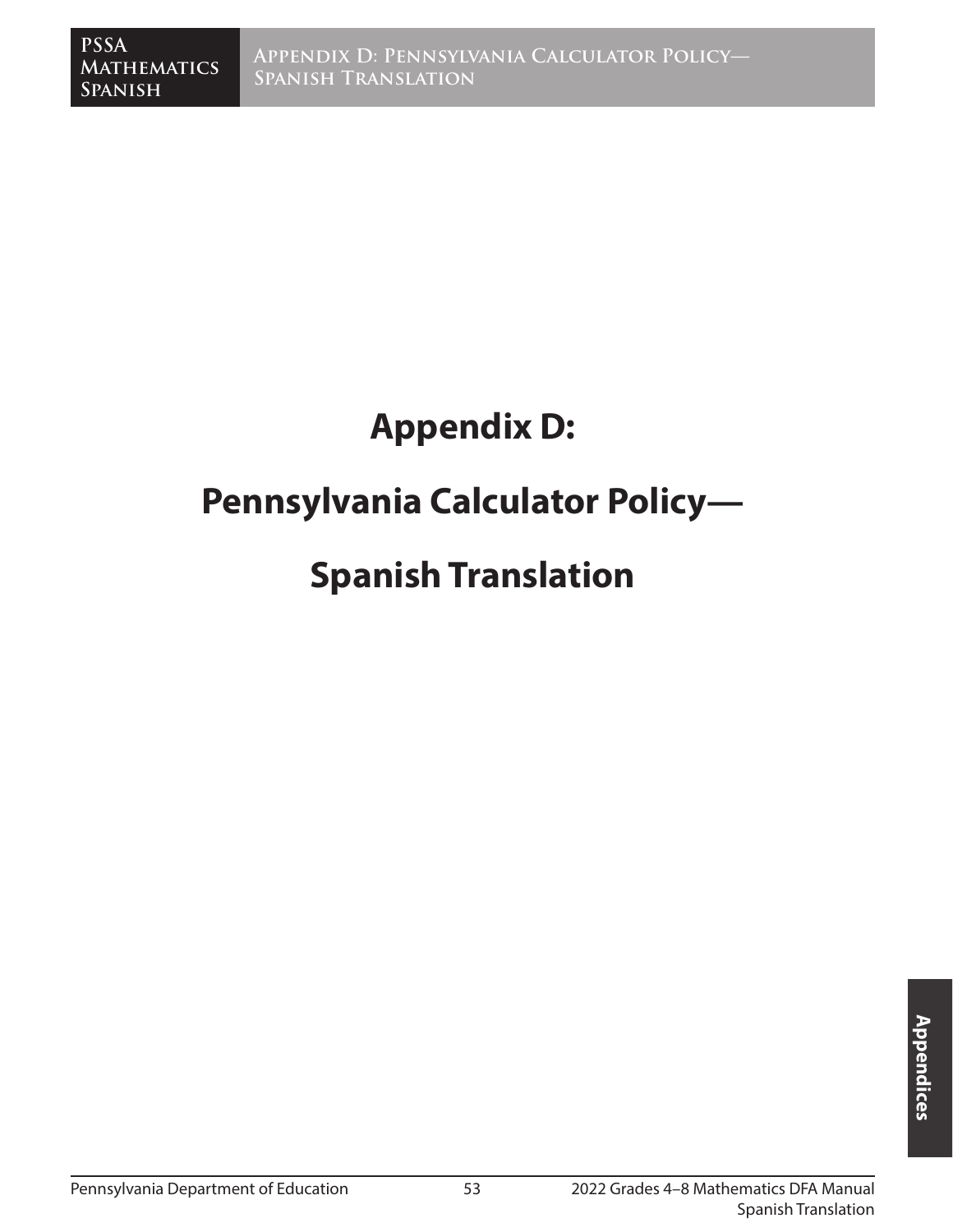# Appendix D:

# Pennsylvania Calculator Policy—

# Spanish Translation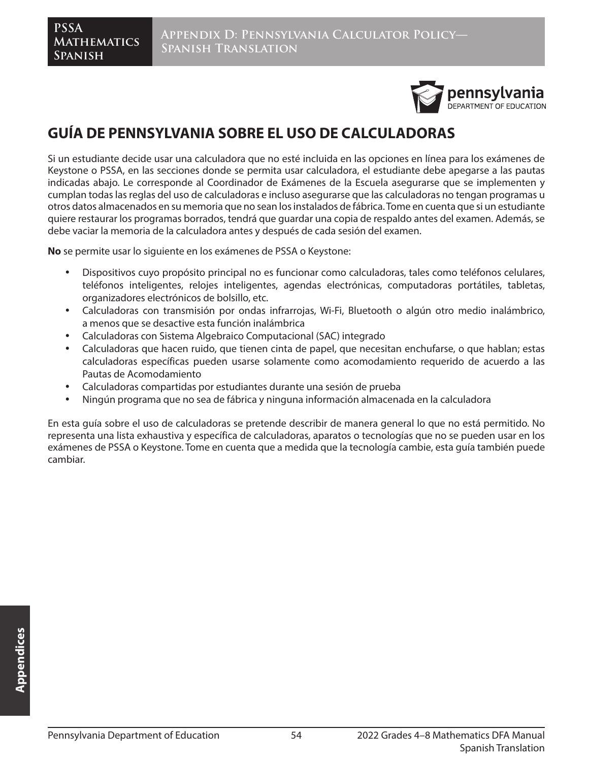# GUÍA DE PENNSYLVANIA SOBRE EL USO DE CALCULADORAS

Si un estudiante decide usar una calculadora que no esté incluida en las opciones en línea para los exámenes de Keystone o PSSA, en las secciones donde se permita usar calculadora, el estudiante debe apegarse a las pautas indicadas abajo. Le corresponde al Coordinador de Exámenes de la Escuela asegurarse que se implementen y cumplan todas las reglas del uso de calculadoras e incluso asegurarse que las calculadoras no tengan programas u otros datos almacenados en su memoria que no sean los instalados de fábrica. Tome en cuenta que si un estudiante quiere restaurar los programas borrados, tendrá que guardar una copia de respaldo antes del examen. Además, se debe vaciar la memoria de la calculadora antes y después de cada sesión del examen.

**No** se permite usar lo siguiente en los exámenes de PSSA o Keystone:

- Dispositivos cuyo propósito principal no es funcionar como calculadoras, tales como teléfonos celulares, teléfonos inteligentes, relojes inteligentes, agendas electrónicas, computadoras portátiles, tabletas, organizadores electrónicos de bolsillo, etc.
- Calculadoras con transmisión por ondas infrarrojas, Wi-Fi, Bluetooth o algún otro medio inalámbrico, a menos que se desactive esta función inalámbrica
- Calculadoras con Sistema Algebraico Computacional (SAC) integrado
- Calculadoras que hacen ruido, que tienen cinta de papel, que necesitan enchufarse, o que hablan; estas calculadoras específicas pueden usarse solamente como acomodamiento requerido de acuerdo a las Pautas de Acomodamiento
- Calculadoras compartidas por estudiantes durante una sesión de prueba
- Ningún programa que no sea de fábrica y ninguna información almacenada en la calculadora

En esta guía sobre el uso de calculadoras se pretende describir de manera general lo que no está permitido. No representa una lista exhaustiva y específica de calculadoras, aparatos o tecnologías que no se pueden usar en los exámenes de PSSA o Keystone. Tome en cuenta que a medida que la tecnología cambie, esta guía también puede cambiar.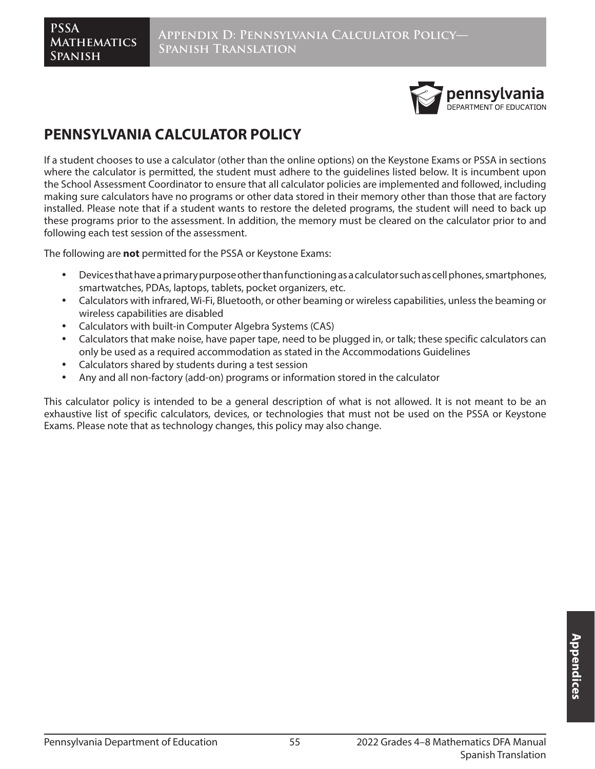# PENNSYLVANIA CALCULATOR POLICY

If a student chooses to use a calculator (other than the online options) on the Keystone Exams or PSSA in sections where the calculator is permitted, the student must adhere to the guidelines listed below. It is incumbent upon the School Assessment Coordinator to ensure that all calculator policies are implemented and followed, including making sure calculators have no programs or other data stored in their memory other than those that are factory installed. Please note that if a student wants to restore the deleted programs, the student will need to back up these programs prior to the assessment. In addition, the memory must be cleared on the calculator prior to and following each test session of the assessment.

The following are **not** permitted for the PSSA or Keystone Exams:

- Devices that have a primary purpose other than functioning as a calculator such as cell phones, smartphones, smartwatches, PDAs, laptops, tablets, pocket organizers, etc.
- Calculators with infrared, Wi-Fi, Bluetooth, or other beaming or wireless capabilities, unless the beaming or wireless capabilities are disabled
- Calculators with built-in Computer Algebra Systems (CAS)
- Calculators that make noise, have paper tape, need to be plugged in, or talk; these specific calculators can only be used as a required accommodation as stated in the Accommodations Guidelines
- Calculators shared by students during a test session
- Any and all non-factory (add-on) programs or information stored in the calculator

This calculator policy is intended to be a general description of what is not allowed. It is not meant to be an exhaustive list of specific calculators, devices, or technologies that must not be used on the PSSA or Keystone Exams. Please note that as technology changes, this policy may also change.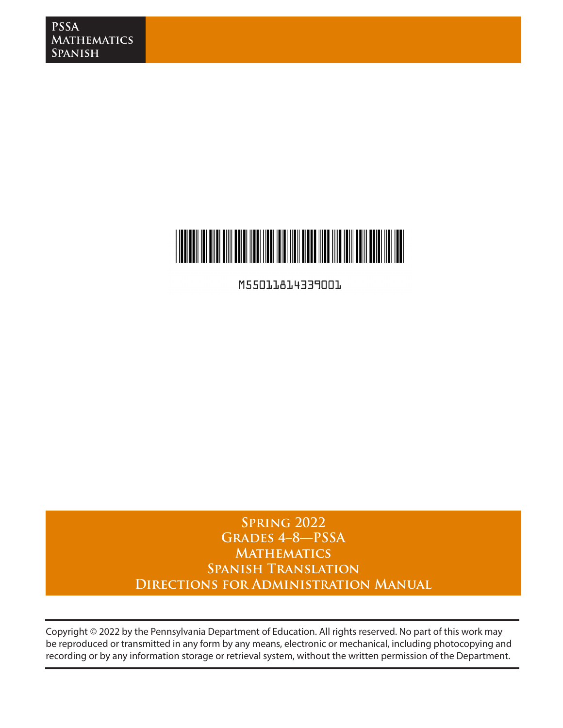PSSA
Mathematics
Spanish

M55011814339001

## Spring 2022
## Grades 4–8—PSSA
## Mathematics
## Spanish Translation
## Directions for Administration Manual

Copyright © 2022 by the Pennsylvania Department of Education. All rights reserved. No part of this work may be reproduced or transmitted in any form by any means, electronic or mechanical, including photocopying and recording or by any information storage or retrieval system, without the written permission of the Department.